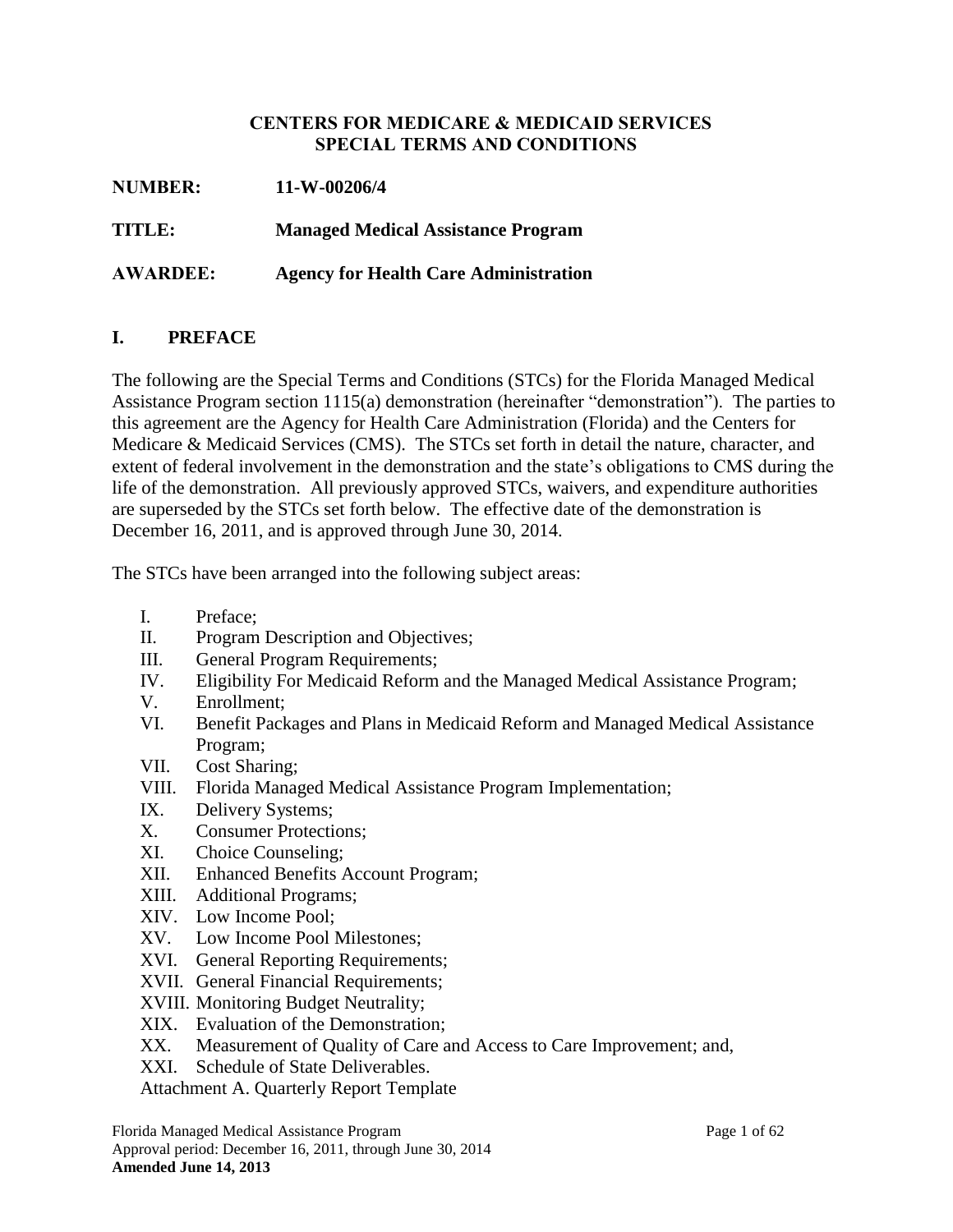**CENTERS FOR MEDICARE & MEDICAID SERVICES**
**SPECIAL TERMS AND CONDITIONS**

**NUMBER:** **11-W-00206/4**

**TITLE:** **Managed Medical Assistance Program**

**AWARDEE:** **Agency for Health Care Administration**

## I. PREFACE

The following are the Special Terms and Conditions (STCs) for the Florida Managed Medical Assistance Program section 1115(a) demonstration (hereinafter "demonstration"). The parties to this agreement are the Agency for Health Care Administration (Florida) and the Centers for Medicare & Medicaid Services (CMS). The STCs set forth in detail the nature, character, and extent of federal involvement in the demonstration and the state's obligations to CMS during the life of the demonstration. All previously approved STCs, waivers, and expenditure authorities are superseded by the STCs set forth below. The effective date of the demonstration is December 16, 2011, and is approved through June 30, 2014.

The STCs have been arranged into the following subject areas:

I. Preface;
II. Program Description and Objectives;
III. General Program Requirements;
IV. Eligibility For Medicaid Reform and the Managed Medical Assistance Program;
V. Enrollment;
VI. Benefit Packages and Plans in Medicaid Reform and Managed Medical Assistance Program;
VII. Cost Sharing;
VIII. Florida Managed Medical Assistance Program Implementation;
IX. Delivery Systems;
X. Consumer Protections;
XI. Choice Counseling;
XII. Enhanced Benefits Account Program;
XIII. Additional Programs;
XIV. Low Income Pool;
XV. Low Income Pool Milestones;
XVI. General Reporting Requirements;
XVII. General Financial Requirements;
XVIII. Monitoring Budget Neutrality;
XIX. Evaluation of the Demonstration;
XX. Measurement of Quality of Care and Access to Care Improvement; and,
XXI. Schedule of State Deliverables.

Attachment A. Quarterly Report Template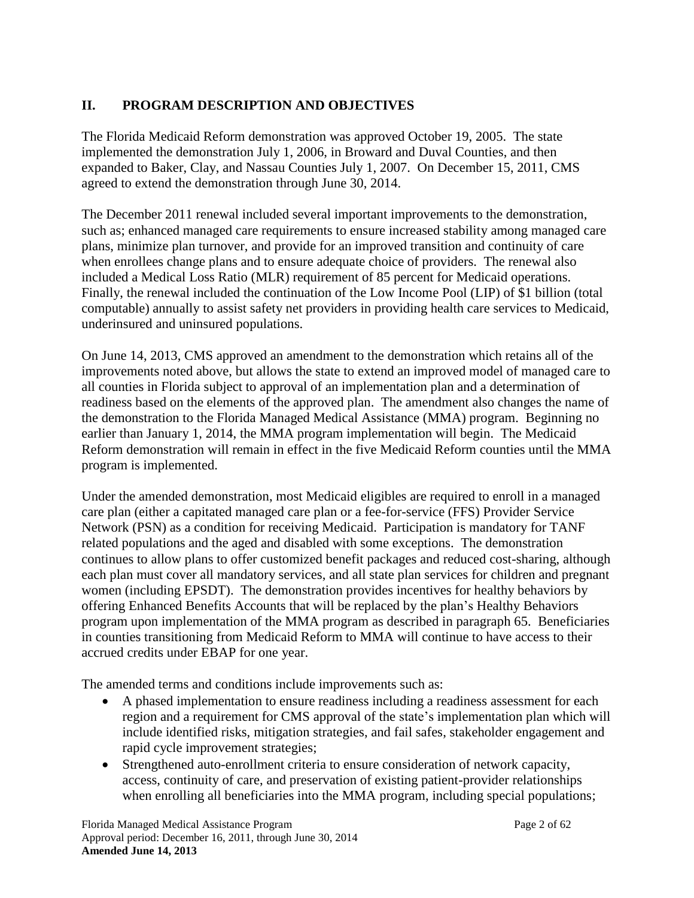## II. PROGRAM DESCRIPTION AND OBJECTIVES

The Florida Medicaid Reform demonstration was approved October 19, 2005. The state implemented the demonstration July 1, 2006, in Broward and Duval Counties, and then expanded to Baker, Clay, and Nassau Counties July 1, 2007. On December 15, 2011, CMS agreed to extend the demonstration through June 30, 2014.

The December 2011 renewal included several important improvements to the demonstration, such as; enhanced managed care requirements to ensure increased stability among managed care plans, minimize plan turnover, and provide for an improved transition and continuity of care when enrollees change plans and to ensure adequate choice of providers. The renewal also included a Medical Loss Ratio (MLR) requirement of 85 percent for Medicaid operations. Finally, the renewal included the continuation of the Low Income Pool (LIP) of $1 billion (total computable) annually to assist safety net providers in providing health care services to Medicaid, underinsured and uninsured populations.

On June 14, 2013, CMS approved an amendment to the demonstration which retains all of the improvements noted above, but allows the state to extend an improved model of managed care to all counties in Florida subject to approval of an implementation plan and a determination of readiness based on the elements of the approved plan. The amendment also changes the name of the demonstration to the Florida Managed Medical Assistance (MMA) program. Beginning no earlier than January 1, 2014, the MMA program implementation will begin. The Medicaid Reform demonstration will remain in effect in the five Medicaid Reform counties until the MMA program is implemented.

Under the amended demonstration, most Medicaid eligibles are required to enroll in a managed care plan (either a capitated managed care plan or a fee-for-service (FFS) Provider Service Network (PSN) as a condition for receiving Medicaid. Participation is mandatory for TANF related populations and the aged and disabled with some exceptions. The demonstration continues to allow plans to offer customized benefit packages and reduced cost-sharing, although each plan must cover all mandatory services, and all state plan services for children and pregnant women (including EPSDT). The demonstration provides incentives for healthy behaviors by offering Enhanced Benefits Accounts that will be replaced by the plan's Healthy Behaviors program upon implementation of the MMA program as described in paragraph 65. Beneficiaries in counties transitioning from Medicaid Reform to MMA will continue to have access to their accrued credits under EBAP for one year.

The amended terms and conditions include improvements such as:

- A phased implementation to ensure readiness including a readiness assessment for each region and a requirement for CMS approval of the state's implementation plan which will include identified risks, mitigation strategies, and fail safes, stakeholder engagement and rapid cycle improvement strategies;
- Strengthened auto-enrollment criteria to ensure consideration of network capacity, access, continuity of care, and preservation of existing patient-provider relationships when enrolling all beneficiaries into the MMA program, including special populations;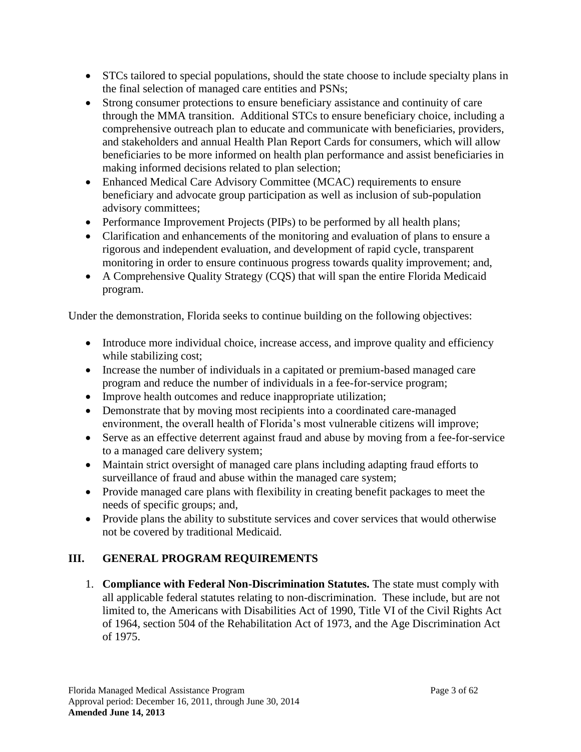- STCs tailored to special populations, should the state choose to include specialty plans in the final selection of managed care entities and PSNs;
- Strong consumer protections to ensure beneficiary assistance and continuity of care through the MMA transition. Additional STCs to ensure beneficiary choice, including a comprehensive outreach plan to educate and communicate with beneficiaries, providers, and stakeholders and annual Health Plan Report Cards for consumers, which will allow beneficiaries to be more informed on health plan performance and assist beneficiaries in making informed decisions related to plan selection;
- Enhanced Medical Care Advisory Committee (MCAC) requirements to ensure beneficiary and advocate group participation as well as inclusion of sub-population advisory committees;
- Performance Improvement Projects (PIPs) to be performed by all health plans;
- Clarification and enhancements of the monitoring and evaluation of plans to ensure a rigorous and independent evaluation, and development of rapid cycle, transparent monitoring in order to ensure continuous progress towards quality improvement; and,
- A Comprehensive Quality Strategy (CQS) that will span the entire Florida Medicaid program.

Under the demonstration, Florida seeks to continue building on the following objectives:

- Introduce more individual choice, increase access, and improve quality and efficiency while stabilizing cost;
- Increase the number of individuals in a capitated or premium-based managed care program and reduce the number of individuals in a fee-for-service program;
- Improve health outcomes and reduce inappropriate utilization;
- Demonstrate that by moving most recipients into a coordinated care-managed environment, the overall health of Florida's most vulnerable citizens will improve;
- Serve as an effective deterrent against fraud and abuse by moving from a fee-for-service to a managed care delivery system;
- Maintain strict oversight of managed care plans including adapting fraud efforts to surveillance of fraud and abuse within the managed care system;
- Provide managed care plans with flexibility in creating benefit packages to meet the needs of specific groups; and,
- Provide plans the ability to substitute services and cover services that would otherwise not be covered by traditional Medicaid.

## III. GENERAL PROGRAM REQUIREMENTS

1. **Compliance with Federal Non-Discrimination Statutes.** The state must comply with all applicable federal statutes relating to non-discrimination. These include, but are not limited to, the Americans with Disabilities Act of 1990, Title VI of the Civil Rights Act of 1964, section 504 of the Rehabilitation Act of 1973, and the Age Discrimination Act of 1975.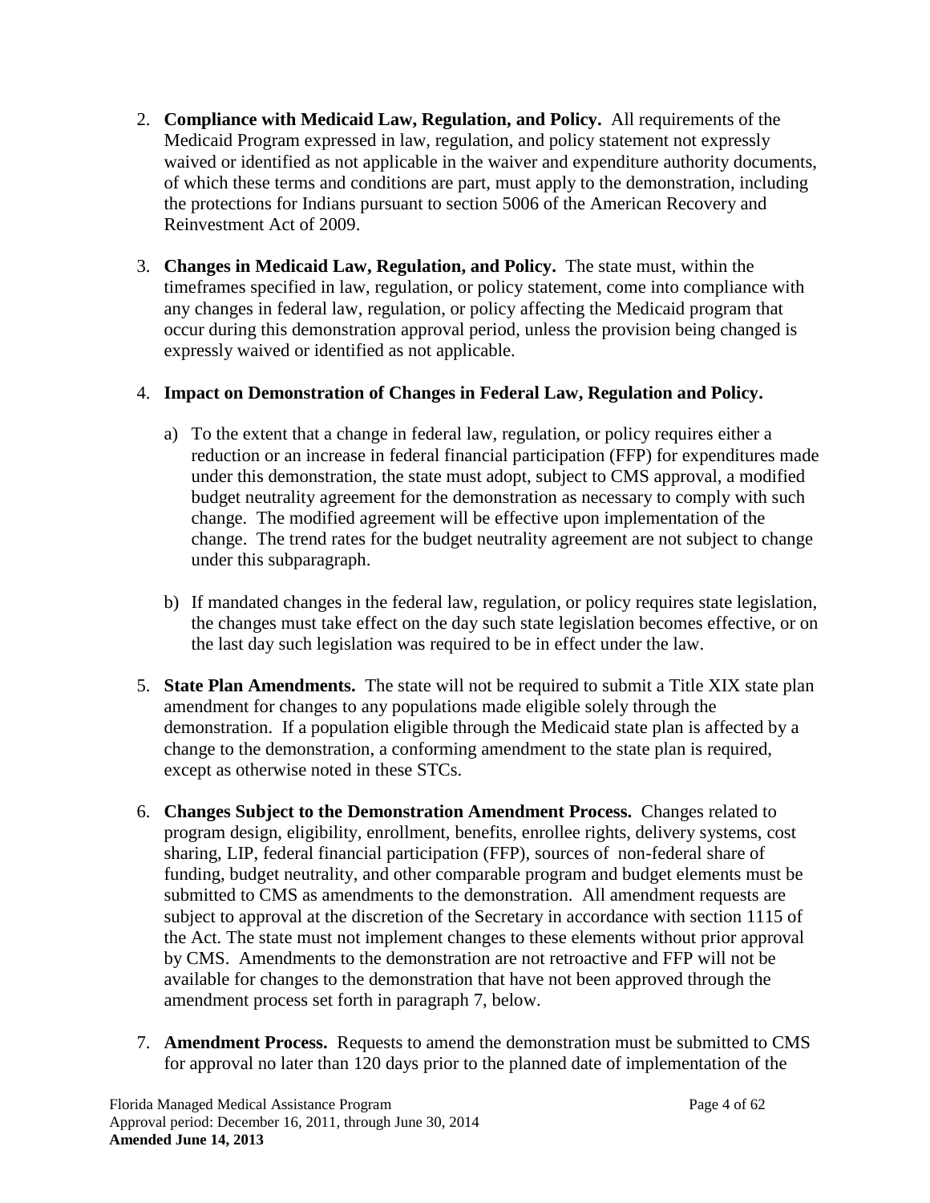2. **Compliance with Medicaid Law, Regulation, and Policy.** All requirements of the Medicaid Program expressed in law, regulation, and policy statement not expressly waived or identified as not applicable in the waiver and expenditure authority documents, of which these terms and conditions are part, must apply to the demonstration, including the protections for Indians pursuant to section 5006 of the American Recovery and Reinvestment Act of 2009.

3. **Changes in Medicaid Law, Regulation, and Policy.** The state must, within the timeframes specified in law, regulation, or policy statement, come into compliance with any changes in federal law, regulation, or policy affecting the Medicaid program that occur during this demonstration approval period, unless the provision being changed is expressly waived or identified as not applicable.

4. **Impact on Demonstration of Changes in Federal Law, Regulation and Policy.**

   a) To the extent that a change in federal law, regulation, or policy requires either a reduction or an increase in federal financial participation (FFP) for expenditures made under this demonstration, the state must adopt, subject to CMS approval, a modified budget neutrality agreement for the demonstration as necessary to comply with such change. The modified agreement will be effective upon implementation of the change. The trend rates for the budget neutrality agreement are not subject to change under this subparagraph.

   b) If mandated changes in the federal law, regulation, or policy requires state legislation, the changes must take effect on the day such state legislation becomes effective, or on the last day such legislation was required to be in effect under the law.

5. **State Plan Amendments.** The state will not be required to submit a Title XIX state plan amendment for changes to any populations made eligible solely through the demonstration. If a population eligible through the Medicaid state plan is affected by a change to the demonstration, a conforming amendment to the state plan is required, except as otherwise noted in these STCs.

6. **Changes Subject to the Demonstration Amendment Process.** Changes related to program design, eligibility, enrollment, benefits, enrollee rights, delivery systems, cost sharing, LIP, federal financial participation (FFP), sources of non-federal share of funding, budget neutrality, and other comparable program and budget elements must be submitted to CMS as amendments to the demonstration. All amendment requests are subject to approval at the discretion of the Secretary in accordance with section 1115 of the Act. The state must not implement changes to these elements without prior approval by CMS. Amendments to the demonstration are not retroactive and FFP will not be available for changes to the demonstration that have not been approved through the amendment process set forth in paragraph 7, below.

7. **Amendment Process.** Requests to amend the demonstration must be submitted to CMS for approval no later than 120 days prior to the planned date of implementation of the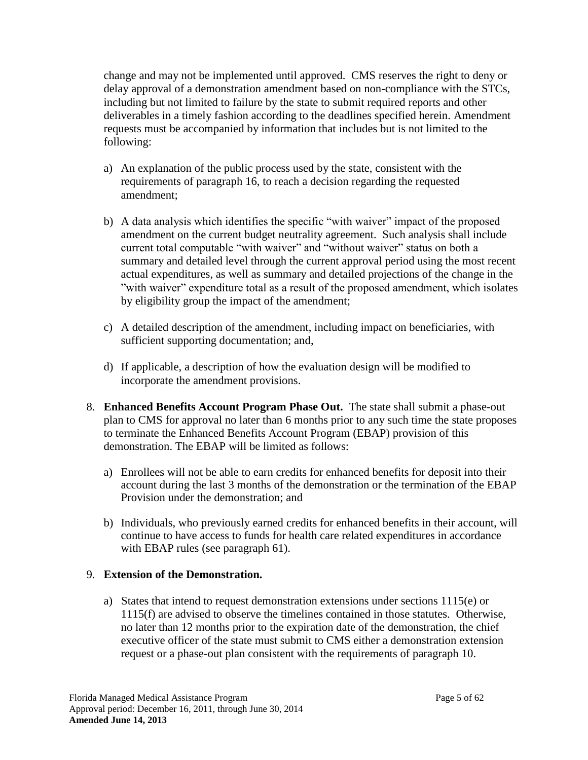change and may not be implemented until approved. CMS reserves the right to deny or delay approval of a demonstration amendment based on non-compliance with the STCs, including but not limited to failure by the state to submit required reports and other deliverables in a timely fashion according to the deadlines specified herein. Amendment requests must be accompanied by information that includes but is not limited to the following:

a) An explanation of the public process used by the state, consistent with the requirements of paragraph 16, to reach a decision regarding the requested amendment;

b) A data analysis which identifies the specific "with waiver" impact of the proposed amendment on the current budget neutrality agreement. Such analysis shall include current total computable "with waiver" and "without waiver" status on both a summary and detailed level through the current approval period using the most recent actual expenditures, as well as summary and detailed projections of the change in the "with waiver" expenditure total as a result of the proposed amendment, which isolates by eligibility group the impact of the amendment;

c) A detailed description of the amendment, including impact on beneficiaries, with sufficient supporting documentation; and,

d) If applicable, a description of how the evaluation design will be modified to incorporate the amendment provisions.

8. **Enhanced Benefits Account Program Phase Out.** The state shall submit a phase-out plan to CMS for approval no later than 6 months prior to any such time the state proposes to terminate the Enhanced Benefits Account Program (EBAP) provision of this demonstration. The EBAP will be limited as follows:

   a) Enrollees will not be able to earn credits for enhanced benefits for deposit into their account during the last 3 months of the demonstration or the termination of the EBAP Provision under the demonstration; and

   b) Individuals, who previously earned credits for enhanced benefits in their account, will continue to have access to funds for health care related expenditures in accordance with EBAP rules (see paragraph 61).

9. **Extension of the Demonstration.**

   a) States that intend to request demonstration extensions under sections 1115(e) or 1115(f) are advised to observe the timelines contained in those statutes. Otherwise, no later than 12 months prior to the expiration date of the demonstration, the chief executive officer of the state must submit to CMS either a demonstration extension request or a phase-out plan consistent with the requirements of paragraph 10.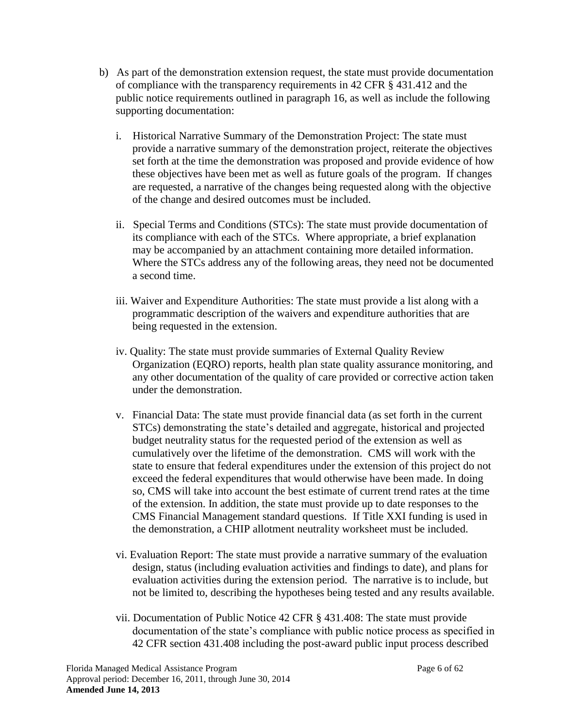b) As part of the demonstration extension request, the state must provide documentation of compliance with the transparency requirements in 42 CFR § 431.412 and the public notice requirements outlined in paragraph 16, as well as include the following supporting documentation:

   i. Historical Narrative Summary of the Demonstration Project: The state must provide a narrative summary of the demonstration project, reiterate the objectives set forth at the time the demonstration was proposed and provide evidence of how these objectives have been met as well as future goals of the program. If changes are requested, a narrative of the changes being requested along with the objective of the change and desired outcomes must be included.

   ii. Special Terms and Conditions (STCs): The state must provide documentation of its compliance with each of the STCs. Where appropriate, a brief explanation may be accompanied by an attachment containing more detailed information. Where the STCs address any of the following areas, they need not be documented a second time.

   iii. Waiver and Expenditure Authorities: The state must provide a list along with a programmatic description of the waivers and expenditure authorities that are being requested in the extension.

   iv. Quality: The state must provide summaries of External Quality Review Organization (EQRO) reports, health plan state quality assurance monitoring, and any other documentation of the quality of care provided or corrective action taken under the demonstration.

   v. Financial Data: The state must provide financial data (as set forth in the current STCs) demonstrating the state's detailed and aggregate, historical and projected budget neutrality status for the requested period of the extension as well as cumulatively over the lifetime of the demonstration. CMS will work with the state to ensure that federal expenditures under the extension of this project do not exceed the federal expenditures that would otherwise have been made. In doing so, CMS will take into account the best estimate of current trend rates at the time of the extension. In addition, the state must provide up to date responses to the CMS Financial Management standard questions. If Title XXI funding is used in the demonstration, a CHIP allotment neutrality worksheet must be included.

   vi. Evaluation Report: The state must provide a narrative summary of the evaluation design, status (including evaluation activities and findings to date), and plans for evaluation activities during the extension period. The narrative is to include, but not be limited to, describing the hypotheses being tested and any results available.

   vii. Documentation of Public Notice 42 CFR § 431.408: The state must provide documentation of the state's compliance with public notice process as specified in 42 CFR section 431.408 including the post-award public input process described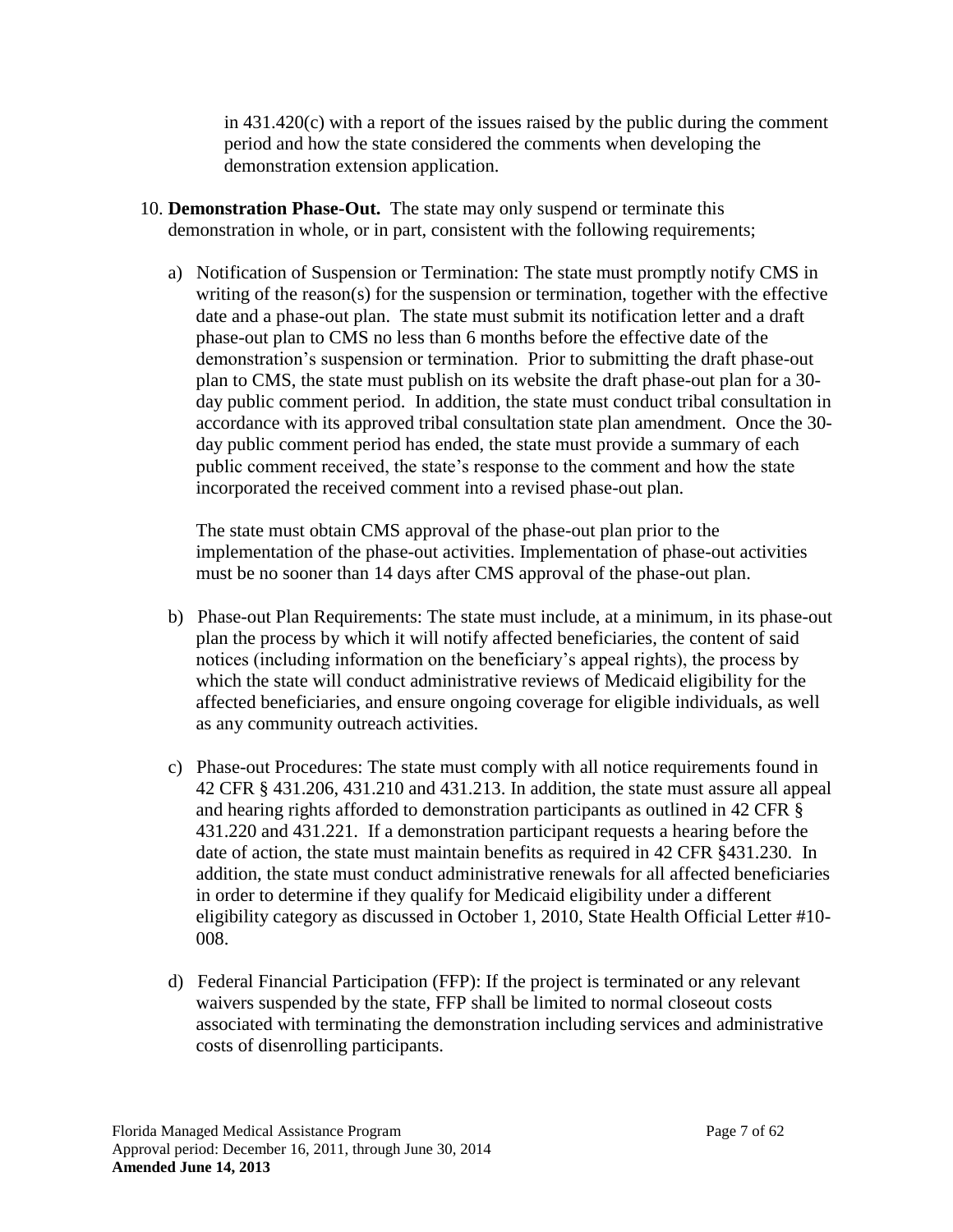in 431.420(c) with a report of the issues raised by the public during the comment period and how the state considered the comments when developing the demonstration extension application.

10. **Demonstration Phase-Out.** The state may only suspend or terminate this demonstration in whole, or in part, consistent with the following requirements;

    a) Notification of Suspension or Termination: The state must promptly notify CMS in writing of the reason(s) for the suspension or termination, together with the effective date and a phase-out plan. The state must submit its notification letter and a draft phase-out plan to CMS no less than 6 months before the effective date of the demonstration's suspension or termination. Prior to submitting the draft phase-out plan to CMS, the state must publish on its website the draft phase-out plan for a 30-day public comment period. In addition, the state must conduct tribal consultation in accordance with its approved tribal consultation state plan amendment. Once the 30-day public comment period has ended, the state must provide a summary of each public comment received, the state's response to the comment and how the state incorporated the received comment into a revised phase-out plan.

       The state must obtain CMS approval of the phase-out plan prior to the implementation of the phase-out activities. Implementation of phase-out activities must be no sooner than 14 days after CMS approval of the phase-out plan.

    b) Phase-out Plan Requirements: The state must include, at a minimum, in its phase-out plan the process by which it will notify affected beneficiaries, the content of said notices (including information on the beneficiary's appeal rights), the process by which the state will conduct administrative reviews of Medicaid eligibility for the affected beneficiaries, and ensure ongoing coverage for eligible individuals, as well as any community outreach activities.

    c) Phase-out Procedures: The state must comply with all notice requirements found in 42 CFR § 431.206, 431.210 and 431.213. In addition, the state must assure all appeal and hearing rights afforded to demonstration participants as outlined in 42 CFR § 431.220 and 431.221. If a demonstration participant requests a hearing before the date of action, the state must maintain benefits as required in 42 CFR §431.230. In addition, the state must conduct administrative renewals for all affected beneficiaries in order to determine if they qualify for Medicaid eligibility under a different eligibility category as discussed in October 1, 2010, State Health Official Letter #10-008.

    d) Federal Financial Participation (FFP): If the project is terminated or any relevant waivers suspended by the state, FFP shall be limited to normal closeout costs associated with terminating the demonstration including services and administrative costs of disenrolling participants.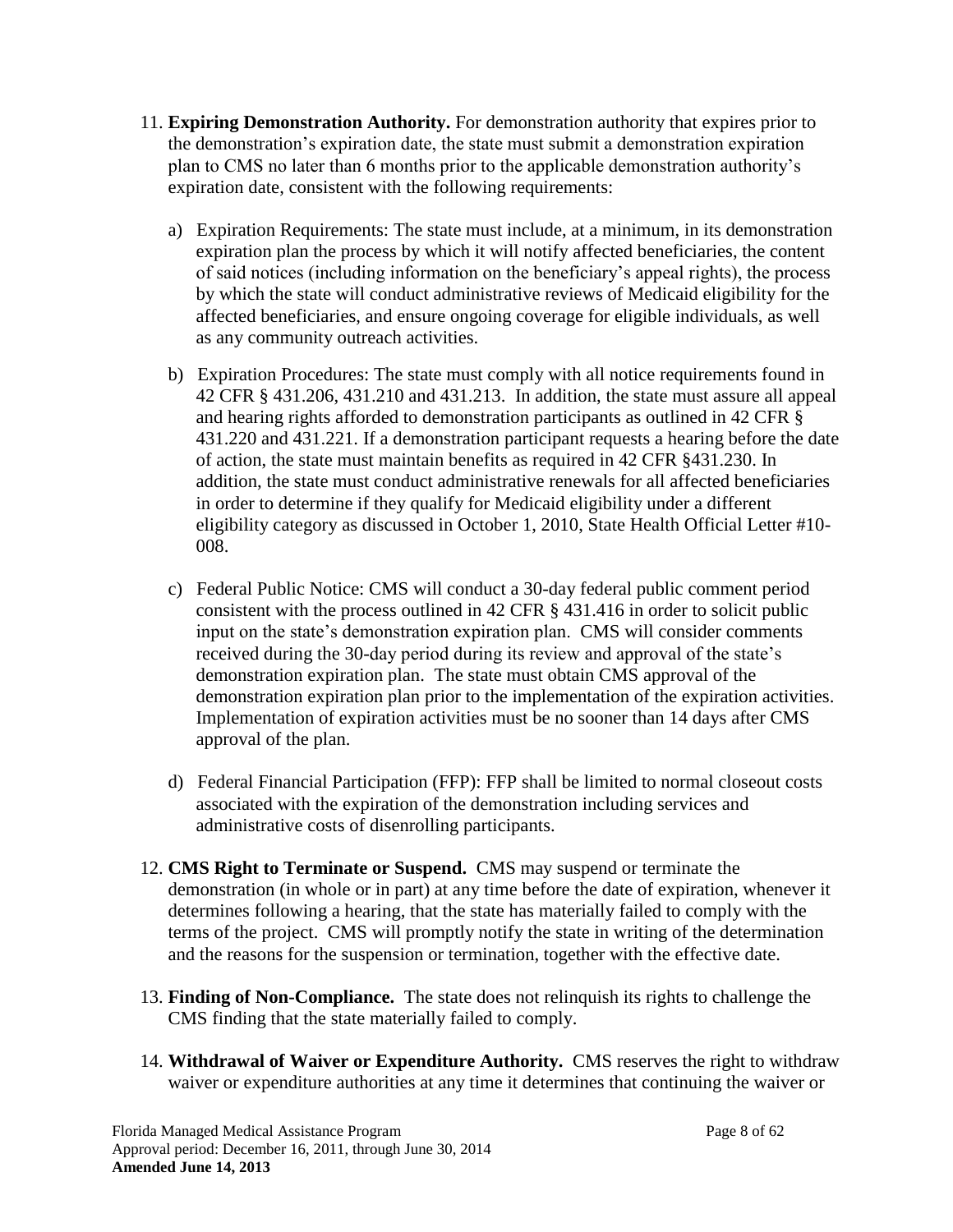11. **Expiring Demonstration Authority.** For demonstration authority that expires prior to the demonstration's expiration date, the state must submit a demonstration expiration plan to CMS no later than 6 months prior to the applicable demonstration authority's expiration date, consistent with the following requirements:

    a) Expiration Requirements: The state must include, at a minimum, in its demonstration expiration plan the process by which it will notify affected beneficiaries, the content of said notices (including information on the beneficiary's appeal rights), the process by which the state will conduct administrative reviews of Medicaid eligibility for the affected beneficiaries, and ensure ongoing coverage for eligible individuals, as well as any community outreach activities.

    b) Expiration Procedures: The state must comply with all notice requirements found in 42 CFR § 431.206, 431.210 and 431.213. In addition, the state must assure all appeal and hearing rights afforded to demonstration participants as outlined in 42 CFR § 431.220 and 431.221. If a demonstration participant requests a hearing before the date of action, the state must maintain benefits as required in 42 CFR §431.230. In addition, the state must conduct administrative renewals for all affected beneficiaries in order to determine if they qualify for Medicaid eligibility under a different eligibility category as discussed in October 1, 2010, State Health Official Letter #10-008.

    c) Federal Public Notice: CMS will conduct a 30-day federal public comment period consistent with the process outlined in 42 CFR § 431.416 in order to solicit public input on the state's demonstration expiration plan. CMS will consider comments received during the 30-day period during its review and approval of the state's demonstration expiration plan. The state must obtain CMS approval of the demonstration expiration plan prior to the implementation of the expiration activities. Implementation of expiration activities must be no sooner than 14 days after CMS approval of the plan.

    d) Federal Financial Participation (FFP): FFP shall be limited to normal closeout costs associated with the expiration of the demonstration including services and administrative costs of disenrolling participants.

12. **CMS Right to Terminate or Suspend.** CMS may suspend or terminate the demonstration (in whole or in part) at any time before the date of expiration, whenever it determines following a hearing, that the state has materially failed to comply with the terms of the project. CMS will promptly notify the state in writing of the determination and the reasons for the suspension or termination, together with the effective date.

13. **Finding of Non-Compliance.** The state does not relinquish its rights to challenge the CMS finding that the state materially failed to comply.

14. **Withdrawal of Waiver or Expenditure Authority.** CMS reserves the right to withdraw waiver or expenditure authorities at any time it determines that continuing the waiver or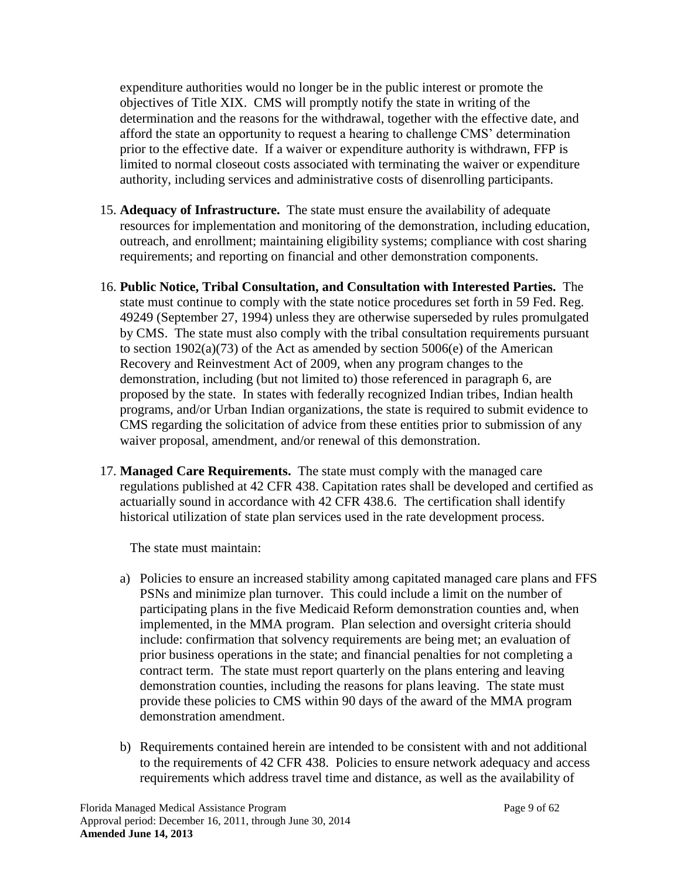expenditure authorities would no longer be in the public interest or promote the objectives of Title XIX. CMS will promptly notify the state in writing of the determination and the reasons for the withdrawal, together with the effective date, and afford the state an opportunity to request a hearing to challenge CMS' determination prior to the effective date. If a waiver or expenditure authority is withdrawn, FFP is limited to normal closeout costs associated with terminating the waiver or expenditure authority, including services and administrative costs of disenrolling participants.

15. **Adequacy of Infrastructure.** The state must ensure the availability of adequate resources for implementation and monitoring of the demonstration, including education, outreach, and enrollment; maintaining eligibility systems; compliance with cost sharing requirements; and reporting on financial and other demonstration components.

16. **Public Notice, Tribal Consultation, and Consultation with Interested Parties.** The state must continue to comply with the state notice procedures set forth in 59 Fed. Reg. 49249 (September 27, 1994) unless they are otherwise superseded by rules promulgated by CMS. The state must also comply with the tribal consultation requirements pursuant to section 1902(a)(73) of the Act as amended by section 5006(e) of the American Recovery and Reinvestment Act of 2009, when any program changes to the demonstration, including (but not limited to) those referenced in paragraph 6, are proposed by the state. In states with federally recognized Indian tribes, Indian health programs, and/or Urban Indian organizations, the state is required to submit evidence to CMS regarding the solicitation of advice from these entities prior to submission of any waiver proposal, amendment, and/or renewal of this demonstration.

17. **Managed Care Requirements.** The state must comply with the managed care regulations published at 42 CFR 438. Capitation rates shall be developed and certified as actuarially sound in accordance with 42 CFR 438.6. The certification shall identify historical utilization of state plan services used in the rate development process.

    The state must maintain:

    a) Policies to ensure an increased stability among capitated managed care plans and FFS PSNs and minimize plan turnover. This could include a limit on the number of participating plans in the five Medicaid Reform demonstration counties and, when implemented, in the MMA program. Plan selection and oversight criteria should include: confirmation that solvency requirements are being met; an evaluation of prior business operations in the state; and financial penalties for not completing a contract term. The state must report quarterly on the plans entering and leaving demonstration counties, including the reasons for plans leaving. The state must provide these policies to CMS within 90 days of the award of the MMA program demonstration amendment.

    b) Requirements contained herein are intended to be consistent with and not additional to the requirements of 42 CFR 438. Policies to ensure network adequacy and access requirements which address travel time and distance, as well as the availability of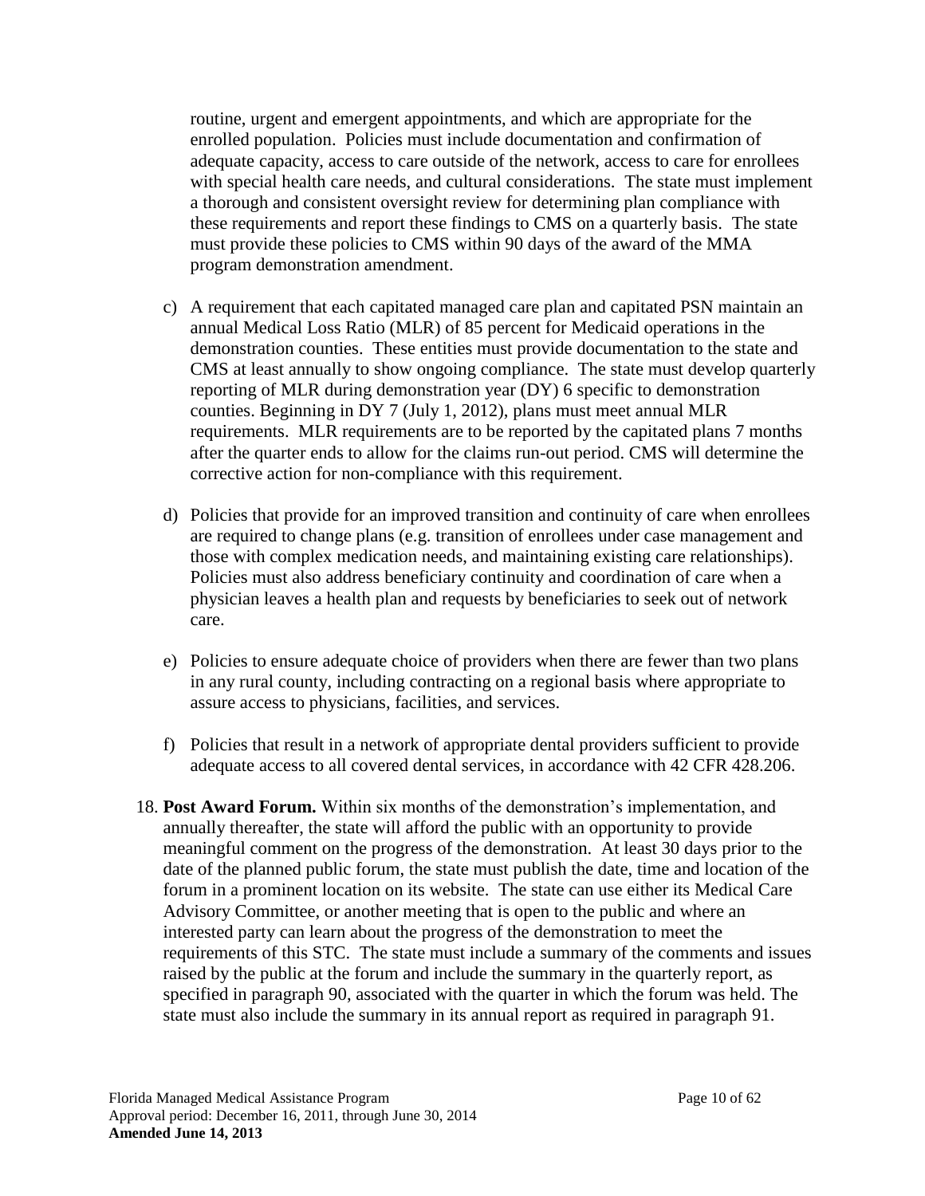routine, urgent and emergent appointments, and which are appropriate for the enrolled population. Policies must include documentation and confirmation of adequate capacity, access to care outside of the network, access to care for enrollees with special health care needs, and cultural considerations. The state must implement a thorough and consistent oversight review for determining plan compliance with these requirements and report these findings to CMS on a quarterly basis. The state must provide these policies to CMS within 90 days of the award of the MMA program demonstration amendment.

c) A requirement that each capitated managed care plan and capitated PSN maintain an annual Medical Loss Ratio (MLR) of 85 percent for Medicaid operations in the demonstration counties. These entities must provide documentation to the state and CMS at least annually to show ongoing compliance. The state must develop quarterly reporting of MLR during demonstration year (DY) 6 specific to demonstration counties. Beginning in DY 7 (July 1, 2012), plans must meet annual MLR requirements. MLR requirements are to be reported by the capitated plans 7 months after the quarter ends to allow for the claims run-out period. CMS will determine the corrective action for non-compliance with this requirement.

d) Policies that provide for an improved transition and continuity of care when enrollees are required to change plans (e.g. transition of enrollees under case management and those with complex medication needs, and maintaining existing care relationships). Policies must also address beneficiary continuity and coordination of care when a physician leaves a health plan and requests by beneficiaries to seek out of network care.

e) Policies to ensure adequate choice of providers when there are fewer than two plans in any rural county, including contracting on a regional basis where appropriate to assure access to physicians, facilities, and services.

f) Policies that result in a network of appropriate dental providers sufficient to provide adequate access to all covered dental services, in accordance with 42 CFR 428.206.

18. **Post Award Forum.** Within six months of the demonstration's implementation, and annually thereafter, the state will afford the public with an opportunity to provide meaningful comment on the progress of the demonstration. At least 30 days prior to the date of the planned public forum, the state must publish the date, time and location of the forum in a prominent location on its website. The state can use either its Medical Care Advisory Committee, or another meeting that is open to the public and where an interested party can learn about the progress of the demonstration to meet the requirements of this STC. The state must include a summary of the comments and issues raised by the public at the forum and include the summary in the quarterly report, as specified in paragraph 90, associated with the quarter in which the forum was held. The state must also include the summary in its annual report as required in paragraph 91.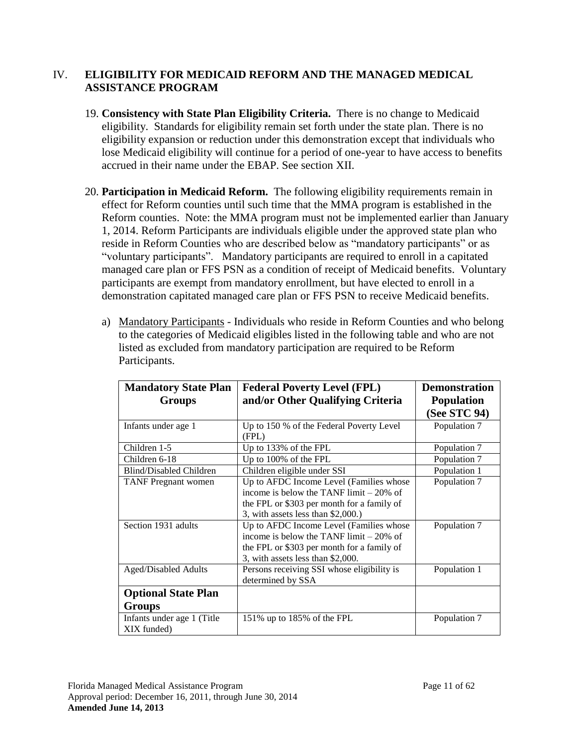## IV. ELIGIBILITY FOR MEDICAID REFORM AND THE MANAGED MEDICAL ASSISTANCE PROGRAM

19. **Consistency with State Plan Eligibility Criteria.** There is no change to Medicaid eligibility. Standards for eligibility remain set forth under the state plan. There is no eligibility expansion or reduction under this demonstration except that individuals who lose Medicaid eligibility will continue for a period of one-year to have access to benefits accrued in their name under the EBAP. See section XII.

20. **Participation in Medicaid Reform.** The following eligibility requirements remain in effect for Reform counties until such time that the MMA program is established in the Reform counties. Note: the MMA program must not be implemented earlier than January 1, 2014. Reform Participants are individuals eligible under the approved state plan who reside in Reform Counties who are described below as "mandatory participants" or as "voluntary participants". Mandatory participants are required to enroll in a capitated managed care plan or FFS PSN as a condition of receipt of Medicaid benefits. Voluntary participants are exempt from mandatory enrollment, but have elected to enroll in a demonstration capitated managed care plan or FFS PSN to receive Medicaid benefits.

    a) Mandatory Participants - Individuals who reside in Reform Counties and who belong to the categories of Medicaid eligibles listed in the following table and who are not listed as excluded from mandatory participation are required to be Reform Participants.

| Mandatory State Plan Groups | Federal Poverty Level (FPL) and/or Other Qualifying Criteria | Demonstration Population (See STC 94) |
|---|---|---|
| Infants under age 1 | Up to 150 % of the Federal Poverty Level (FPL) | Population 7 |
| Children 1-5 | Up to 133% of the FPL | Population 7 |
| Children 6-18 | Up to 100% of the FPL | Population 7 |
| Blind/Disabled Children | Children eligible under SSI | Population 1 |
| TANF Pregnant women | Up to AFDC Income Level (Families whose income is below the TANF limit – 20% of the FPL or $303 per month for a family of 3, with assets less than $2,000.) | Population 7 |
| Section 1931 adults | Up to AFDC Income Level (Families whose income is below the TANF limit – 20% of the FPL or $303 per month for a family of 3, with assets less than $2,000. | Population 7 |
| Aged/Disabled Adults | Persons receiving SSI whose eligibility is determined by SSA | Population 1 |
| **Optional State Plan Groups** | | |
| Infants under age 1 (Title XIX funded) | 151% up to 185% of the FPL | Population 7 |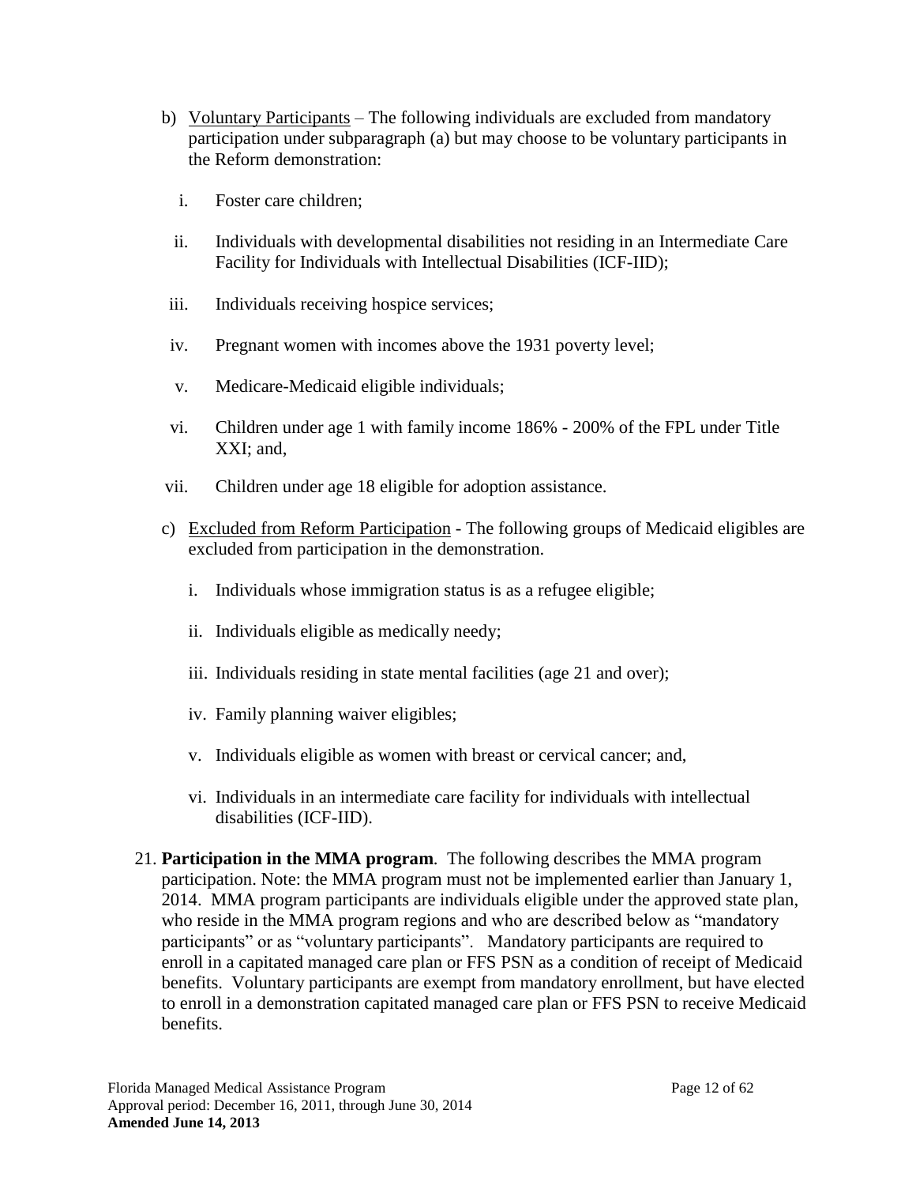b) Voluntary Participants – The following individuals are excluded from mandatory participation under subparagraph (a) but may choose to be voluntary participants in the Reform demonstration:

   i. Foster care children;

   ii. Individuals with developmental disabilities not residing in an Intermediate Care Facility for Individuals with Intellectual Disabilities (ICF-IID);

   iii. Individuals receiving hospice services;

   iv. Pregnant women with incomes above the 1931 poverty level;

   v. Medicare-Medicaid eligible individuals;

   vi. Children under age 1 with family income 186% - 200% of the FPL under Title XXI; and,

   vii. Children under age 18 eligible for adoption assistance.

c) Excluded from Reform Participation - The following groups of Medicaid eligibles are excluded from participation in the demonstration.

   i. Individuals whose immigration status is as a refugee eligible;

   ii. Individuals eligible as medically needy;

   iii. Individuals residing in state mental facilities (age 21 and over);

   iv. Family planning waiver eligibles;

   v. Individuals eligible as women with breast or cervical cancer; and,

   vi. Individuals in an intermediate care facility for individuals with intellectual disabilities (ICF-IID).

21. **Participation in the MMA program**. The following describes the MMA program participation. Note: the MMA program must not be implemented earlier than January 1, 2014. MMA program participants are individuals eligible under the approved state plan, who reside in the MMA program regions and who are described below as "mandatory participants" or as "voluntary participants". Mandatory participants are required to enroll in a capitated managed care plan or FFS PSN as a condition of receipt of Medicaid benefits. Voluntary participants are exempt from mandatory enrollment, but have elected to enroll in a demonstration capitated managed care plan or FFS PSN to receive Medicaid benefits.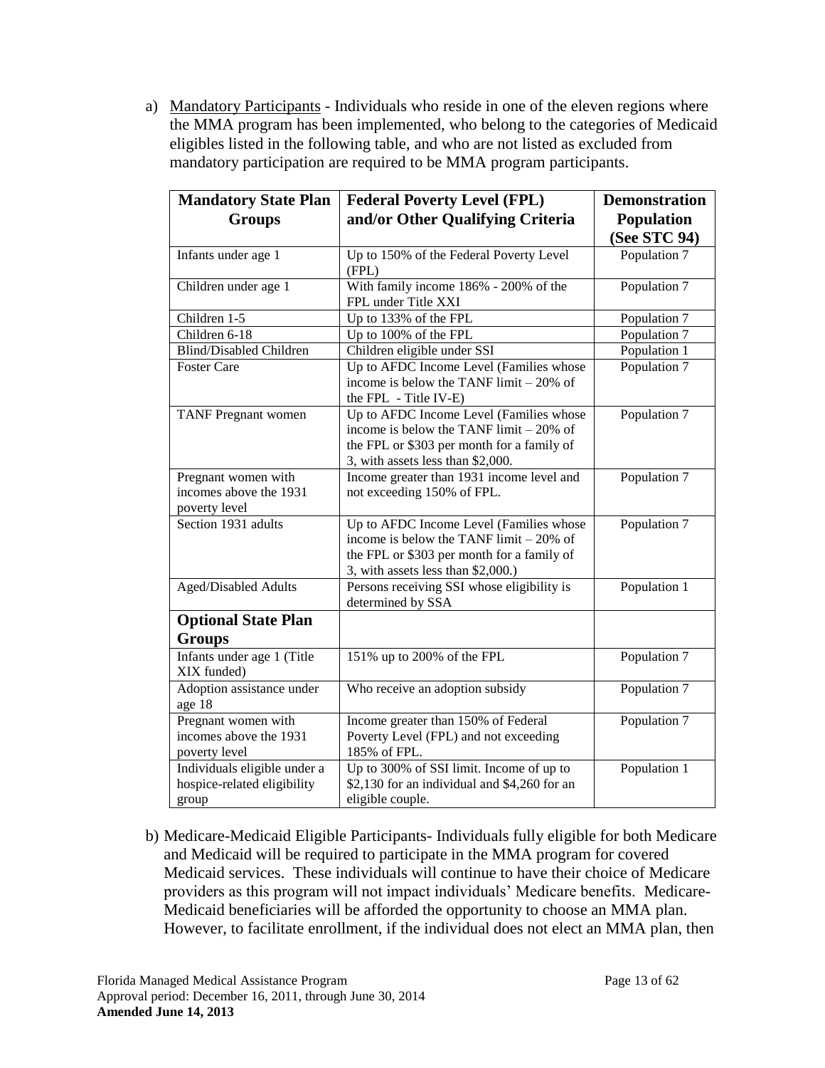a) Mandatory Participants - Individuals who reside in one of the eleven regions where the MMA program has been implemented, who belong to the categories of Medicaid eligibles listed in the following table, and who are not listed as excluded from mandatory participation are required to be MMA program participants.

| Mandatory State Plan Groups | Federal Poverty Level (FPL) and/or Other Qualifying Criteria | Demonstration Population (See STC 94) |
|---|---|---|
| Infants under age 1 | Up to 150% of the Federal Poverty Level (FPL) | Population 7 |
| Children under age 1 | With family income 186% - 200% of the FPL under Title XXI | Population 7 |
| Children 1-5 | Up to 133% of the FPL | Population 7 |
| Children 6-18 | Up to 100% of the FPL | Population 7 |
| Blind/Disabled Children | Children eligible under SSI | Population 1 |
| Foster Care | Up to AFDC Income Level (Families whose income is below the TANF limit – 20% of the FPL - Title IV-E) | Population 7 |
| TANF Pregnant women | Up to AFDC Income Level (Families whose income is below the TANF limit – 20% of the FPL or $303 per month for a family of 3, with assets less than $2,000. | Population 7 |
| Pregnant women with incomes above the 1931 poverty level | Income greater than 1931 income level and not exceeding 150% of FPL. | Population 7 |
| Section 1931 adults | Up to AFDC Income Level (Families whose income is below the TANF limit – 20% of the FPL or $303 per month for a family of 3, with assets less than $2,000.) | Population 7 |
| Aged/Disabled Adults | Persons receiving SSI whose eligibility is determined by SSA | Population 1 |
| **Optional State Plan Groups** | | |
| Infants under age 1 (Title XIX funded) | 151% up to 200% of the FPL | Population 7 |
| Adoption assistance under age 18 | Who receive an adoption subsidy | Population 7 |
| Pregnant women with incomes above the 1931 poverty level | Income greater than 150% of Federal Poverty Level (FPL) and not exceeding 185% of FPL. | Population 7 |
| Individuals eligible under a hospice-related eligibility group | Up to 300% of SSI limit. Income of up to $2,130 for an individual and $4,260 for an eligible couple. | Population 1 |

b) Medicare-Medicaid Eligible Participants- Individuals fully eligible for both Medicare and Medicaid will be required to participate in the MMA program for covered Medicaid services. These individuals will continue to have their choice of Medicare providers as this program will not impact individuals' Medicare benefits. Medicare-Medicaid beneficiaries will be afforded the opportunity to choose an MMA plan. However, to facilitate enrollment, if the individual does not elect an MMA plan, then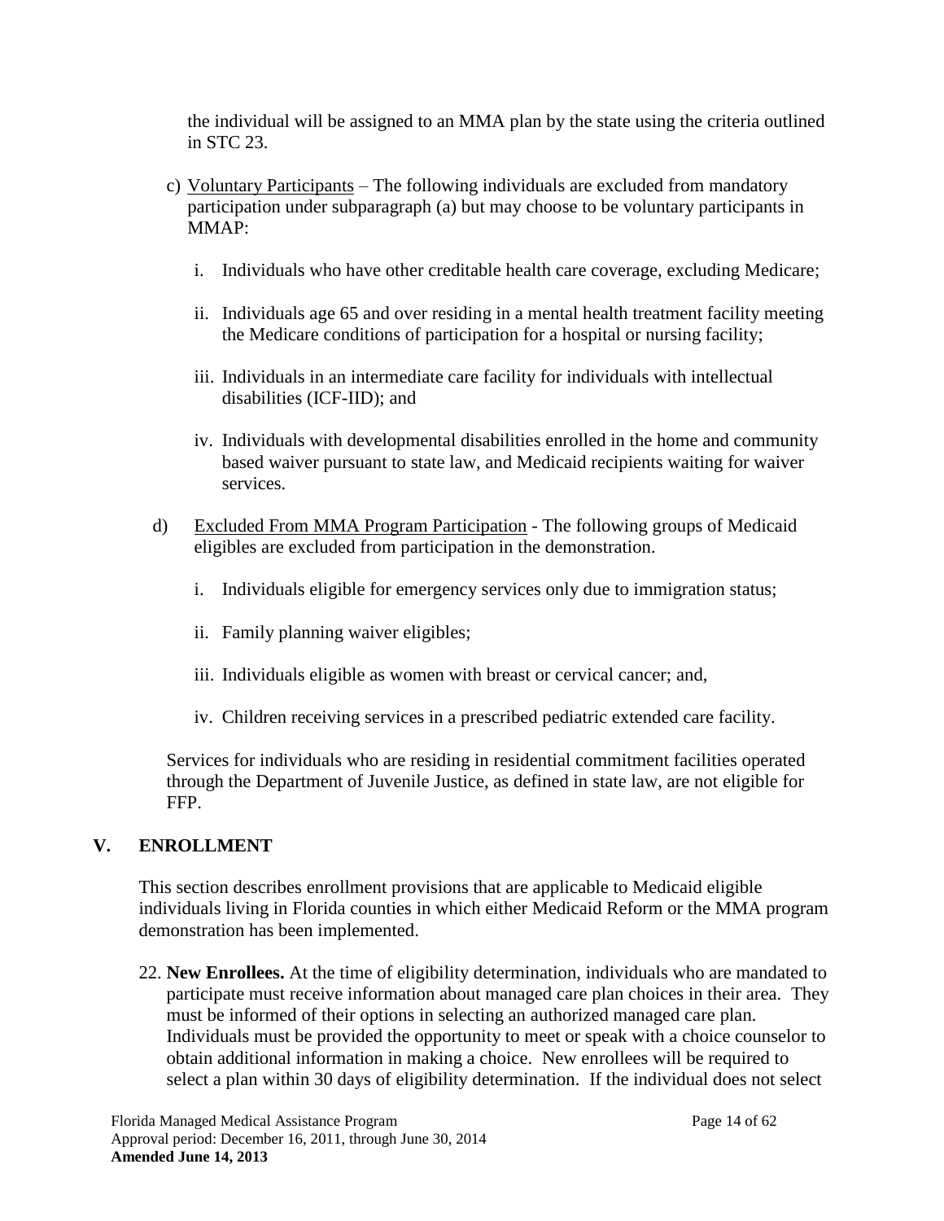the individual will be assigned to an MMA plan by the state using the criteria outlined in STC 23.

c) Voluntary Participants – The following individuals are excluded from mandatory participation under subparagraph (a) but may choose to be voluntary participants in MMAP:

   i. Individuals who have other creditable health care coverage, excluding Medicare;

   ii. Individuals age 65 and over residing in a mental health treatment facility meeting the Medicare conditions of participation for a hospital or nursing facility;

   iii. Individuals in an intermediate care facility for individuals with intellectual disabilities (ICF-IID); and

   iv. Individuals with developmental disabilities enrolled in the home and community based waiver pursuant to state law, and Medicaid recipients waiting for waiver services.

d) Excluded From MMA Program Participation - The following groups of Medicaid eligibles are excluded from participation in the demonstration.

   i. Individuals eligible for emergency services only due to immigration status;

   ii. Family planning waiver eligibles;

   iii. Individuals eligible as women with breast or cervical cancer; and,

   iv. Children receiving services in a prescribed pediatric extended care facility.

Services for individuals who are residing in residential commitment facilities operated through the Department of Juvenile Justice, as defined in state law, are not eligible for FFP.

## V. ENROLLMENT

This section describes enrollment provisions that are applicable to Medicaid eligible individuals living in Florida counties in which either Medicaid Reform or the MMA program demonstration has been implemented.

22. **New Enrollees.** At the time of eligibility determination, individuals who are mandated to participate must receive information about managed care plan choices in their area. They must be informed of their options in selecting an authorized managed care plan. Individuals must be provided the opportunity to meet or speak with a choice counselor to obtain additional information in making a choice. New enrollees will be required to select a plan within 30 days of eligibility determination. If the individual does not select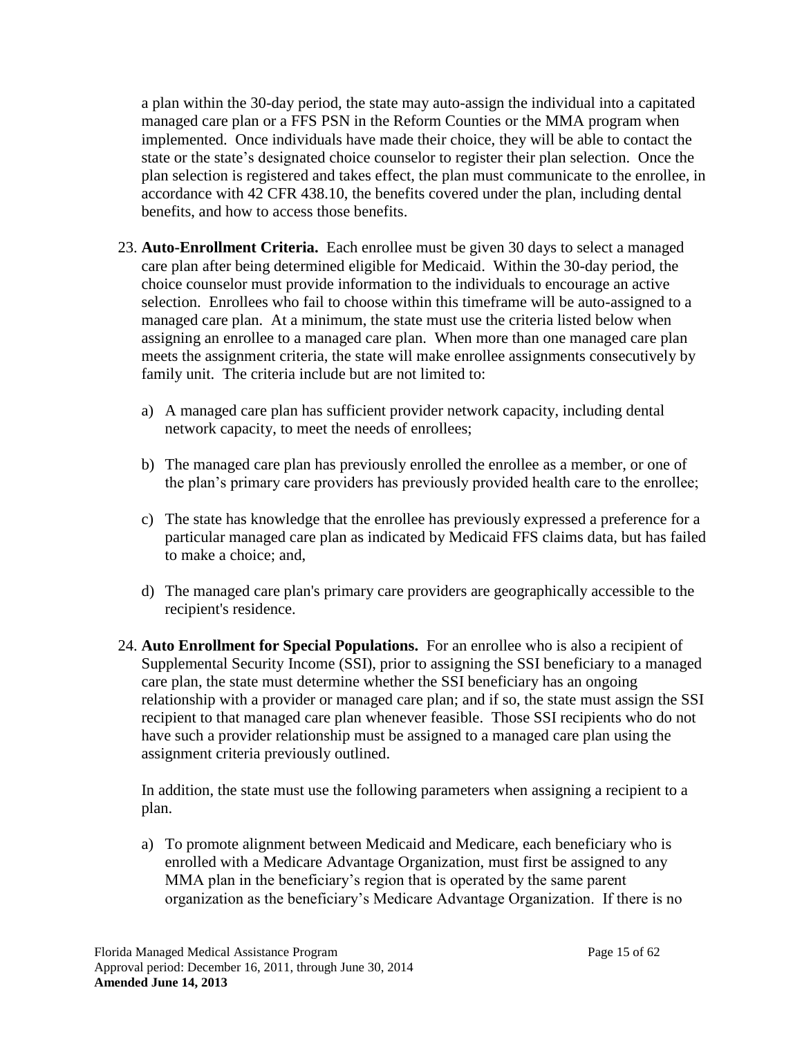a plan within the 30-day period, the state may auto-assign the individual into a capitated managed care plan or a FFS PSN in the Reform Counties or the MMA program when implemented. Once individuals have made their choice, they will be able to contact the state or the state's designated choice counselor to register their plan selection. Once the plan selection is registered and takes effect, the plan must communicate to the enrollee, in accordance with 42 CFR 438.10, the benefits covered under the plan, including dental benefits, and how to access those benefits.

23. **Auto-Enrollment Criteria.** Each enrollee must be given 30 days to select a managed care plan after being determined eligible for Medicaid. Within the 30-day period, the choice counselor must provide information to the individuals to encourage an active selection. Enrollees who fail to choose within this timeframe will be auto-assigned to a managed care plan. At a minimum, the state must use the criteria listed below when assigning an enrollee to a managed care plan. When more than one managed care plan meets the assignment criteria, the state will make enrollee assignments consecutively by family unit. The criteria include but are not limited to:

    a) A managed care plan has sufficient provider network capacity, including dental network capacity, to meet the needs of enrollees;

    b) The managed care plan has previously enrolled the enrollee as a member, or one of the plan's primary care providers has previously provided health care to the enrollee;

    c) The state has knowledge that the enrollee has previously expressed a preference for a particular managed care plan as indicated by Medicaid FFS claims data, but has failed to make a choice; and,

    d) The managed care plan's primary care providers are geographically accessible to the recipient's residence.

24. **Auto Enrollment for Special Populations.** For an enrollee who is also a recipient of Supplemental Security Income (SSI), prior to assigning the SSI beneficiary to a managed care plan, the state must determine whether the SSI beneficiary has an ongoing relationship with a provider or managed care plan; and if so, the state must assign the SSI recipient to that managed care plan whenever feasible. Those SSI recipients who do not have such a provider relationship must be assigned to a managed care plan using the assignment criteria previously outlined.

    In addition, the state must use the following parameters when assigning a recipient to a plan.

    a) To promote alignment between Medicaid and Medicare, each beneficiary who is enrolled with a Medicare Advantage Organization, must first be assigned to any MMA plan in the beneficiary's region that is operated by the same parent organization as the beneficiary's Medicare Advantage Organization. If there is no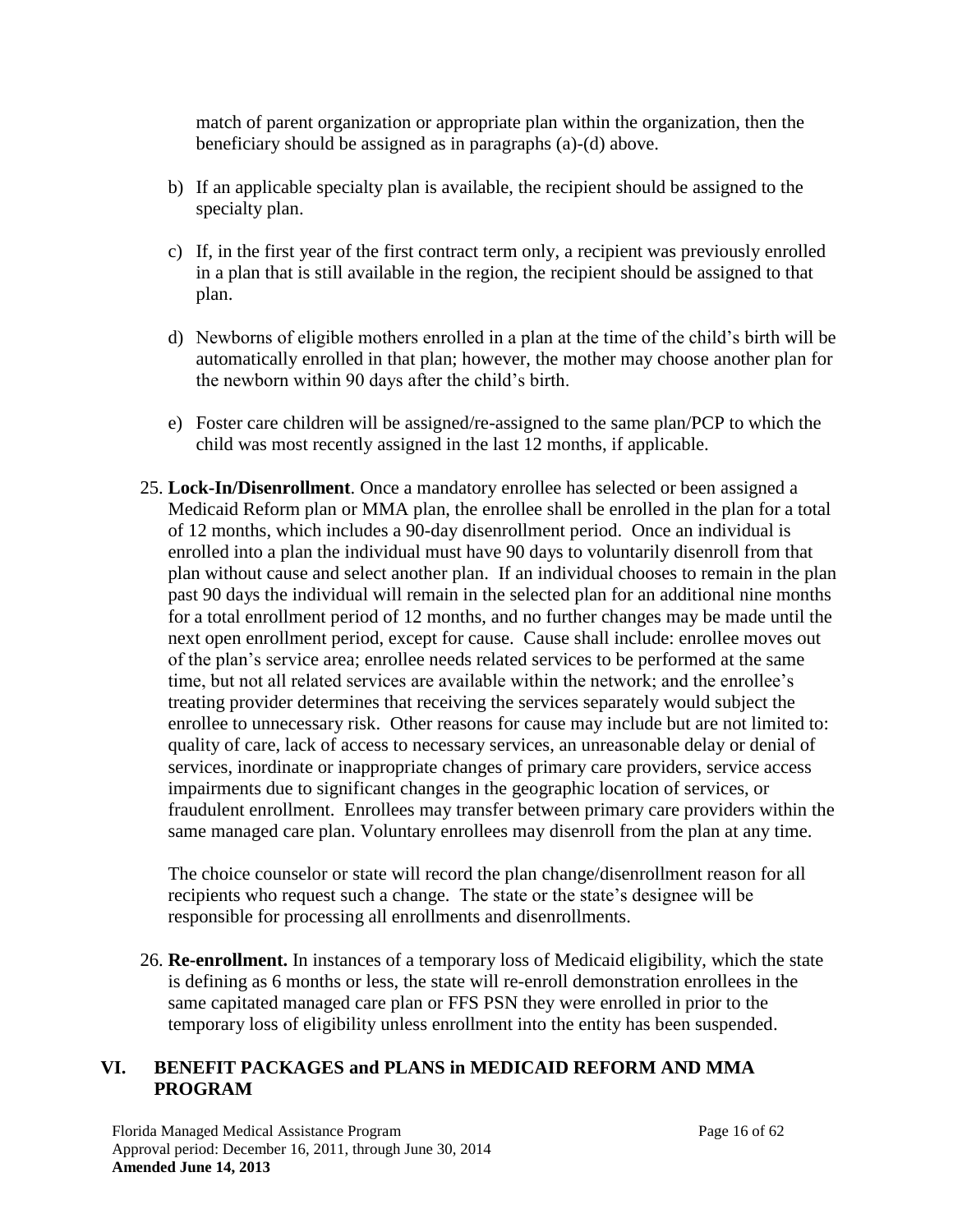match of parent organization or appropriate plan within the organization, then the beneficiary should be assigned as in paragraphs (a)-(d) above.

b) If an applicable specialty plan is available, the recipient should be assigned to the specialty plan.

c) If, in the first year of the first contract term only, a recipient was previously enrolled in a plan that is still available in the region, the recipient should be assigned to that plan.

d) Newborns of eligible mothers enrolled in a plan at the time of the child's birth will be automatically enrolled in that plan; however, the mother may choose another plan for the newborn within 90 days after the child's birth.

e) Foster care children will be assigned/re-assigned to the same plan/PCP to which the child was most recently assigned in the last 12 months, if applicable.

25. **Lock-In/Disenrollment**. Once a mandatory enrollee has selected or been assigned a Medicaid Reform plan or MMA plan, the enrollee shall be enrolled in the plan for a total of 12 months, which includes a 90-day disenrollment period. Once an individual is enrolled into a plan the individual must have 90 days to voluntarily disenroll from that plan without cause and select another plan. If an individual chooses to remain in the plan past 90 days the individual will remain in the selected plan for an additional nine months for a total enrollment period of 12 months, and no further changes may be made until the next open enrollment period, except for cause. Cause shall include: enrollee moves out of the plan's service area; enrollee needs related services to be performed at the same time, but not all related services are available within the network; and the enrollee's treating provider determines that receiving the services separately would subject the enrollee to unnecessary risk. Other reasons for cause may include but are not limited to: quality of care, lack of access to necessary services, an unreasonable delay or denial of services, inordinate or inappropriate changes of primary care providers, service access impairments due to significant changes in the geographic location of services, or fraudulent enrollment. Enrollees may transfer between primary care providers within the same managed care plan. Voluntary enrollees may disenroll from the plan at any time.

    The choice counselor or state will record the plan change/disenrollment reason for all recipients who request such a change. The state or the state's designee will be responsible for processing all enrollments and disenrollments.

26. **Re-enrollment.** In instances of a temporary loss of Medicaid eligibility, which the state is defining as 6 months or less, the state will re-enroll demonstration enrollees in the same capitated managed care plan or FFS PSN they were enrolled in prior to the temporary loss of eligibility unless enrollment into the entity has been suspended.

## VI. BENEFIT PACKAGES and PLANS in MEDICAID REFORM AND MMA PROGRAM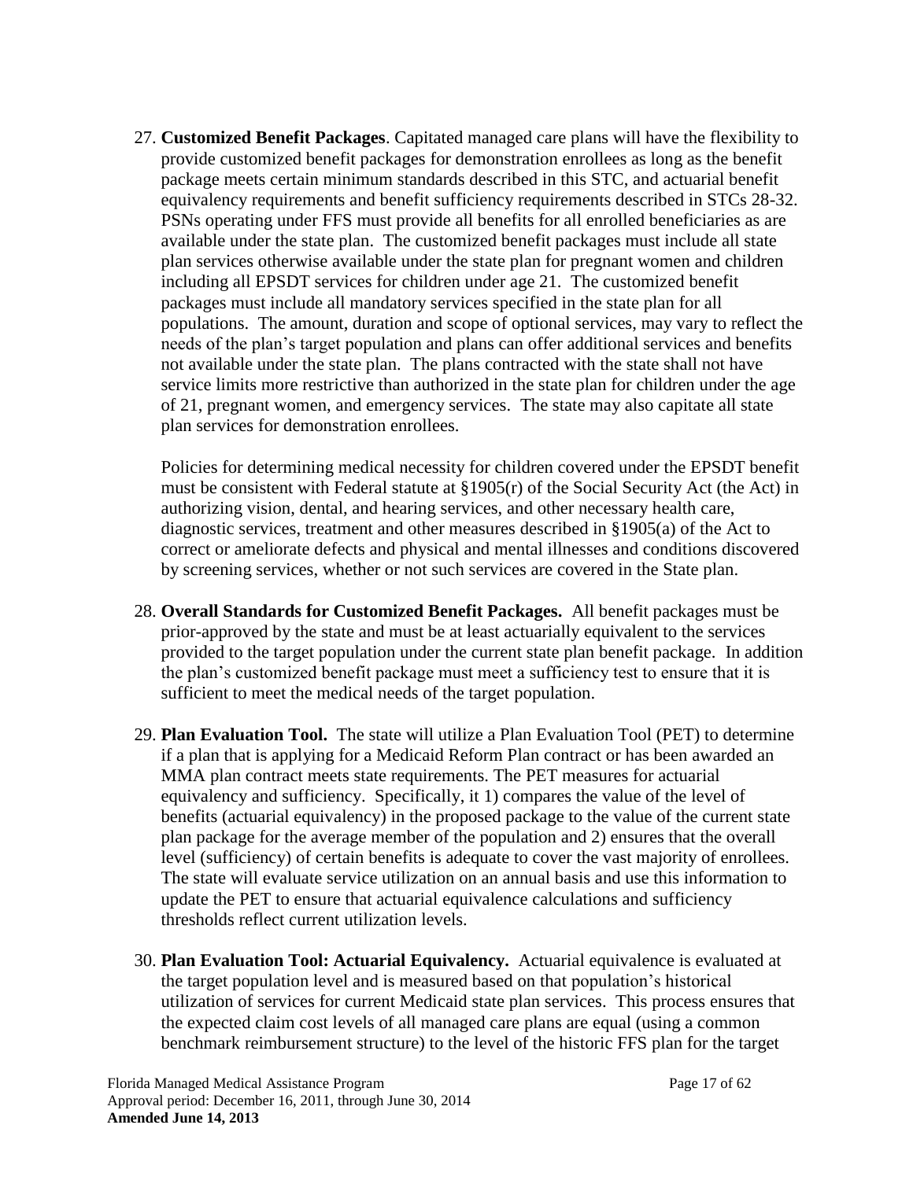27. **Customized Benefit Packages**. Capitated managed care plans will have the flexibility to provide customized benefit packages for demonstration enrollees as long as the benefit package meets certain minimum standards described in this STC, and actuarial benefit equivalency requirements and benefit sufficiency requirements described in STCs 28-32. PSNs operating under FFS must provide all benefits for all enrolled beneficiaries as are available under the state plan. The customized benefit packages must include all state plan services otherwise available under the state plan for pregnant women and children including all EPSDT services for children under age 21. The customized benefit packages must include all mandatory services specified in the state plan for all populations. The amount, duration and scope of optional services, may vary to reflect the needs of the plan's target population and plans can offer additional services and benefits not available under the state plan. The plans contracted with the state shall not have service limits more restrictive than authorized in the state plan for children under the age of 21, pregnant women, and emergency services. The state may also capitate all state plan services for demonstration enrollees.

   Policies for determining medical necessity for children covered under the EPSDT benefit must be consistent with Federal statute at §1905(r) of the Social Security Act (the Act) in authorizing vision, dental, and hearing services, and other necessary health care, diagnostic services, treatment and other measures described in §1905(a) of the Act to correct or ameliorate defects and physical and mental illnesses and conditions discovered by screening services, whether or not such services are covered in the State plan.

28. **Overall Standards for Customized Benefit Packages.** All benefit packages must be prior-approved by the state and must be at least actuarially equivalent to the services provided to the target population under the current state plan benefit package. In addition the plan's customized benefit package must meet a sufficiency test to ensure that it is sufficient to meet the medical needs of the target population.

29. **Plan Evaluation Tool.** The state will utilize a Plan Evaluation Tool (PET) to determine if a plan that is applying for a Medicaid Reform Plan contract or has been awarded an MMA plan contract meets state requirements. The PET measures for actuarial equivalency and sufficiency. Specifically, it 1) compares the value of the level of benefits (actuarial equivalency) in the proposed package to the value of the current state plan package for the average member of the population and 2) ensures that the overall level (sufficiency) of certain benefits is adequate to cover the vast majority of enrollees. The state will evaluate service utilization on an annual basis and use this information to update the PET to ensure that actuarial equivalence calculations and sufficiency thresholds reflect current utilization levels.

30. **Plan Evaluation Tool: Actuarial Equivalency.** Actuarial equivalence is evaluated at the target population level and is measured based on that population's historical utilization of services for current Medicaid state plan services. This process ensures that the expected claim cost levels of all managed care plans are equal (using a common benchmark reimbursement structure) to the level of the historic FFS plan for the target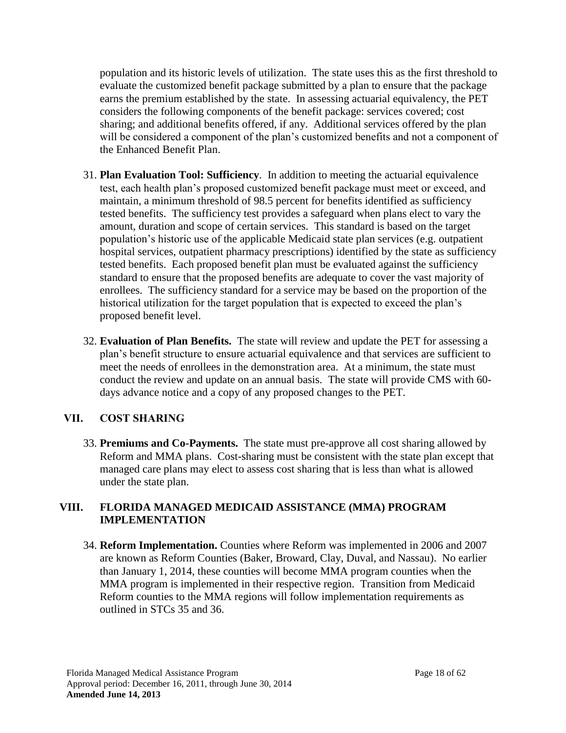population and its historic levels of utilization. The state uses this as the first threshold to evaluate the customized benefit package submitted by a plan to ensure that the package earns the premium established by the state. In assessing actuarial equivalency, the PET considers the following components of the benefit package: services covered; cost sharing; and additional benefits offered, if any. Additional services offered by the plan will be considered a component of the plan's customized benefits and not a component of the Enhanced Benefit Plan.

31. **Plan Evaluation Tool: Sufficiency**. In addition to meeting the actuarial equivalence test, each health plan's proposed customized benefit package must meet or exceed, and maintain, a minimum threshold of 98.5 percent for benefits identified as sufficiency tested benefits. The sufficiency test provides a safeguard when plans elect to vary the amount, duration and scope of certain services. This standard is based on the target population's historic use of the applicable Medicaid state plan services (e.g. outpatient hospital services, outpatient pharmacy prescriptions) identified by the state as sufficiency tested benefits. Each proposed benefit plan must be evaluated against the sufficiency standard to ensure that the proposed benefits are adequate to cover the vast majority of enrollees. The sufficiency standard for a service may be based on the proportion of the historical utilization for the target population that is expected to exceed the plan's proposed benefit level.

32. **Evaluation of Plan Benefits.** The state will review and update the PET for assessing a plan's benefit structure to ensure actuarial equivalence and that services are sufficient to meet the needs of enrollees in the demonstration area. At a minimum, the state must conduct the review and update on an annual basis. The state will provide CMS with 60-days advance notice and a copy of any proposed changes to the PET.

## VII. COST SHARING

33. **Premiums and Co-Payments.** The state must pre-approve all cost sharing allowed by Reform and MMA plans. Cost-sharing must be consistent with the state plan except that managed care plans may elect to assess cost sharing that is less than what is allowed under the state plan.

## VIII. FLORIDA MANAGED MEDICAID ASSISTANCE (MMA) PROGRAM IMPLEMENTATION

34. **Reform Implementation.** Counties where Reform was implemented in 2006 and 2007 are known as Reform Counties (Baker, Broward, Clay, Duval, and Nassau). No earlier than January 1, 2014, these counties will become MMA program counties when the MMA program is implemented in their respective region. Transition from Medicaid Reform counties to the MMA regions will follow implementation requirements as outlined in STCs 35 and 36.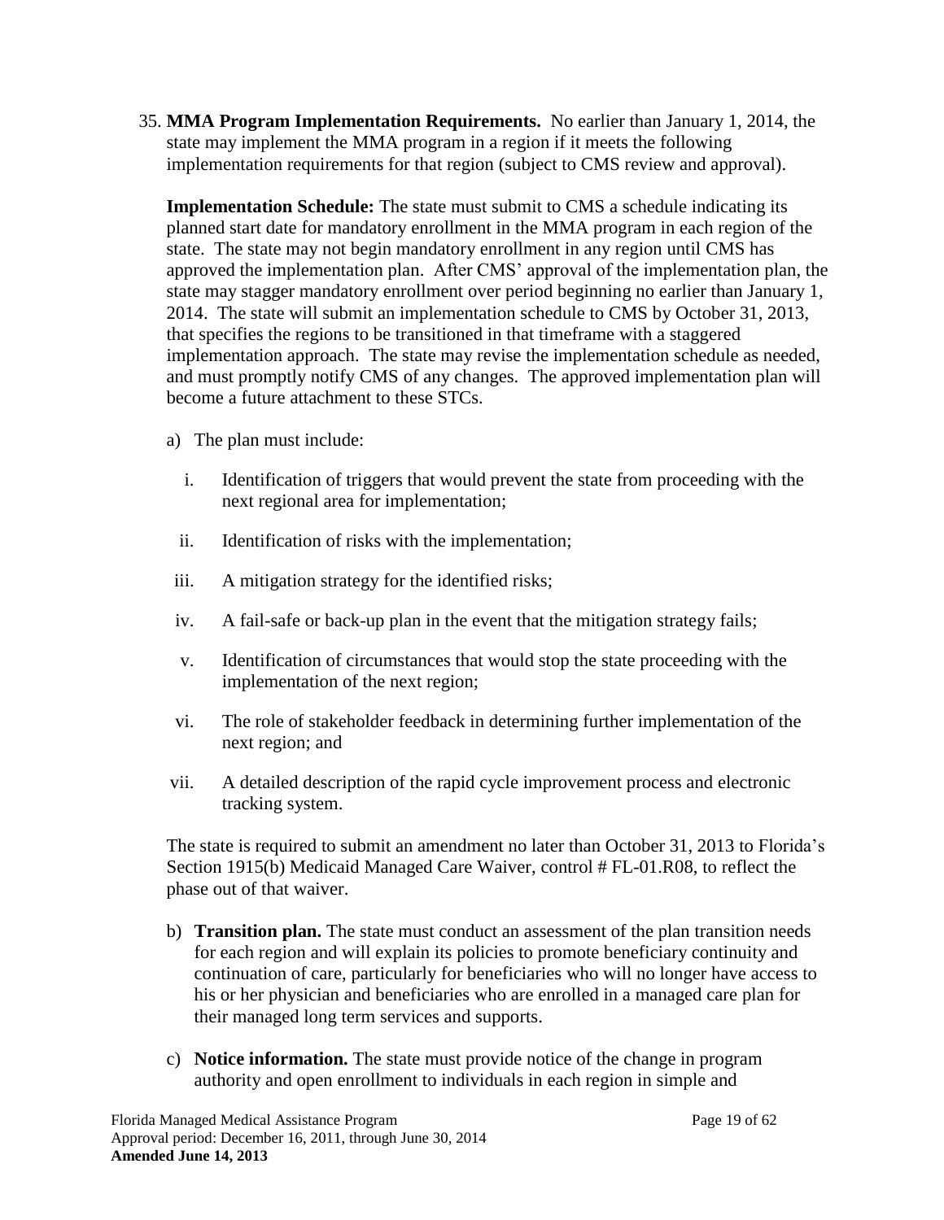35. **MMA Program Implementation Requirements.** No earlier than January 1, 2014, the state may implement the MMA program in a region if it meets the following implementation requirements for that region (subject to CMS review and approval).

    **Implementation Schedule:** The state must submit to CMS a schedule indicating its planned start date for mandatory enrollment in the MMA program in each region of the state. The state may not begin mandatory enrollment in any region until CMS has approved the implementation plan. After CMS' approval of the implementation plan, the state may stagger mandatory enrollment over period beginning no earlier than January 1, 2014. The state will submit an implementation schedule to CMS by October 31, 2013, that specifies the regions to be transitioned in that timeframe with a staggered implementation approach. The state may revise the implementation schedule as needed, and must promptly notify CMS of any changes. The approved implementation plan will become a future attachment to these STCs.

    a) The plan must include:

       i. Identification of triggers that would prevent the state from proceeding with the next regional area for implementation;

       ii. Identification of risks with the implementation;

       iii. A mitigation strategy for the identified risks;

       iv. A fail-safe or back-up plan in the event that the mitigation strategy fails;

       v. Identification of circumstances that would stop the state proceeding with the implementation of the next region;

       vi. The role of stakeholder feedback in determining further implementation of the next region; and

       vii. A detailed description of the rapid cycle improvement process and electronic tracking system.

    The state is required to submit an amendment no later than October 31, 2013 to Florida's Section 1915(b) Medicaid Managed Care Waiver, control # FL-01.R08, to reflect the phase out of that waiver.

    b) **Transition plan.** The state must conduct an assessment of the plan transition needs for each region and will explain its policies to promote beneficiary continuity and continuation of care, particularly for beneficiaries who will no longer have access to his or her physician and beneficiaries who are enrolled in a managed care plan for their managed long term services and supports.

    c) **Notice information.** The state must provide notice of the change in program authority and open enrollment to individuals in each region in simple and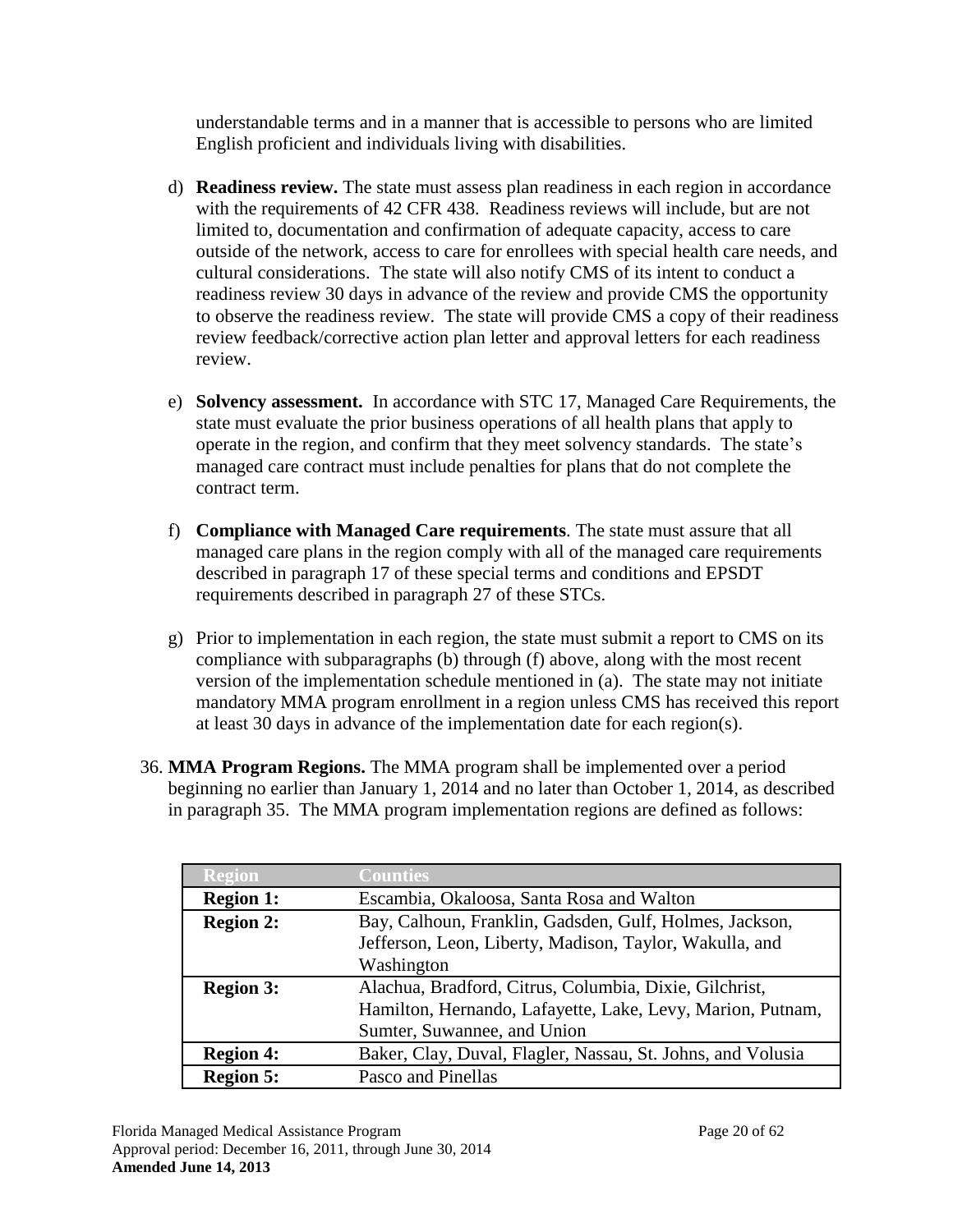understandable terms and in a manner that is accessible to persons who are limited English proficient and individuals living with disabilities.

d) **Readiness review.** The state must assess plan readiness in each region in accordance with the requirements of 42 CFR 438. Readiness reviews will include, but are not limited to, documentation and confirmation of adequate capacity, access to care outside of the network, access to care for enrollees with special health care needs, and cultural considerations. The state will also notify CMS of its intent to conduct a readiness review 30 days in advance of the review and provide CMS the opportunity to observe the readiness review. The state will provide CMS a copy of their readiness review feedback/corrective action plan letter and approval letters for each readiness review.

e) **Solvency assessment.** In accordance with STC 17, Managed Care Requirements, the state must evaluate the prior business operations of all health plans that apply to operate in the region, and confirm that they meet solvency standards. The state's managed care contract must include penalties for plans that do not complete the contract term.

f) **Compliance with Managed Care requirements**. The state must assure that all managed care plans in the region comply with all of the managed care requirements described in paragraph 17 of these special terms and conditions and EPSDT requirements described in paragraph 27 of these STCs.

g) Prior to implementation in each region, the state must submit a report to CMS on its compliance with subparagraphs (b) through (f) above, along with the most recent version of the implementation schedule mentioned in (a). The state may not initiate mandatory MMA program enrollment in a region unless CMS has received this report at least 30 days in advance of the implementation date for each region(s).

36. **MMA Program Regions.** The MMA program shall be implemented over a period beginning no earlier than January 1, 2014 and no later than October 1, 2014, as described in paragraph 35. The MMA program implementation regions are defined as follows:

| Region | Counties |
|---|---|
| **Region 1:** | Escambia, Okaloosa, Santa Rosa and Walton |
| **Region 2:** | Bay, Calhoun, Franklin, Gadsden, Gulf, Holmes, Jackson, Jefferson, Leon, Liberty, Madison, Taylor, Wakulla, and Washington |
| **Region 3:** | Alachua, Bradford, Citrus, Columbia, Dixie, Gilchrist, Hamilton, Hernando, Lafayette, Lake, Levy, Marion, Putnam, Sumter, Suwannee, and Union |
| **Region 4:** | Baker, Clay, Duval, Flagler, Nassau, St. Johns, and Volusia |
| **Region 5:** | Pasco and Pinellas |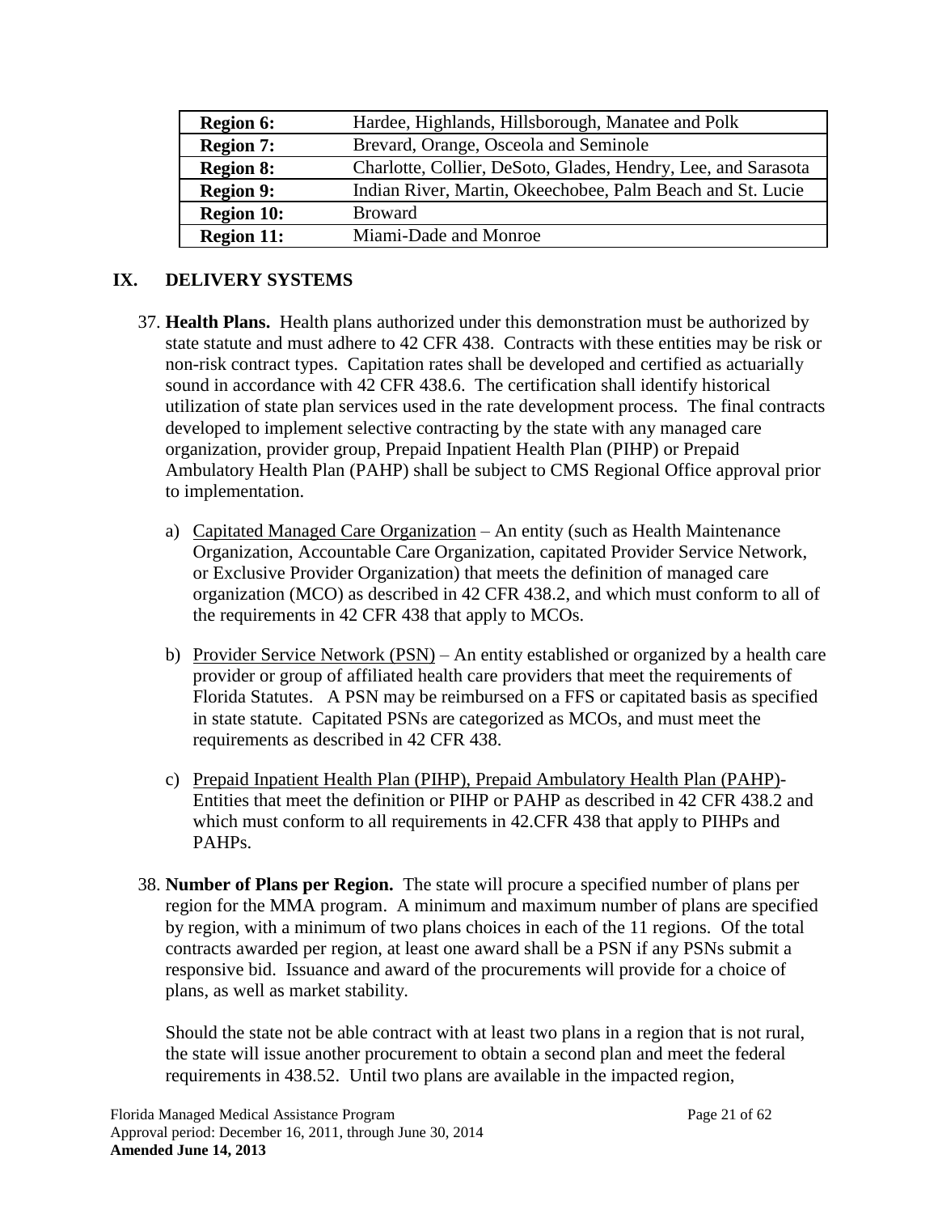| Region 6: | Hardee, Highlands, Hillsborough, Manatee and Polk |
|---|---|
| **Region 7:** | Brevard, Orange, Osceola and Seminole |
| **Region 8:** | Charlotte, Collier, DeSoto, Glades, Hendry, Lee, and Sarasota |
| **Region 9:** | Indian River, Martin, Okeechobee, Palm Beach and St. Lucie |
| **Region 10:** | Broward |
| **Region 11:** | Miami-Dade and Monroe |

## IX. DELIVERY SYSTEMS

37. **Health Plans.** Health plans authorized under this demonstration must be authorized by state statute and must adhere to 42 CFR 438. Contracts with these entities may be risk or non-risk contract types. Capitation rates shall be developed and certified as actuarially sound in accordance with 42 CFR 438.6. The certification shall identify historical utilization of state plan services used in the rate development process. The final contracts developed to implement selective contracting by the state with any managed care organization, provider group, Prepaid Inpatient Health Plan (PIHP) or Prepaid Ambulatory Health Plan (PAHP) shall be subject to CMS Regional Office approval prior to implementation.

    a) Capitated Managed Care Organization – An entity (such as Health Maintenance Organization, Accountable Care Organization, capitated Provider Service Network, or Exclusive Provider Organization) that meets the definition of managed care organization (MCO) as described in 42 CFR 438.2, and which must conform to all of the requirements in 42 CFR 438 that apply to MCOs.

    b) Provider Service Network (PSN) – An entity established or organized by a health care provider or group of affiliated health care providers that meet the requirements of Florida Statutes. A PSN may be reimbursed on a FFS or capitated basis as specified in state statute. Capitated PSNs are categorized as MCOs, and must meet the requirements as described in 42 CFR 438.

    c) Prepaid Inpatient Health Plan (PIHP), Prepaid Ambulatory Health Plan (PAHP)- Entities that meet the definition or PIHP or PAHP as described in 42 CFR 438.2 and which must conform to all requirements in 42.CFR 438 that apply to PIHPs and PAHPs.

38. **Number of Plans per Region.** The state will procure a specified number of plans per region for the MMA program. A minimum and maximum number of plans are specified by region, with a minimum of two plans choices in each of the 11 regions. Of the total contracts awarded per region, at least one award shall be a PSN if any PSNs submit a responsive bid. Issuance and award of the procurements will provide for a choice of plans, as well as market stability.

    Should the state not be able contract with at least two plans in a region that is not rural, the state will issue another procurement to obtain a second plan and meet the federal requirements in 438.52. Until two plans are available in the impacted region,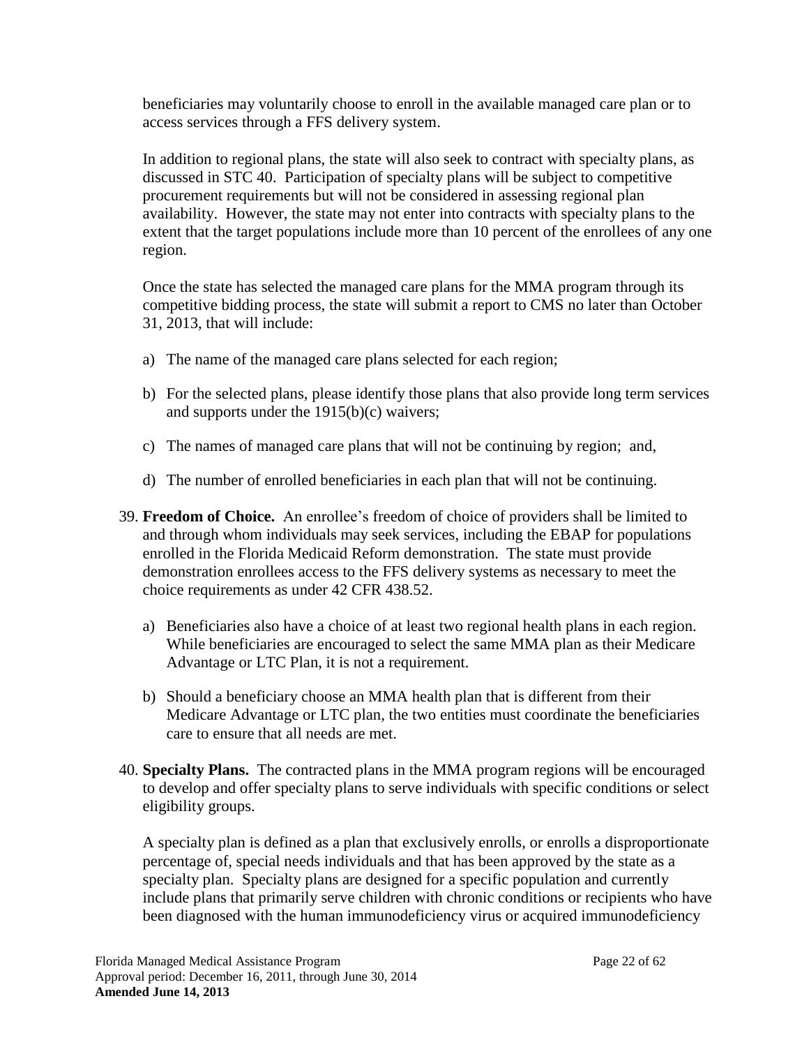beneficiaries may voluntarily choose to enroll in the available managed care plan or to access services through a FFS delivery system.

In addition to regional plans, the state will also seek to contract with specialty plans, as discussed in STC 40. Participation of specialty plans will be subject to competitive procurement requirements but will not be considered in assessing regional plan availability. However, the state may not enter into contracts with specialty plans to the extent that the target populations include more than 10 percent of the enrollees of any one region.

Once the state has selected the managed care plans for the MMA program through its competitive bidding process, the state will submit a report to CMS no later than October 31, 2013, that will include:

a) The name of the managed care plans selected for each region;

b) For the selected plans, please identify those plans that also provide long term services and supports under the 1915(b)(c) waivers;

c) The names of managed care plans that will not be continuing by region; and,

d) The number of enrolled beneficiaries in each plan that will not be continuing.

39. **Freedom of Choice.** An enrollee's freedom of choice of providers shall be limited to and through whom individuals may seek services, including the EBAP for populations enrolled in the Florida Medicaid Reform demonstration. The state must provide demonstration enrollees access to the FFS delivery systems as necessary to meet the choice requirements as under 42 CFR 438.52.

    a) Beneficiaries also have a choice of at least two regional health plans in each region. While beneficiaries are encouraged to select the same MMA plan as their Medicare Advantage or LTC Plan, it is not a requirement.

    b) Should a beneficiary choose an MMA health plan that is different from their Medicare Advantage or LTC plan, the two entities must coordinate the beneficiaries care to ensure that all needs are met.

40. **Specialty Plans.** The contracted plans in the MMA program regions will be encouraged to develop and offer specialty plans to serve individuals with specific conditions or select eligibility groups.

    A specialty plan is defined as a plan that exclusively enrolls, or enrolls a disproportionate percentage of, special needs individuals and that has been approved by the state as a specialty plan. Specialty plans are designed for a specific population and currently include plans that primarily serve children with chronic conditions or recipients who have been diagnosed with the human immunodeficiency virus or acquired immunodeficiency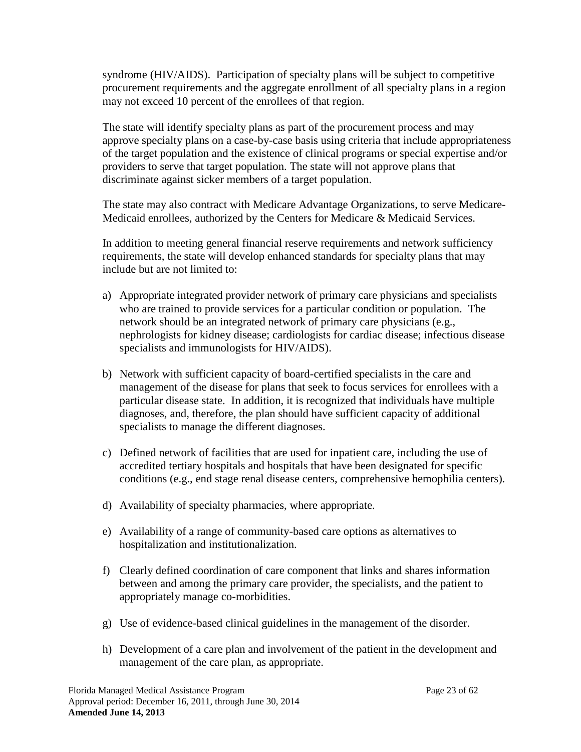syndrome (HIV/AIDS). Participation of specialty plans will be subject to competitive procurement requirements and the aggregate enrollment of all specialty plans in a region may not exceed 10 percent of the enrollees of that region.

The state will identify specialty plans as part of the procurement process and may approve specialty plans on a case-by-case basis using criteria that include appropriateness of the target population and the existence of clinical programs or special expertise and/or providers to serve that target population. The state will not approve plans that discriminate against sicker members of a target population.

The state may also contract with Medicare Advantage Organizations, to serve Medicare-Medicaid enrollees, authorized by the Centers for Medicare & Medicaid Services.

In addition to meeting general financial reserve requirements and network sufficiency requirements, the state will develop enhanced standards for specialty plans that may include but are not limited to:

a) Appropriate integrated provider network of primary care physicians and specialists who are trained to provide services for a particular condition or population. The network should be an integrated network of primary care physicians (e.g., nephrologists for kidney disease; cardiologists for cardiac disease; infectious disease specialists and immunologists for HIV/AIDS).

b) Network with sufficient capacity of board-certified specialists in the care and management of the disease for plans that seek to focus services for enrollees with a particular disease state. In addition, it is recognized that individuals have multiple diagnoses, and, therefore, the plan should have sufficient capacity of additional specialists to manage the different diagnoses.

c) Defined network of facilities that are used for inpatient care, including the use of accredited tertiary hospitals and hospitals that have been designated for specific conditions (e.g., end stage renal disease centers, comprehensive hemophilia centers).

d) Availability of specialty pharmacies, where appropriate.

e) Availability of a range of community-based care options as alternatives to hospitalization and institutionalization.

f) Clearly defined coordination of care component that links and shares information between and among the primary care provider, the specialists, and the patient to appropriately manage co-morbidities.

g) Use of evidence-based clinical guidelines in the management of the disorder.

h) Development of a care plan and involvement of the patient in the development and management of the care plan, as appropriate.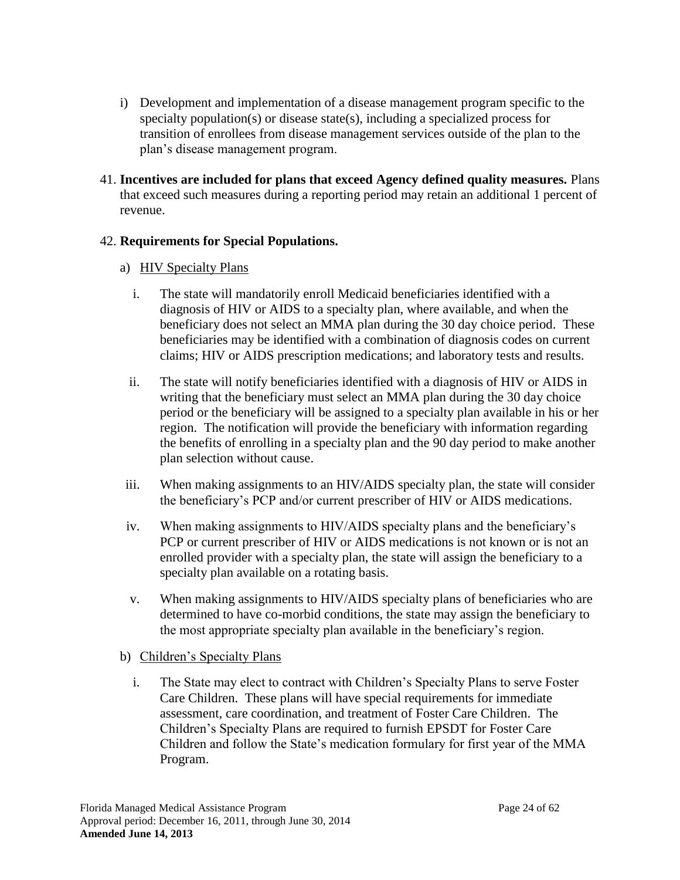i) Development and implementation of a disease management program specific to the specialty population(s) or disease state(s), including a specialized process for transition of enrollees from disease management services outside of the plan to the plan's disease management program.

41. **Incentives are included for plans that exceed Agency defined quality measures.** Plans that exceed such measures during a reporting period may retain an additional 1 percent of revenue.

42. **Requirements for Special Populations.**

a) <u>HIV Specialty Plans</u>

i. The state will mandatorily enroll Medicaid beneficiaries identified with a diagnosis of HIV or AIDS to a specialty plan, where available, and when the beneficiary does not select an MMA plan during the 30 day choice period. These beneficiaries may be identified with a combination of diagnosis codes on current claims; HIV or AIDS prescription medications; and laboratory tests and results.

ii. The state will notify beneficiaries identified with a diagnosis of HIV or AIDS in writing that the beneficiary must select an MMA plan during the 30 day choice period or the beneficiary will be assigned to a specialty plan available in his or her region. The notification will provide the beneficiary with information regarding the benefits of enrolling in a specialty plan and the 90 day period to make another plan selection without cause.

iii. When making assignments to an HIV/AIDS specialty plan, the state will consider the beneficiary's PCP and/or current prescriber of HIV or AIDS medications.

iv. When making assignments to HIV/AIDS specialty plans and the beneficiary's PCP or current prescriber of HIV or AIDS medications is not known or is not an enrolled provider with a specialty plan, the state will assign the beneficiary to a specialty plan available on a rotating basis.

v. When making assignments to HIV/AIDS specialty plans of beneficiaries who are determined to have co-morbid conditions, the state may assign the beneficiary to the most appropriate specialty plan available in the beneficiary's region.

b) <u>Children's Specialty Plans</u>

i. The State may elect to contract with Children's Specialty Plans to serve Foster Care Children. These plans will have special requirements for immediate assessment, care coordination, and treatment of Foster Care Children. The Children's Specialty Plans are required to furnish EPSDT for Foster Care Children and follow the State's medication formulary for first year of the MMA Program.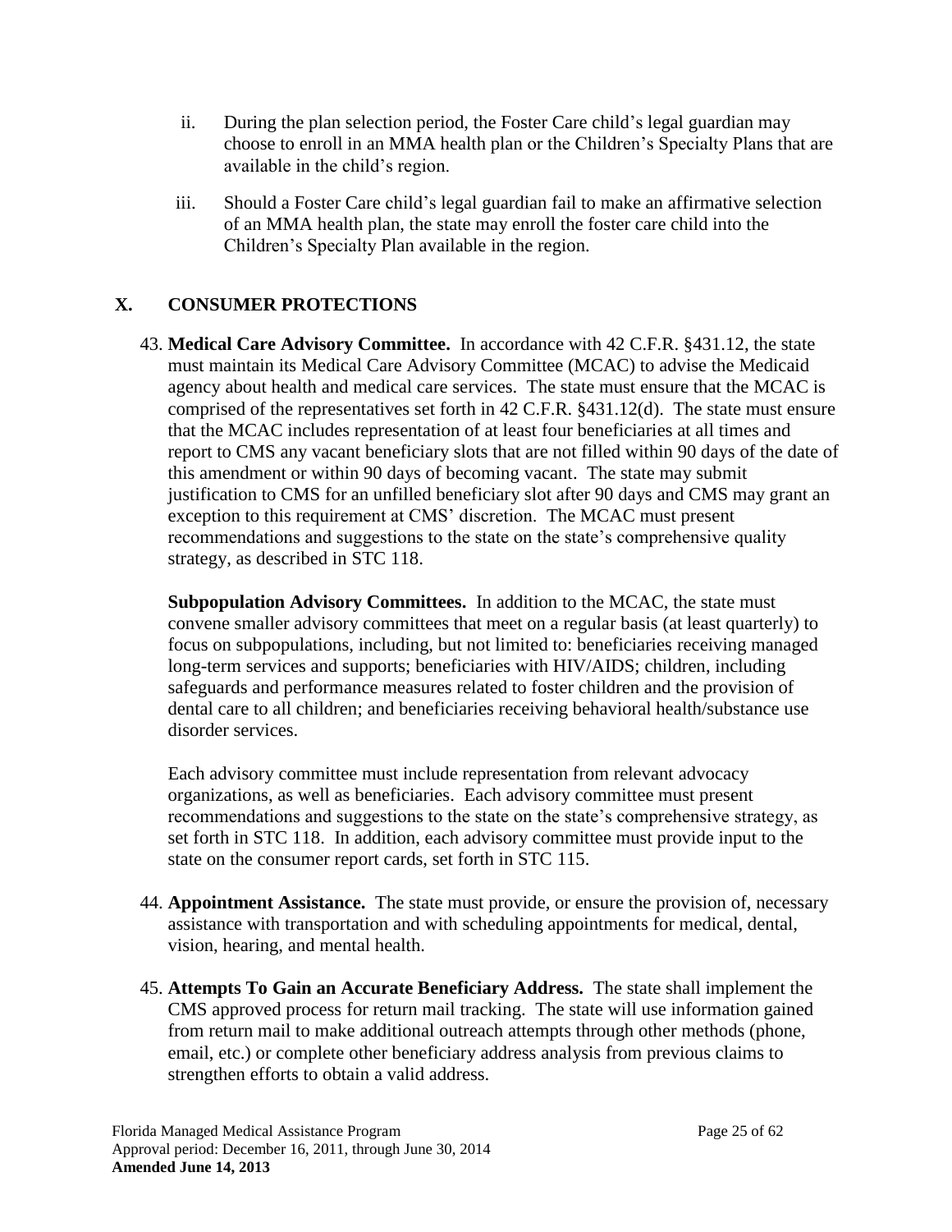ii. During the plan selection period, the Foster Care child's legal guardian may choose to enroll in an MMA health plan or the Children's Specialty Plans that are available in the child's region.

iii. Should a Foster Care child's legal guardian fail to make an affirmative selection of an MMA health plan, the state may enroll the foster care child into the Children's Specialty Plan available in the region.

## X. CONSUMER PROTECTIONS

43. **Medical Care Advisory Committee.** In accordance with 42 C.F.R. §431.12, the state must maintain its Medical Care Advisory Committee (MCAC) to advise the Medicaid agency about health and medical care services. The state must ensure that the MCAC is comprised of the representatives set forth in 42 C.F.R. §431.12(d). The state must ensure that the MCAC includes representation of at least four beneficiaries at all times and report to CMS any vacant beneficiary slots that are not filled within 90 days of the date of this amendment or within 90 days of becoming vacant. The state may submit justification to CMS for an unfilled beneficiary slot after 90 days and CMS may grant an exception to this requirement at CMS' discretion. The MCAC must present recommendations and suggestions to the state on the state's comprehensive quality strategy, as described in STC 118.

    **Subpopulation Advisory Committees.** In addition to the MCAC, the state must convene smaller advisory committees that meet on a regular basis (at least quarterly) to focus on subpopulations, including, but not limited to: beneficiaries receiving managed long-term services and supports; beneficiaries with HIV/AIDS; children, including safeguards and performance measures related to foster children and the provision of dental care to all children; and beneficiaries receiving behavioral health/substance use disorder services.

    Each advisory committee must include representation from relevant advocacy organizations, as well as beneficiaries. Each advisory committee must present recommendations and suggestions to the state on the state's comprehensive strategy, as set forth in STC 118. In addition, each advisory committee must provide input to the state on the consumer report cards, set forth in STC 115.

44. **Appointment Assistance.** The state must provide, or ensure the provision of, necessary assistance with transportation and with scheduling appointments for medical, dental, vision, hearing, and mental health.

45. **Attempts To Gain an Accurate Beneficiary Address.** The state shall implement the CMS approved process for return mail tracking. The state will use information gained from return mail to make additional outreach attempts through other methods (phone, email, etc.) or complete other beneficiary address analysis from previous claims to strengthen efforts to obtain a valid address.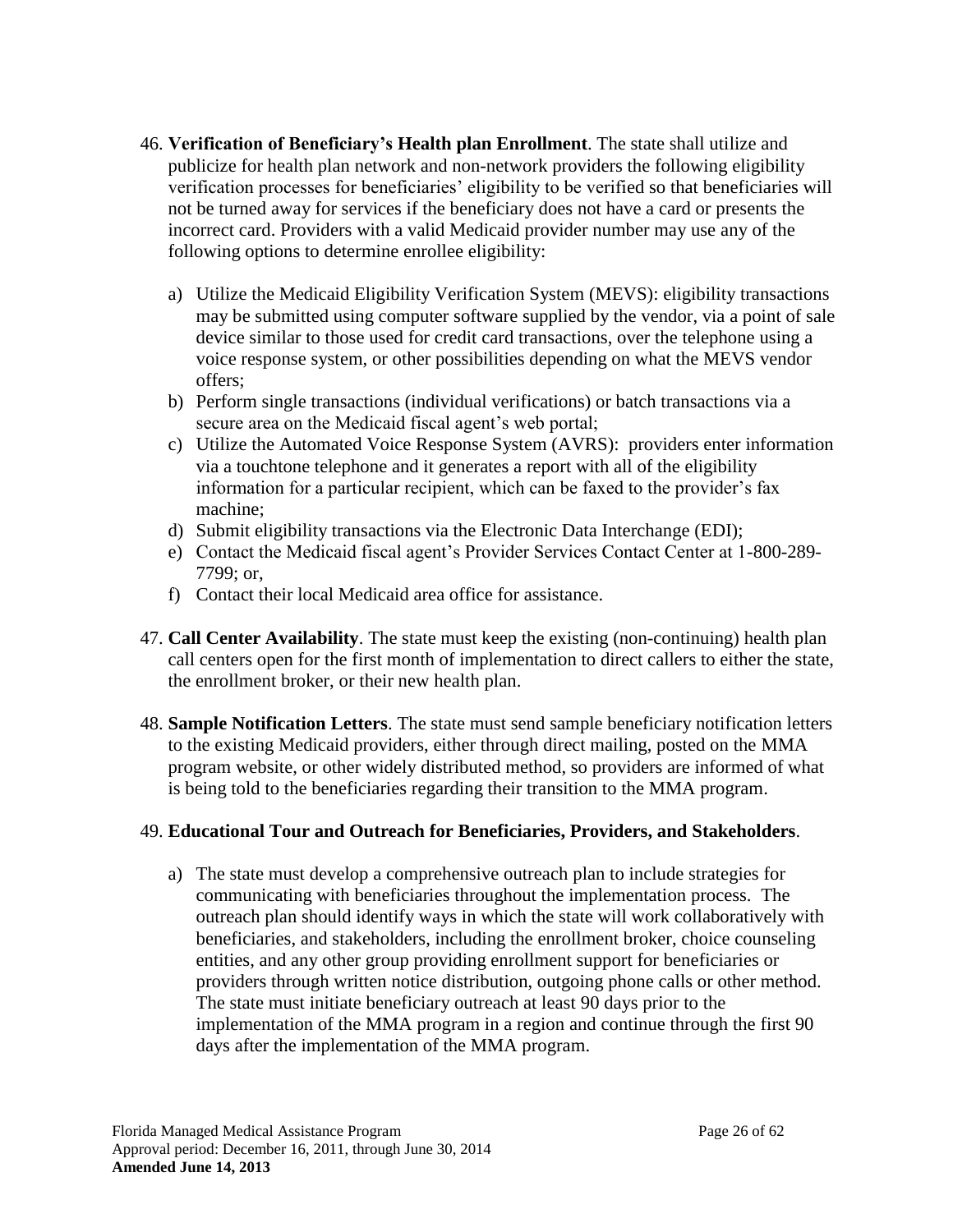46. **Verification of Beneficiary's Health plan Enrollment**. The state shall utilize and publicize for health plan network and non-network providers the following eligibility verification processes for beneficiaries' eligibility to be verified so that beneficiaries will not be turned away for services if the beneficiary does not have a card or presents the incorrect card. Providers with a valid Medicaid provider number may use any of the following options to determine enrollee eligibility:

    a) Utilize the Medicaid Eligibility Verification System (MEVS): eligibility transactions may be submitted using computer software supplied by the vendor, via a point of sale device similar to those used for credit card transactions, over the telephone using a voice response system, or other possibilities depending on what the MEVS vendor offers;
    b) Perform single transactions (individual verifications) or batch transactions via a secure area on the Medicaid fiscal agent's web portal;
    c) Utilize the Automated Voice Response System (AVRS): providers enter information via a touchtone telephone and it generates a report with all of the eligibility information for a particular recipient, which can be faxed to the provider's fax machine;
    d) Submit eligibility transactions via the Electronic Data Interchange (EDI);
    e) Contact the Medicaid fiscal agent's Provider Services Contact Center at 1-800-289-7799; or,
    f) Contact their local Medicaid area office for assistance.

47. **Call Center Availability**. The state must keep the existing (non-continuing) health plan call centers open for the first month of implementation to direct callers to either the state, the enrollment broker, or their new health plan.

48. **Sample Notification Letters**. The state must send sample beneficiary notification letters to the existing Medicaid providers, either through direct mailing, posted on the MMA program website, or other widely distributed method, so providers are informed of what is being told to the beneficiaries regarding their transition to the MMA program.

49. **Educational Tour and Outreach for Beneficiaries, Providers, and Stakeholders**.

    a) The state must develop a comprehensive outreach plan to include strategies for communicating with beneficiaries throughout the implementation process. The outreach plan should identify ways in which the state will work collaboratively with beneficiaries, and stakeholders, including the enrollment broker, choice counseling entities, and any other group providing enrollment support for beneficiaries or providers through written notice distribution, outgoing phone calls or other method. The state must initiate beneficiary outreach at least 90 days prior to the implementation of the MMA program in a region and continue through the first 90 days after the implementation of the MMA program.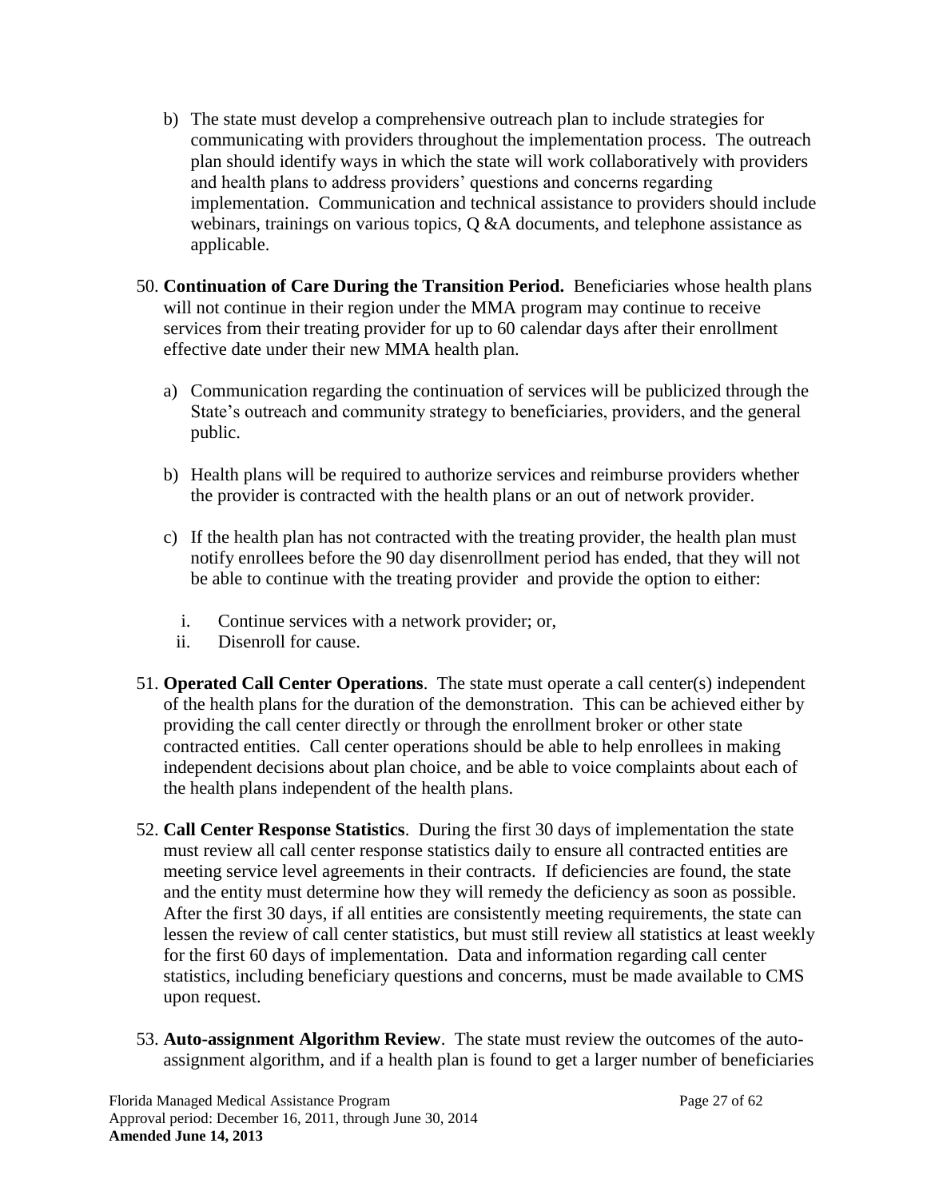b) The state must develop a comprehensive outreach plan to include strategies for communicating with providers throughout the implementation process. The outreach plan should identify ways in which the state will work collaboratively with providers and health plans to address providers' questions and concerns regarding implementation. Communication and technical assistance to providers should include webinars, trainings on various topics, Q &A documents, and telephone assistance as applicable.

50. **Continuation of Care During the Transition Period.** Beneficiaries whose health plans will not continue in their region under the MMA program may continue to receive services from their treating provider for up to 60 calendar days after their enrollment effective date under their new MMA health plan.

    a) Communication regarding the continuation of services will be publicized through the State's outreach and community strategy to beneficiaries, providers, and the general public.

    b) Health plans will be required to authorize services and reimburse providers whether the provider is contracted with the health plans or an out of network provider.

    c) If the health plan has not contracted with the treating provider, the health plan must notify enrollees before the 90 day disenrollment period has ended, that they will not be able to continue with the treating provider and provide the option to either:

       i. Continue services with a network provider; or,
       ii. Disenroll for cause.

51. **Operated Call Center Operations**. The state must operate a call center(s) independent of the health plans for the duration of the demonstration. This can be achieved either by providing the call center directly or through the enrollment broker or other state contracted entities. Call center operations should be able to help enrollees in making independent decisions about plan choice, and be able to voice complaints about each of the health plans independent of the health plans.

52. **Call Center Response Statistics**. During the first 30 days of implementation the state must review all call center response statistics daily to ensure all contracted entities are meeting service level agreements in their contracts. If deficiencies are found, the state and the entity must determine how they will remedy the deficiency as soon as possible. After the first 30 days, if all entities are consistently meeting requirements, the state can lessen the review of call center statistics, but must still review all statistics at least weekly for the first 60 days of implementation. Data and information regarding call center statistics, including beneficiary questions and concerns, must be made available to CMS upon request.

53. **Auto-assignment Algorithm Review**. The state must review the outcomes of the auto-assignment algorithm, and if a health plan is found to get a larger number of beneficiaries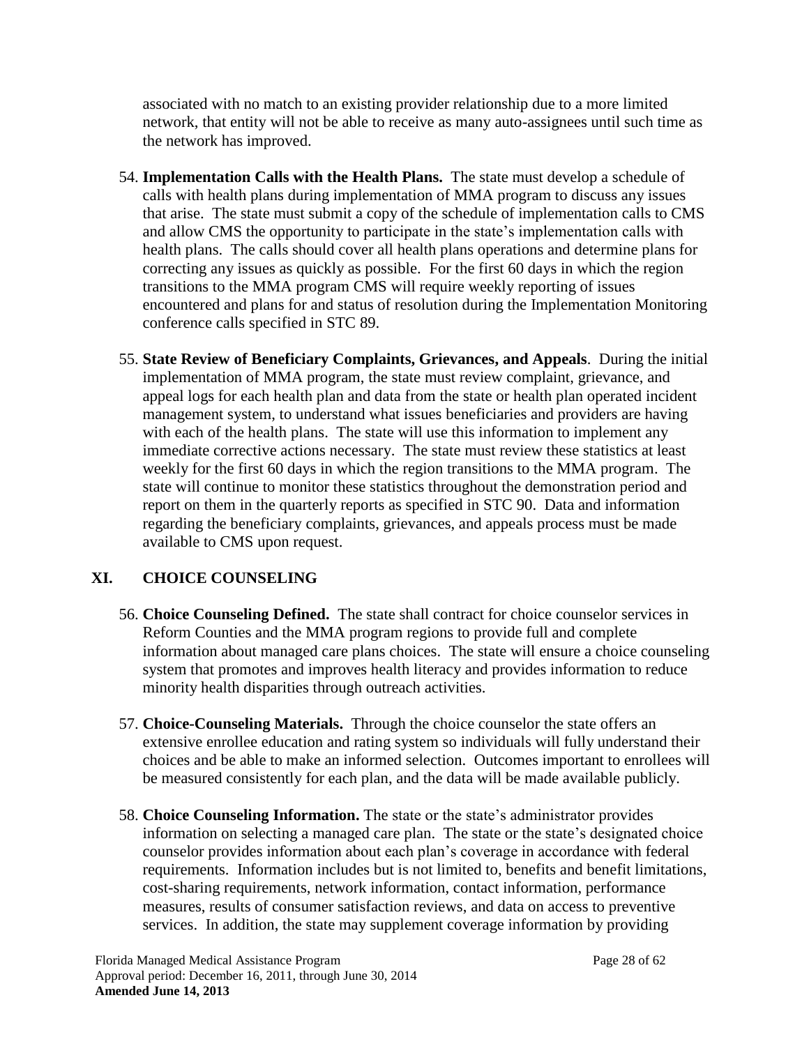associated with no match to an existing provider relationship due to a more limited network, that entity will not be able to receive as many auto-assignees until such time as the network has improved.

54. **Implementation Calls with the Health Plans.** The state must develop a schedule of calls with health plans during implementation of MMA program to discuss any issues that arise. The state must submit a copy of the schedule of implementation calls to CMS and allow CMS the opportunity to participate in the state's implementation calls with health plans. The calls should cover all health plans operations and determine plans for correcting any issues as quickly as possible. For the first 60 days in which the region transitions to the MMA program CMS will require weekly reporting of issues encountered and plans for and status of resolution during the Implementation Monitoring conference calls specified in STC 89.

55. **State Review of Beneficiary Complaints, Grievances, and Appeals**. During the initial implementation of MMA program, the state must review complaint, grievance, and appeal logs for each health plan and data from the state or health plan operated incident management system, to understand what issues beneficiaries and providers are having with each of the health plans. The state will use this information to implement any immediate corrective actions necessary. The state must review these statistics at least weekly for the first 60 days in which the region transitions to the MMA program. The state will continue to monitor these statistics throughout the demonstration period and report on them in the quarterly reports as specified in STC 90. Data and information regarding the beneficiary complaints, grievances, and appeals process must be made available to CMS upon request.

## XI. CHOICE COUNSELING

56. **Choice Counseling Defined.** The state shall contract for choice counselor services in Reform Counties and the MMA program regions to provide full and complete information about managed care plans choices. The state will ensure a choice counseling system that promotes and improves health literacy and provides information to reduce minority health disparities through outreach activities.

57. **Choice-Counseling Materials.** Through the choice counselor the state offers an extensive enrollee education and rating system so individuals will fully understand their choices and be able to make an informed selection. Outcomes important to enrollees will be measured consistently for each plan, and the data will be made available publicly.

58. **Choice Counseling Information.** The state or the state's administrator provides information on selecting a managed care plan. The state or the state's designated choice counselor provides information about each plan's coverage in accordance with federal requirements. Information includes but is not limited to, benefits and benefit limitations, cost-sharing requirements, network information, contact information, performance measures, results of consumer satisfaction reviews, and data on access to preventive services. In addition, the state may supplement coverage information by providing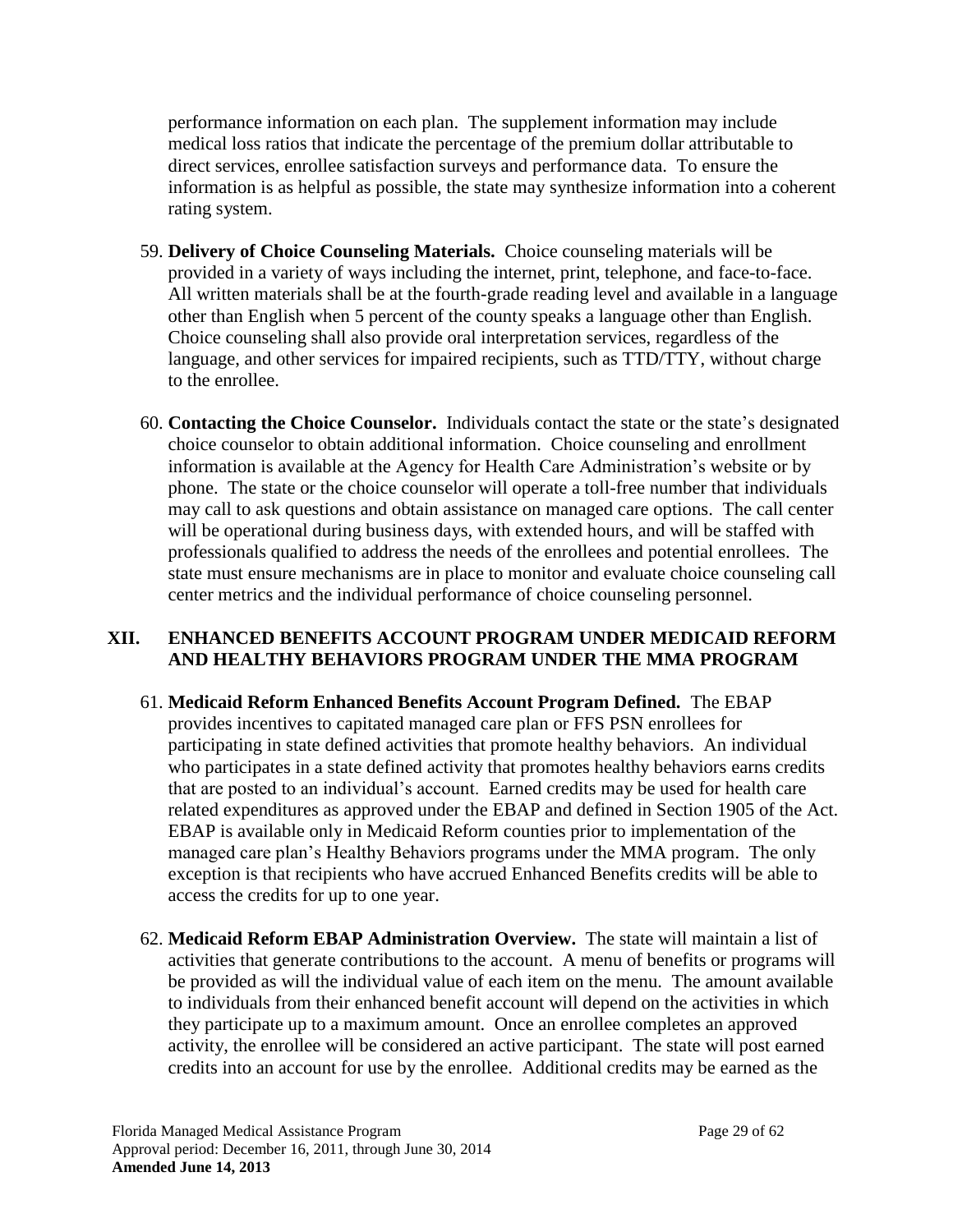performance information on each plan. The supplement information may include medical loss ratios that indicate the percentage of the premium dollar attributable to direct services, enrollee satisfaction surveys and performance data. To ensure the information is as helpful as possible, the state may synthesize information into a coherent rating system.

59. **Delivery of Choice Counseling Materials.** Choice counseling materials will be provided in a variety of ways including the internet, print, telephone, and face-to-face. All written materials shall be at the fourth-grade reading level and available in a language other than English when 5 percent of the county speaks a language other than English. Choice counseling shall also provide oral interpretation services, regardless of the language, and other services for impaired recipients, such as TTD/TTY, without charge to the enrollee.

60. **Contacting the Choice Counselor.** Individuals contact the state or the state's designated choice counselor to obtain additional information. Choice counseling and enrollment information is available at the Agency for Health Care Administration's website or by phone. The state or the choice counselor will operate a toll-free number that individuals may call to ask questions and obtain assistance on managed care options. The call center will be operational during business days, with extended hours, and will be staffed with professionals qualified to address the needs of the enrollees and potential enrollees. The state must ensure mechanisms are in place to monitor and evaluate choice counseling call center metrics and the individual performance of choice counseling personnel.

## XII. ENHANCED BENEFITS ACCOUNT PROGRAM UNDER MEDICAID REFORM AND HEALTHY BEHAVIORS PROGRAM UNDER THE MMA PROGRAM

61. **Medicaid Reform Enhanced Benefits Account Program Defined.** The EBAP provides incentives to capitated managed care plan or FFS PSN enrollees for participating in state defined activities that promote healthy behaviors. An individual who participates in a state defined activity that promotes healthy behaviors earns credits that are posted to an individual's account. Earned credits may be used for health care related expenditures as approved under the EBAP and defined in Section 1905 of the Act. EBAP is available only in Medicaid Reform counties prior to implementation of the managed care plan's Healthy Behaviors programs under the MMA program. The only exception is that recipients who have accrued Enhanced Benefits credits will be able to access the credits for up to one year.

62. **Medicaid Reform EBAP Administration Overview.** The state will maintain a list of activities that generate contributions to the account. A menu of benefits or programs will be provided as will the individual value of each item on the menu. The amount available to individuals from their enhanced benefit account will depend on the activities in which they participate up to a maximum amount. Once an enrollee completes an approved activity, the enrollee will be considered an active participant. The state will post earned credits into an account for use by the enrollee. Additional credits may be earned as the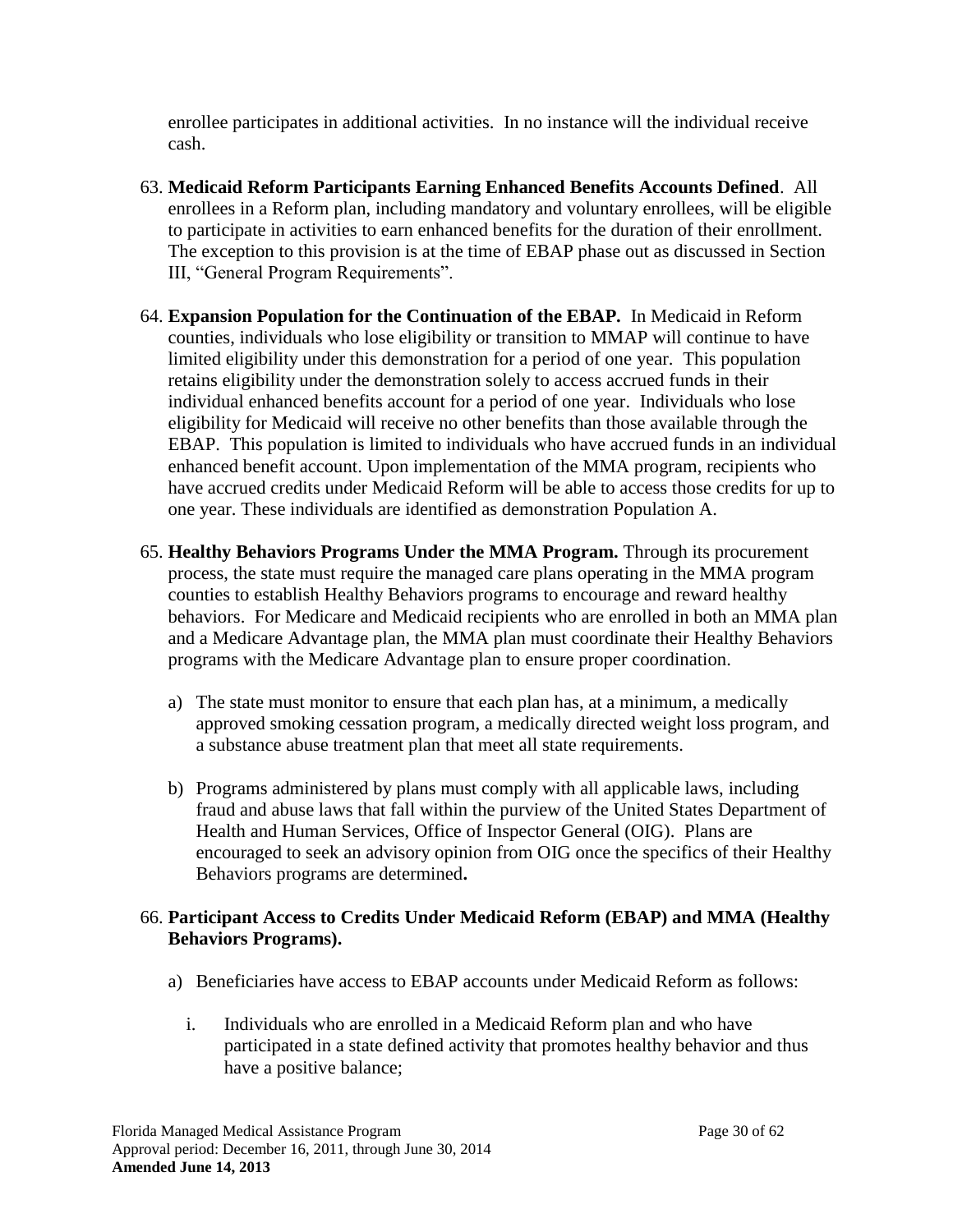enrollee participates in additional activities. In no instance will the individual receive cash.

63. **Medicaid Reform Participants Earning Enhanced Benefits Accounts Defined**. All enrollees in a Reform plan, including mandatory and voluntary enrollees, will be eligible to participate in activities to earn enhanced benefits for the duration of their enrollment. The exception to this provision is at the time of EBAP phase out as discussed in Section III, "General Program Requirements".

64. **Expansion Population for the Continuation of the EBAP.** In Medicaid in Reform counties, individuals who lose eligibility or transition to MMAP will continue to have limited eligibility under this demonstration for a period of one year. This population retains eligibility under the demonstration solely to access accrued funds in their individual enhanced benefits account for a period of one year. Individuals who lose eligibility for Medicaid will receive no other benefits than those available through the EBAP. This population is limited to individuals who have accrued funds in an individual enhanced benefit account. Upon implementation of the MMA program, recipients who have accrued credits under Medicaid Reform will be able to access those credits for up to one year. These individuals are identified as demonstration Population A.

65. **Healthy Behaviors Programs Under the MMA Program.** Through its procurement process, the state must require the managed care plans operating in the MMA program counties to establish Healthy Behaviors programs to encourage and reward healthy behaviors. For Medicare and Medicaid recipients who are enrolled in both an MMA plan and a Medicare Advantage plan, the MMA plan must coordinate their Healthy Behaviors programs with the Medicare Advantage plan to ensure proper coordination.

    a) The state must monitor to ensure that each plan has, at a minimum, a medically approved smoking cessation program, a medically directed weight loss program, and a substance abuse treatment plan that meet all state requirements.

    b) Programs administered by plans must comply with all applicable laws, including fraud and abuse laws that fall within the purview of the United States Department of Health and Human Services, Office of Inspector General (OIG). Plans are encouraged to seek an advisory opinion from OIG once the specifics of their Healthy Behaviors programs are determined**.**

66. **Participant Access to Credits Under Medicaid Reform (EBAP) and MMA (Healthy Behaviors Programs).**

    a) Beneficiaries have access to EBAP accounts under Medicaid Reform as follows:

        i. Individuals who are enrolled in a Medicaid Reform plan and who have participated in a state defined activity that promotes healthy behavior and thus have a positive balance;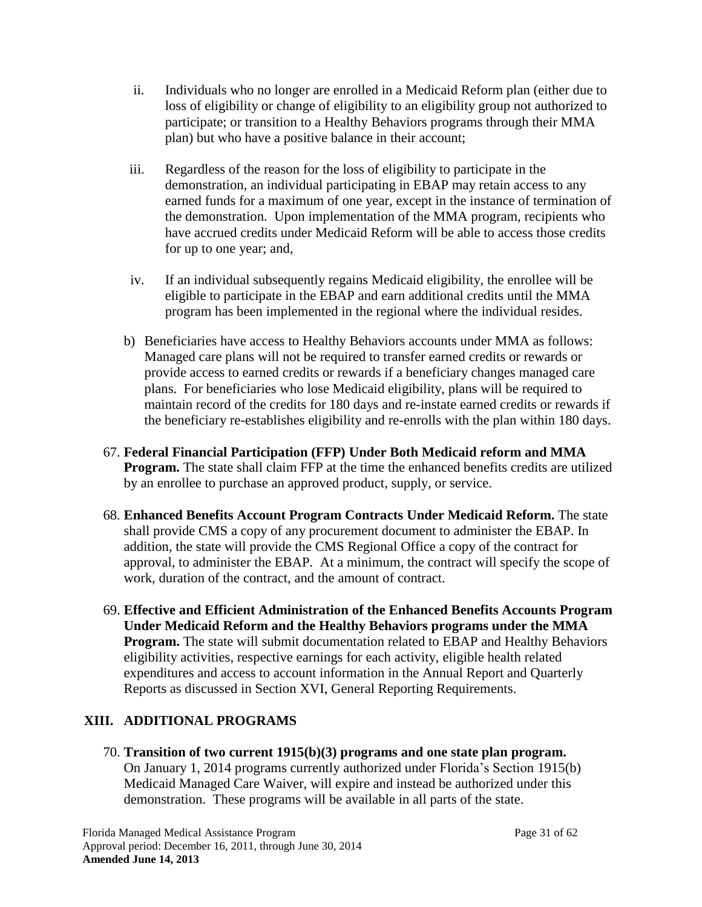ii. Individuals who no longer are enrolled in a Medicaid Reform plan (either due to loss of eligibility or change of eligibility to an eligibility group not authorized to participate; or transition to a Healthy Behaviors programs through their MMA plan) but who have a positive balance in their account;

iii. Regardless of the reason for the loss of eligibility to participate in the demonstration, an individual participating in EBAP may retain access to any earned funds for a maximum of one year, except in the instance of termination of the demonstration. Upon implementation of the MMA program, recipients who have accrued credits under Medicaid Reform will be able to access those credits for up to one year; and,

iv. If an individual subsequently regains Medicaid eligibility, the enrollee will be eligible to participate in the EBAP and earn additional credits until the MMA program has been implemented in the regional where the individual resides.

b) Beneficiaries have access to Healthy Behaviors accounts under MMA as follows: Managed care plans will not be required to transfer earned credits or rewards or provide access to earned credits or rewards if a beneficiary changes managed care plans. For beneficiaries who lose Medicaid eligibility, plans will be required to maintain record of the credits for 180 days and re-instate earned credits or rewards if the beneficiary re-establishes eligibility and re-enrolls with the plan within 180 days.

67. **Federal Financial Participation (FFP) Under Both Medicaid reform and MMA Program.** The state shall claim FFP at the time the enhanced benefits credits are utilized by an enrollee to purchase an approved product, supply, or service.

68. **Enhanced Benefits Account Program Contracts Under Medicaid Reform.** The state shall provide CMS a copy of any procurement document to administer the EBAP. In addition, the state will provide the CMS Regional Office a copy of the contract for approval, to administer the EBAP. At a minimum, the contract will specify the scope of work, duration of the contract, and the amount of contract.

69. **Effective and Efficient Administration of the Enhanced Benefits Accounts Program Under Medicaid Reform and the Healthy Behaviors programs under the MMA Program.** The state will submit documentation related to EBAP and Healthy Behaviors eligibility activities, respective earnings for each activity, eligible health related expenditures and access to account information in the Annual Report and Quarterly Reports as discussed in Section XVI, General Reporting Requirements.

## XIII. ADDITIONAL PROGRAMS

70. **Transition of two current 1915(b)(3) programs and one state plan program.** On January 1, 2014 programs currently authorized under Florida's Section 1915(b) Medicaid Managed Care Waiver, will expire and instead be authorized under this demonstration. These programs will be available in all parts of the state.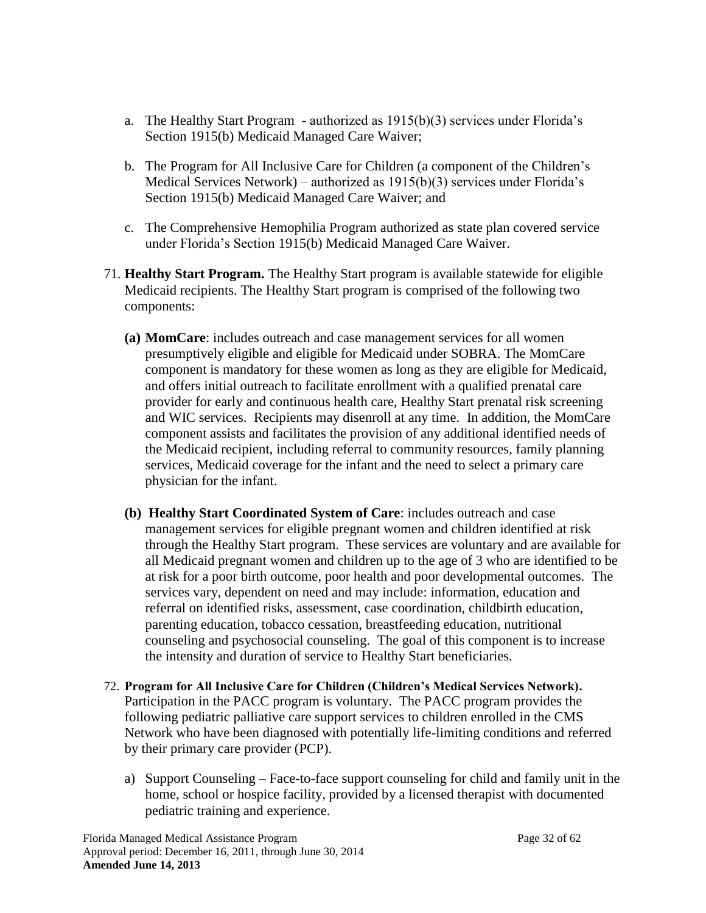a. The Healthy Start Program - authorized as 1915(b)(3) services under Florida's Section 1915(b) Medicaid Managed Care Waiver;

b. The Program for All Inclusive Care for Children (a component of the Children's Medical Services Network) – authorized as 1915(b)(3) services under Florida's Section 1915(b) Medicaid Managed Care Waiver; and

c. The Comprehensive Hemophilia Program authorized as state plan covered service under Florida's Section 1915(b) Medicaid Managed Care Waiver.

71. **Healthy Start Program.** The Healthy Start program is available statewide for eligible Medicaid recipients. The Healthy Start program is comprised of the following two components:

    **(a) MomCare**: includes outreach and case management services for all women presumptively eligible and eligible for Medicaid under SOBRA. The MomCare component is mandatory for these women as long as they are eligible for Medicaid, and offers initial outreach to facilitate enrollment with a qualified prenatal care provider for early and continuous health care, Healthy Start prenatal risk screening and WIC services. Recipients may disenroll at any time. In addition, the MomCare component assists and facilitates the provision of any additional identified needs of the Medicaid recipient, including referral to community resources, family planning services, Medicaid coverage for the infant and the need to select a primary care physician for the infant.

    **(b) Healthy Start Coordinated System of Care**: includes outreach and case management services for eligible pregnant women and children identified at risk through the Healthy Start program. These services are voluntary and are available for all Medicaid pregnant women and children up to the age of 3 who are identified to be at risk for a poor birth outcome, poor health and poor developmental outcomes. The services vary, dependent on need and may include: information, education and referral on identified risks, assessment, case coordination, childbirth education, parenting education, tobacco cessation, breastfeeding education, nutritional counseling and psychosocial counseling. The goal of this component is to increase the intensity and duration of service to Healthy Start beneficiaries.

72. **Program for All Inclusive Care for Children (Children's Medical Services Network).** Participation in the PACC program is voluntary. The PACC program provides the following pediatric palliative care support services to children enrolled in the CMS Network who have been diagnosed with potentially life-limiting conditions and referred by their primary care provider (PCP).

    a) Support Counseling – Face-to-face support counseling for child and family unit in the home, school or hospice facility, provided by a licensed therapist with documented pediatric training and experience.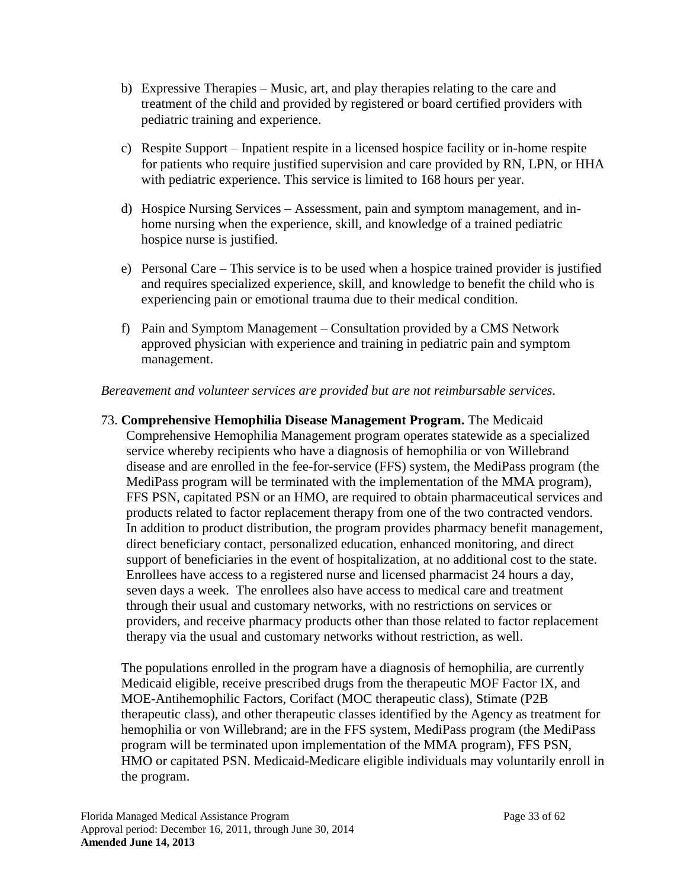b) Expressive Therapies – Music, art, and play therapies relating to the care and treatment of the child and provided by registered or board certified providers with pediatric training and experience.

c) Respite Support – Inpatient respite in a licensed hospice facility or in-home respite for patients who require justified supervision and care provided by RN, LPN, or HHA with pediatric experience. This service is limited to 168 hours per year.

d) Hospice Nursing Services – Assessment, pain and symptom management, and in-home nursing when the experience, skill, and knowledge of a trained pediatric hospice nurse is justified.

e) Personal Care – This service is to be used when a hospice trained provider is justified and requires specialized experience, skill, and knowledge to benefit the child who is experiencing pain or emotional trauma due to their medical condition.

f) Pain and Symptom Management – Consultation provided by a CMS Network approved physician with experience and training in pediatric pain and symptom management.

*Bereavement and volunteer services are provided but are not reimbursable services*.

73. **Comprehensive Hemophilia Disease Management Program.** The Medicaid Comprehensive Hemophilia Management program operates statewide as a specialized service whereby recipients who have a diagnosis of hemophilia or von Willebrand disease and are enrolled in the fee-for-service (FFS) system, the MediPass program (the MediPass program will be terminated with the implementation of the MMA program), FFS PSN, capitated PSN or an HMO, are required to obtain pharmaceutical services and products related to factor replacement therapy from one of the two contracted vendors. In addition to product distribution, the program provides pharmacy benefit management, direct beneficiary contact, personalized education, enhanced monitoring, and direct support of beneficiaries in the event of hospitalization, at no additional cost to the state. Enrollees have access to a registered nurse and licensed pharmacist 24 hours a day, seven days a week. The enrollees also have access to medical care and treatment through their usual and customary networks, with no restrictions on services or providers, and receive pharmacy products other than those related to factor replacement therapy via the usual and customary networks without restriction, as well.

    The populations enrolled in the program have a diagnosis of hemophilia, are currently Medicaid eligible, receive prescribed drugs from the therapeutic MOF Factor IX, and MOE-Antihemophilic Factors, Corifact (MOC therapeutic class), Stimate (P2B therapeutic class), and other therapeutic classes identified by the Agency as treatment for hemophilia or von Willebrand; are in the FFS system, MediPass program (the MediPass program will be terminated upon implementation of the MMA program), FFS PSN, HMO or capitated PSN. Medicaid-Medicare eligible individuals may voluntarily enroll in the program.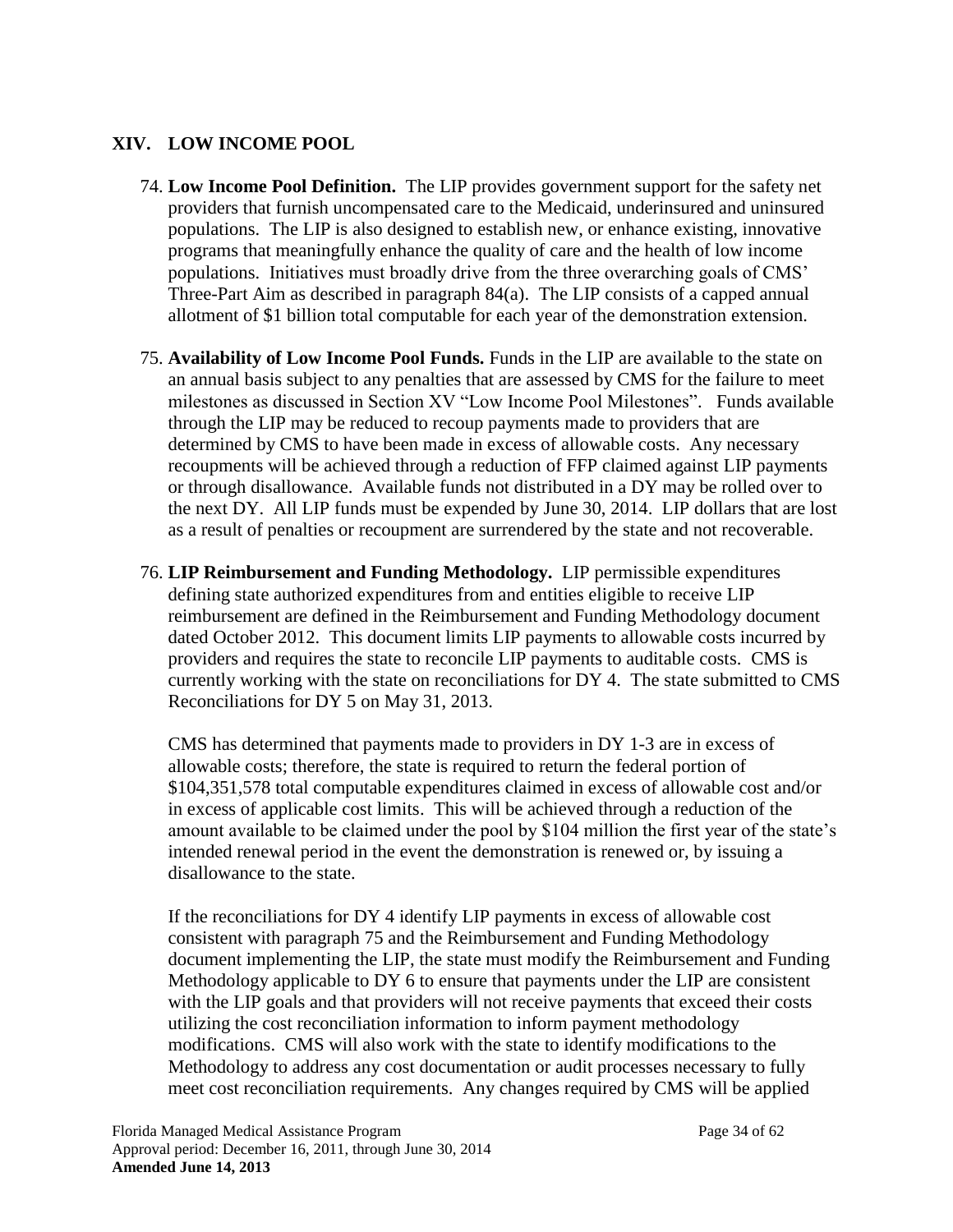## XIV. LOW INCOME POOL

74. **Low Income Pool Definition.** The LIP provides government support for the safety net providers that furnish uncompensated care to the Medicaid, underinsured and uninsured populations. The LIP is also designed to establish new, or enhance existing, innovative programs that meaningfully enhance the quality of care and the health of low income populations. Initiatives must broadly drive from the three overarching goals of CMS' Three-Part Aim as described in paragraph 84(a). The LIP consists of a capped annual allotment of $1 billion total computable for each year of the demonstration extension.

75. **Availability of Low Income Pool Funds.** Funds in the LIP are available to the state on an annual basis subject to any penalties that are assessed by CMS for the failure to meet milestones as discussed in Section XV "Low Income Pool Milestones". Funds available through the LIP may be reduced to recoup payments made to providers that are determined by CMS to have been made in excess of allowable costs. Any necessary recoupments will be achieved through a reduction of FFP claimed against LIP payments or through disallowance. Available funds not distributed in a DY may be rolled over to the next DY. All LIP funds must be expended by June 30, 2014. LIP dollars that are lost as a result of penalties or recoupment are surrendered by the state and not recoverable.

76. **LIP Reimbursement and Funding Methodology.** LIP permissible expenditures defining state authorized expenditures from and entities eligible to receive LIP reimbursement are defined in the Reimbursement and Funding Methodology document dated October 2012. This document limits LIP payments to allowable costs incurred by providers and requires the state to reconcile LIP payments to auditable costs. CMS is currently working with the state on reconciliations for DY 4. The state submitted to CMS Reconciliations for DY 5 on May 31, 2013.

    CMS has determined that payments made to providers in DY 1-3 are in excess of allowable costs; therefore, the state is required to return the federal portion of $104,351,578 total computable expenditures claimed in excess of allowable cost and/or in excess of applicable cost limits. This will be achieved through a reduction of the amount available to be claimed under the pool by $104 million the first year of the state's intended renewal period in the event the demonstration is renewed or, by issuing a disallowance to the state.

    If the reconciliations for DY 4 identify LIP payments in excess of allowable cost consistent with paragraph 75 and the Reimbursement and Funding Methodology document implementing the LIP, the state must modify the Reimbursement and Funding Methodology applicable to DY 6 to ensure that payments under the LIP are consistent with the LIP goals and that providers will not receive payments that exceed their costs utilizing the cost reconciliation information to inform payment methodology modifications. CMS will also work with the state to identify modifications to the Methodology to address any cost documentation or audit processes necessary to fully meet cost reconciliation requirements. Any changes required by CMS will be applied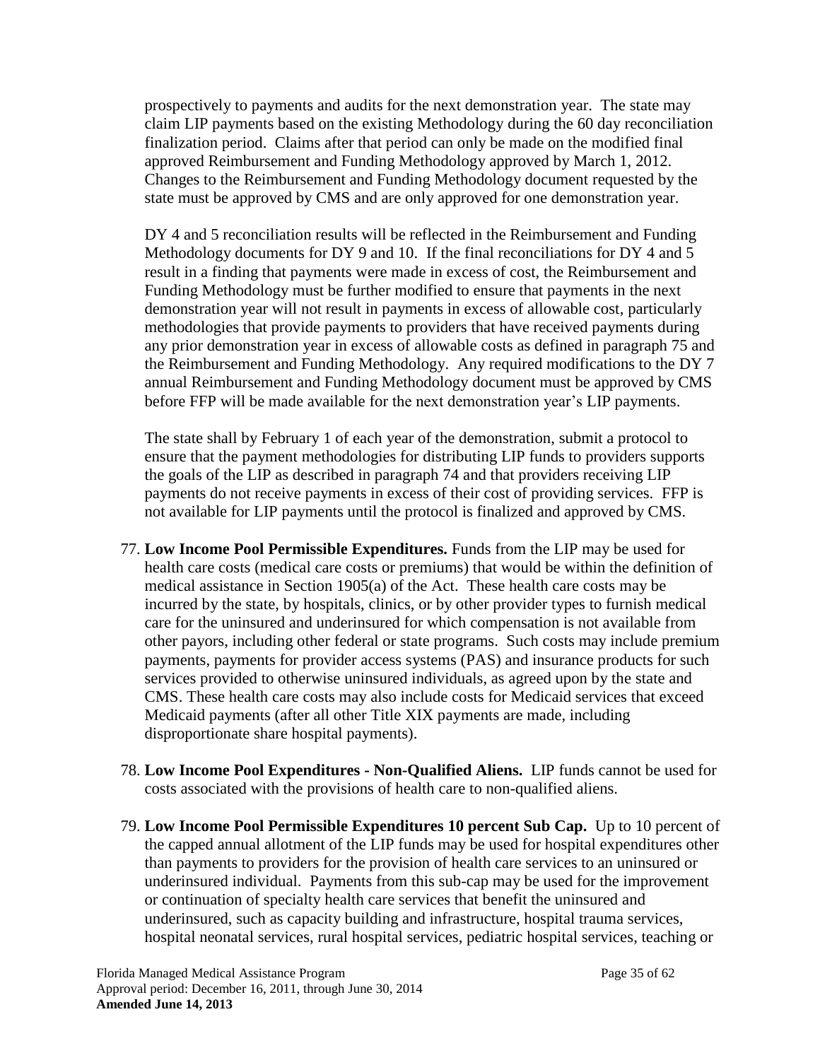prospectively to payments and audits for the next demonstration year. The state may claim LIP payments based on the existing Methodology during the 60 day reconciliation finalization period. Claims after that period can only be made on the modified final approved Reimbursement and Funding Methodology approved by March 1, 2012. Changes to the Reimbursement and Funding Methodology document requested by the state must be approved by CMS and are only approved for one demonstration year.

DY 4 and 5 reconciliation results will be reflected in the Reimbursement and Funding Methodology documents for DY 9 and 10. If the final reconciliations for DY 4 and 5 result in a finding that payments were made in excess of cost, the Reimbursement and Funding Methodology must be further modified to ensure that payments in the next demonstration year will not result in payments in excess of allowable cost, particularly methodologies that provide payments to providers that have received payments during any prior demonstration year in excess of allowable costs as defined in paragraph 75 and the Reimbursement and Funding Methodology. Any required modifications to the DY 7 annual Reimbursement and Funding Methodology document must be approved by CMS before FFP will be made available for the next demonstration year's LIP payments.

The state shall by February 1 of each year of the demonstration, submit a protocol to ensure that the payment methodologies for distributing LIP funds to providers supports the goals of the LIP as described in paragraph 74 and that providers receiving LIP payments do not receive payments in excess of their cost of providing services. FFP is not available for LIP payments until the protocol is finalized and approved by CMS.

77. **Low Income Pool Permissible Expenditures.** Funds from the LIP may be used for health care costs (medical care costs or premiums) that would be within the definition of medical assistance in Section 1905(a) of the Act. These health care costs may be incurred by the state, by hospitals, clinics, or by other provider types to furnish medical care for the uninsured and underinsured for which compensation is not available from other payors, including other federal or state programs. Such costs may include premium payments, payments for provider access systems (PAS) and insurance products for such services provided to otherwise uninsured individuals, as agreed upon by the state and CMS. These health care costs may also include costs for Medicaid services that exceed Medicaid payments (after all other Title XIX payments are made, including disproportionate share hospital payments).

78. **Low Income Pool Expenditures - Non-Qualified Aliens.** LIP funds cannot be used for costs associated with the provisions of health care to non-qualified aliens.

79. **Low Income Pool Permissible Expenditures 10 percent Sub Cap.** Up to 10 percent of the capped annual allotment of the LIP funds may be used for hospital expenditures other than payments to providers for the provision of health care services to an uninsured or underinsured individual. Payments from this sub-cap may be used for the improvement or continuation of specialty health care services that benefit the uninsured and underinsured, such as capacity building and infrastructure, hospital trauma services, hospital neonatal services, rural hospital services, pediatric hospital services, teaching or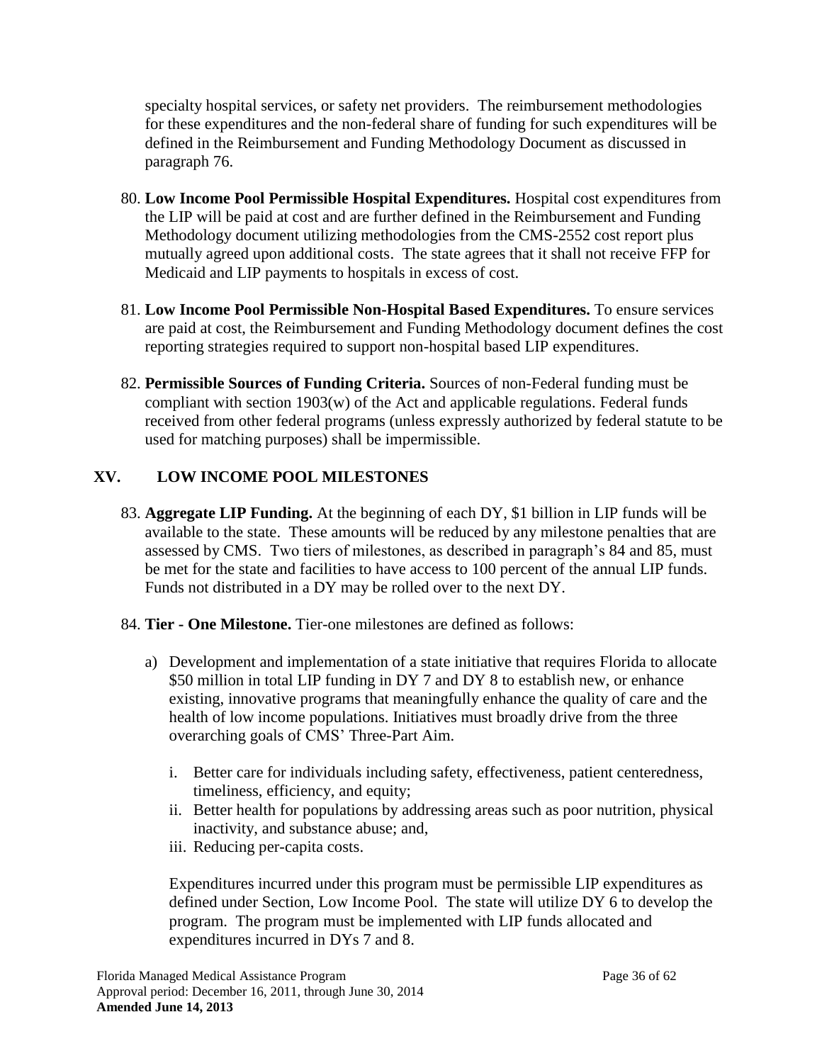specialty hospital services, or safety net providers. The reimbursement methodologies for these expenditures and the non-federal share of funding for such expenditures will be defined in the Reimbursement and Funding Methodology Document as discussed in paragraph 76.

80. **Low Income Pool Permissible Hospital Expenditures.** Hospital cost expenditures from the LIP will be paid at cost and are further defined in the Reimbursement and Funding Methodology document utilizing methodologies from the CMS-2552 cost report plus mutually agreed upon additional costs. The state agrees that it shall not receive FFP for Medicaid and LIP payments to hospitals in excess of cost.

81. **Low Income Pool Permissible Non-Hospital Based Expenditures.** To ensure services are paid at cost, the Reimbursement and Funding Methodology document defines the cost reporting strategies required to support non-hospital based LIP expenditures.

82. **Permissible Sources of Funding Criteria.** Sources of non-Federal funding must be compliant with section 1903(w) of the Act and applicable regulations. Federal funds received from other federal programs (unless expressly authorized by federal statute to be used for matching purposes) shall be impermissible.

## XV. LOW INCOME POOL MILESTONES

83. **Aggregate LIP Funding.** At the beginning of each DY, $1 billion in LIP funds will be available to the state. These amounts will be reduced by any milestone penalties that are assessed by CMS. Two tiers of milestones, as described in paragraph's 84 and 85, must be met for the state and facilities to have access to 100 percent of the annual LIP funds. Funds not distributed in a DY may be rolled over to the next DY.

84. **Tier - One Milestone.** Tier-one milestones are defined as follows:

    a) Development and implementation of a state initiative that requires Florida to allocate $50 million in total LIP funding in DY 7 and DY 8 to establish new, or enhance existing, innovative programs that meaningfully enhance the quality of care and the health of low income populations. Initiatives must broadly drive from the three overarching goals of CMS' Three-Part Aim.

       i. Better care for individuals including safety, effectiveness, patient centeredness, timeliness, efficiency, and equity;
       ii. Better health for populations by addressing areas such as poor nutrition, physical inactivity, and substance abuse; and,
       iii. Reducing per-capita costs.

       Expenditures incurred under this program must be permissible LIP expenditures as defined under Section, Low Income Pool. The state will utilize DY 6 to develop the program. The program must be implemented with LIP funds allocated and expenditures incurred in DYs 7 and 8.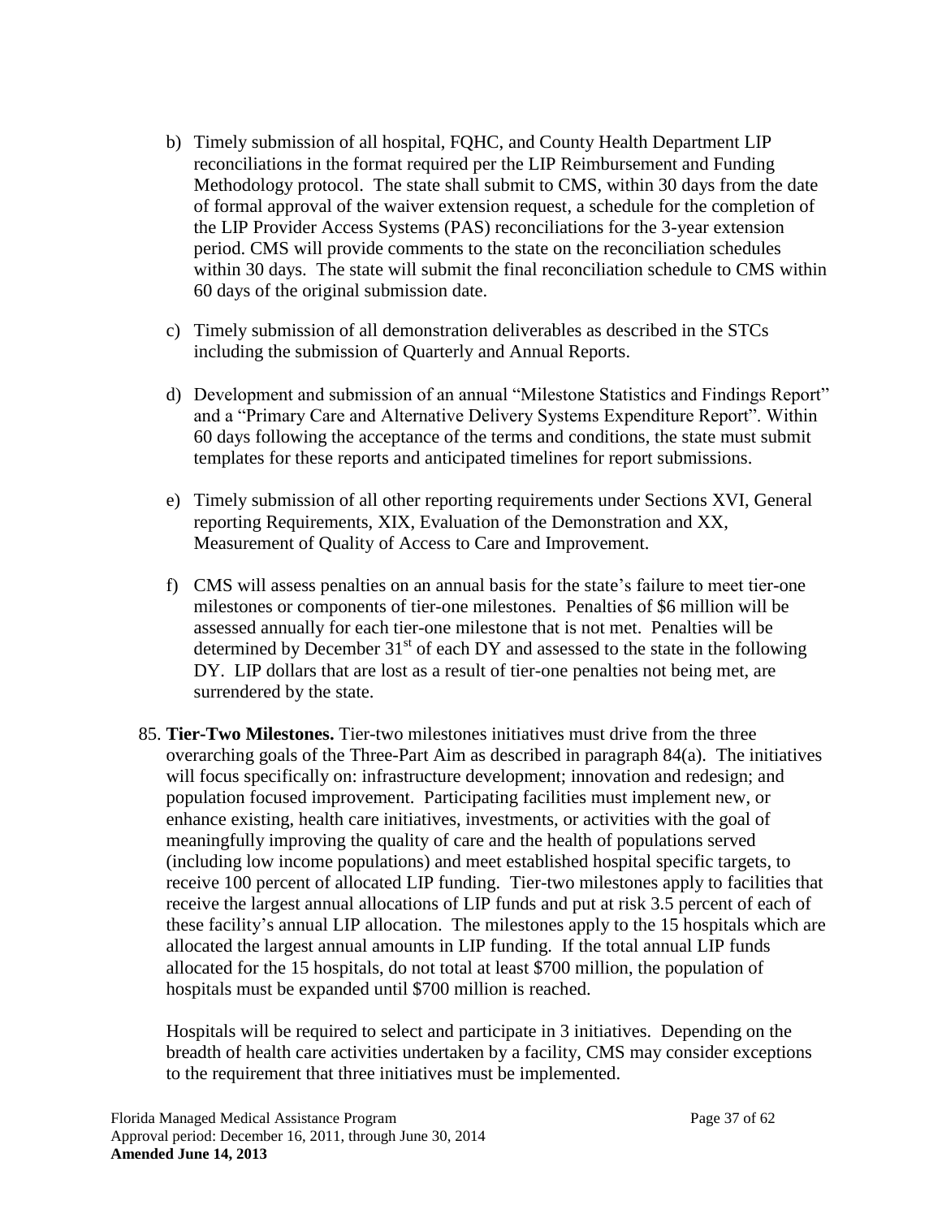b) Timely submission of all hospital, FQHC, and County Health Department LIP reconciliations in the format required per the LIP Reimbursement and Funding Methodology protocol. The state shall submit to CMS, within 30 days from the date of formal approval of the waiver extension request, a schedule for the completion of the LIP Provider Access Systems (PAS) reconciliations for the 3-year extension period. CMS will provide comments to the state on the reconciliation schedules within 30 days. The state will submit the final reconciliation schedule to CMS within 60 days of the original submission date.

c) Timely submission of all demonstration deliverables as described in the STCs including the submission of Quarterly and Annual Reports.

d) Development and submission of an annual "Milestone Statistics and Findings Report" and a "Primary Care and Alternative Delivery Systems Expenditure Report". Within 60 days following the acceptance of the terms and conditions, the state must submit templates for these reports and anticipated timelines for report submissions.

e) Timely submission of all other reporting requirements under Sections XVI, General reporting Requirements, XIX, Evaluation of the Demonstration and XX, Measurement of Quality of Access to Care and Improvement.

f) CMS will assess penalties on an annual basis for the state's failure to meet tier-one milestones or components of tier-one milestones. Penalties of $6 million will be assessed annually for each tier-one milestone that is not met. Penalties will be determined by December 31st of each DY and assessed to the state in the following DY. LIP dollars that are lost as a result of tier-one penalties not being met, are surrendered by the state.

85. **Tier-Two Milestones.** Tier-two milestones initiatives must drive from the three overarching goals of the Three-Part Aim as described in paragraph 84(a). The initiatives will focus specifically on: infrastructure development; innovation and redesign; and population focused improvement. Participating facilities must implement new, or enhance existing, health care initiatives, investments, or activities with the goal of meaningfully improving the quality of care and the health of populations served (including low income populations) and meet established hospital specific targets, to receive 100 percent of allocated LIP funding. Tier-two milestones apply to facilities that receive the largest annual allocations of LIP funds and put at risk 3.5 percent of each of these facility's annual LIP allocation. The milestones apply to the 15 hospitals which are allocated the largest annual amounts in LIP funding. If the total annual LIP funds allocated for the 15 hospitals, do not total at least $700 million, the population of hospitals must be expanded until $700 million is reached.

    Hospitals will be required to select and participate in 3 initiatives. Depending on the breadth of health care activities undertaken by a facility, CMS may consider exceptions to the requirement that three initiatives must be implemented.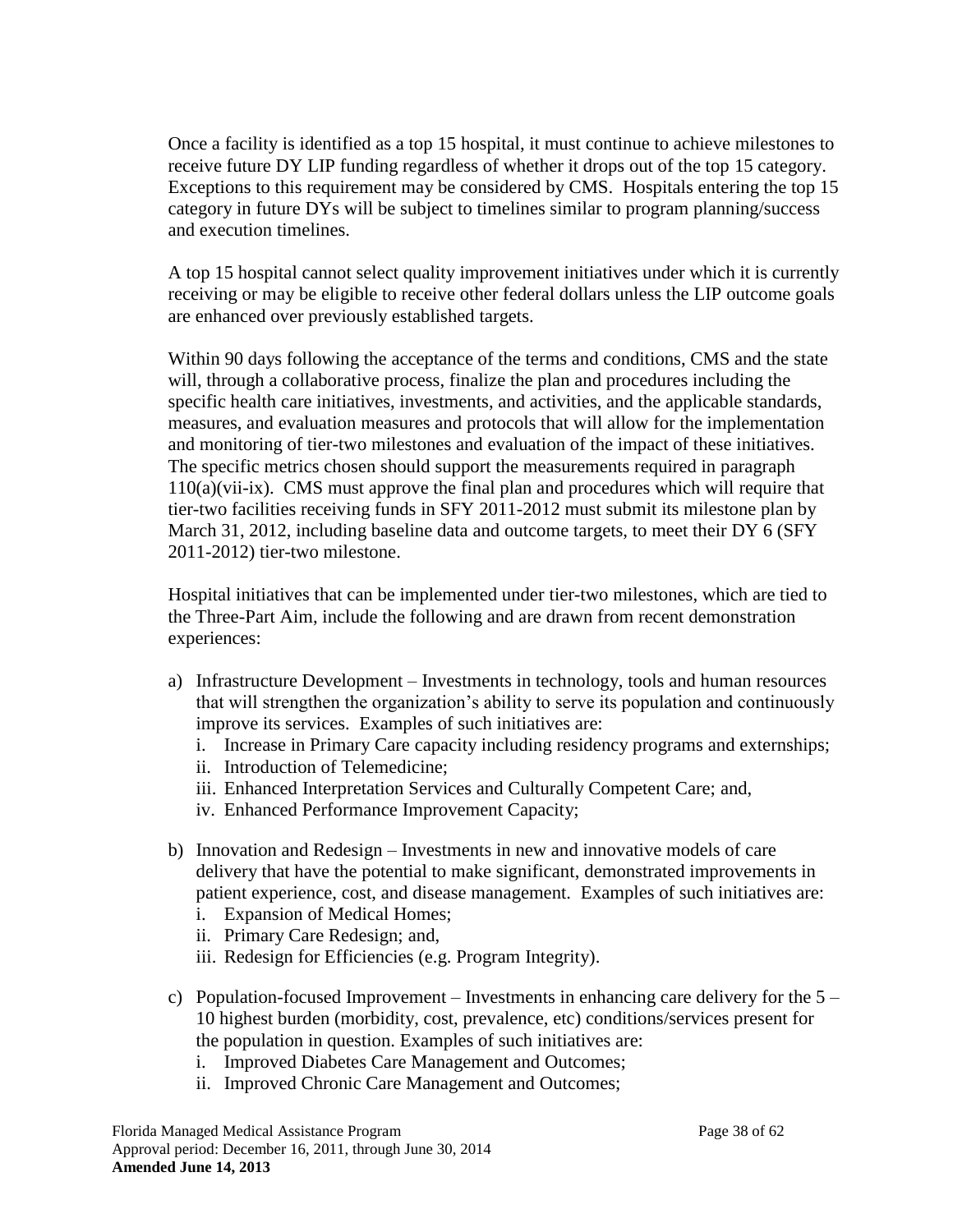Once a facility is identified as a top 15 hospital, it must continue to achieve milestones to receive future DY LIP funding regardless of whether it drops out of the top 15 category. Exceptions to this requirement may be considered by CMS. Hospitals entering the top 15 category in future DYs will be subject to timelines similar to program planning/success and execution timelines.

A top 15 hospital cannot select quality improvement initiatives under which it is currently receiving or may be eligible to receive other federal dollars unless the LIP outcome goals are enhanced over previously established targets.

Within 90 days following the acceptance of the terms and conditions, CMS and the state will, through a collaborative process, finalize the plan and procedures including the specific health care initiatives, investments, and activities, and the applicable standards, measures, and evaluation measures and protocols that will allow for the implementation and monitoring of tier-two milestones and evaluation of the impact of these initiatives. The specific metrics chosen should support the measurements required in paragraph 110(a)(vii-ix). CMS must approve the final plan and procedures which will require that tier-two facilities receiving funds in SFY 2011-2012 must submit its milestone plan by March 31, 2012, including baseline data and outcome targets, to meet their DY 6 (SFY 2011-2012) tier-two milestone.

Hospital initiatives that can be implemented under tier-two milestones, which are tied to the Three-Part Aim, include the following and are drawn from recent demonstration experiences:

a) Infrastructure Development – Investments in technology, tools and human resources that will strengthen the organization's ability to serve its population and continuously improve its services. Examples of such initiatives are:
   i. Increase in Primary Care capacity including residency programs and externships;
   ii. Introduction of Telemedicine;
   iii. Enhanced Interpretation Services and Culturally Competent Care; and,
   iv. Enhanced Performance Improvement Capacity;

b) Innovation and Redesign – Investments in new and innovative models of care delivery that have the potential to make significant, demonstrated improvements in patient experience, cost, and disease management. Examples of such initiatives are:
   i. Expansion of Medical Homes;
   ii. Primary Care Redesign; and,
   iii. Redesign for Efficiencies (e.g. Program Integrity).

c) Population-focused Improvement – Investments in enhancing care delivery for the 5 – 10 highest burden (morbidity, cost, prevalence, etc) conditions/services present for the population in question. Examples of such initiatives are:
   i. Improved Diabetes Care Management and Outcomes;
   ii. Improved Chronic Care Management and Outcomes;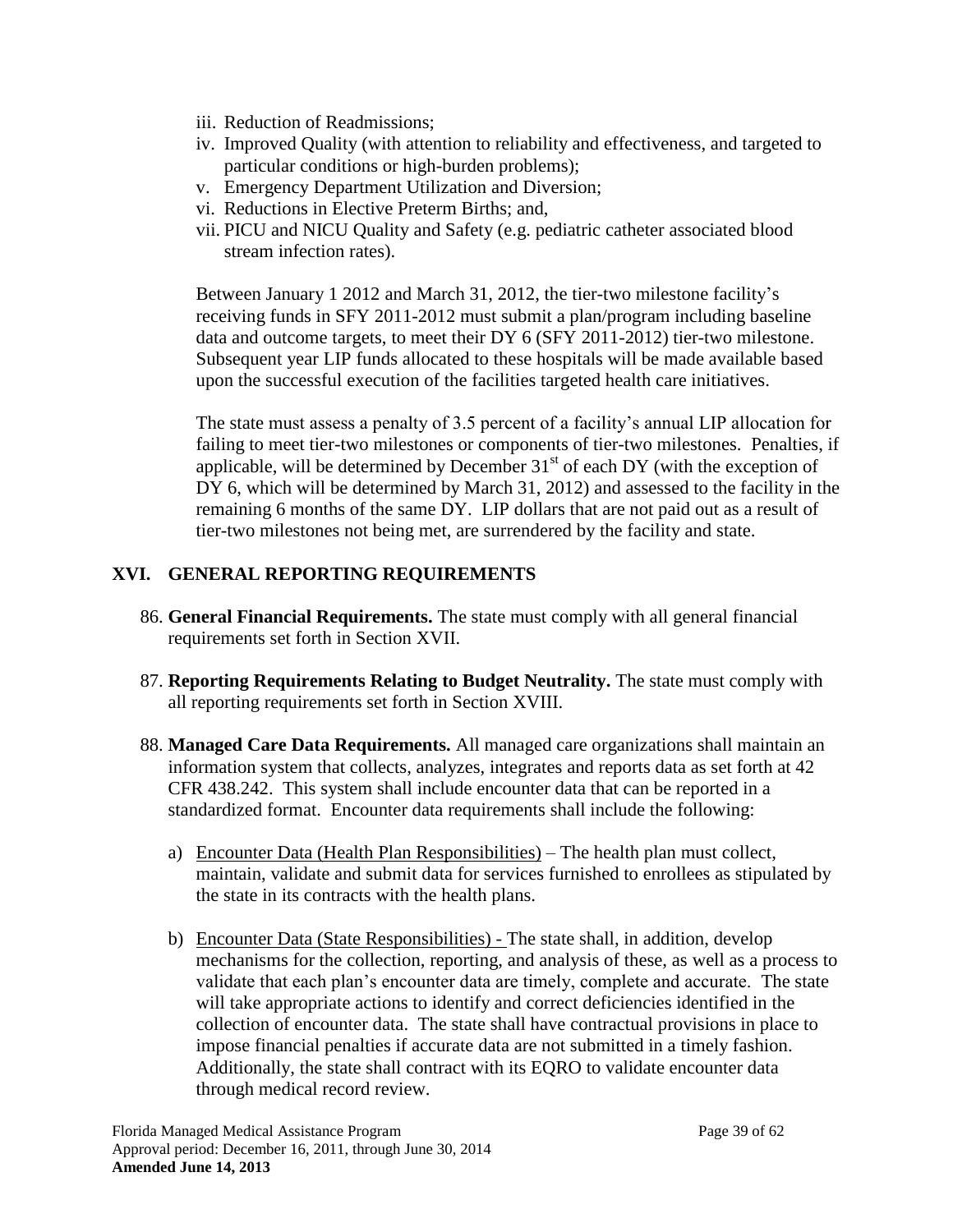iii. Reduction of Readmissions;
iv. Improved Quality (with attention to reliability and effectiveness, and targeted to particular conditions or high-burden problems);
v. Emergency Department Utilization and Diversion;
vi. Reductions in Elective Preterm Births; and,
vii. PICU and NICU Quality and Safety (e.g. pediatric catheter associated blood stream infection rates).

Between January 1 2012 and March 31, 2012, the tier-two milestone facility's receiving funds in SFY 2011-2012 must submit a plan/program including baseline data and outcome targets, to meet their DY 6 (SFY 2011-2012) tier-two milestone. Subsequent year LIP funds allocated to these hospitals will be made available based upon the successful execution of the facilities targeted health care initiatives.

The state must assess a penalty of 3.5 percent of a facility's annual LIP allocation for failing to meet tier-two milestones or components of tier-two milestones. Penalties, if applicable, will be determined by December 31st of each DY (with the exception of DY 6, which will be determined by March 31, 2012) and assessed to the facility in the remaining 6 months of the same DY. LIP dollars that are not paid out as a result of tier-two milestones not being met, are surrendered by the facility and state.

## XVI. GENERAL REPORTING REQUIREMENTS

86. **General Financial Requirements.** The state must comply with all general financial requirements set forth in Section XVII.

87. **Reporting Requirements Relating to Budget Neutrality.** The state must comply with all reporting requirements set forth in Section XVIII.

88. **Managed Care Data Requirements.** All managed care organizations shall maintain an information system that collects, analyzes, integrates and reports data as set forth at 42 CFR 438.242. This system shall include encounter data that can be reported in a standardized format. Encounter data requirements shall include the following:

    a) Encounter Data (Health Plan Responsibilities) – The health plan must collect, maintain, validate and submit data for services furnished to enrollees as stipulated by the state in its contracts with the health plans.

    b) Encounter Data (State Responsibilities) - The state shall, in addition, develop mechanisms for the collection, reporting, and analysis of these, as well as a process to validate that each plan's encounter data are timely, complete and accurate. The state will take appropriate actions to identify and correct deficiencies identified in the collection of encounter data. The state shall have contractual provisions in place to impose financial penalties if accurate data are not submitted in a timely fashion. Additionally, the state shall contract with its EQRO to validate encounter data through medical record review.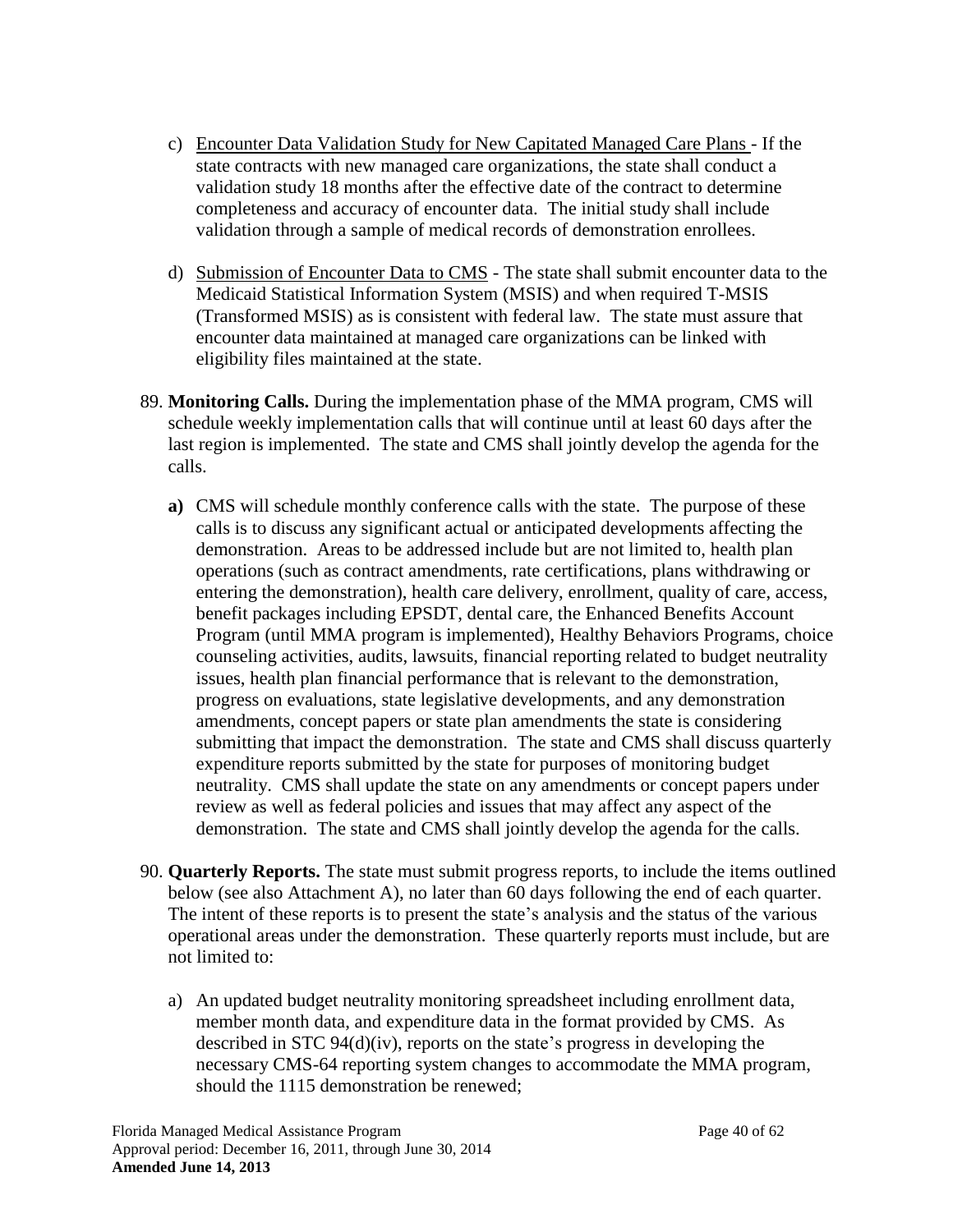c) Encounter Data Validation Study for New Capitated Managed Care Plans - If the state contracts with new managed care organizations, the state shall conduct a validation study 18 months after the effective date of the contract to determine completeness and accuracy of encounter data. The initial study shall include validation through a sample of medical records of demonstration enrollees.

d) Submission of Encounter Data to CMS - The state shall submit encounter data to the Medicaid Statistical Information System (MSIS) and when required T-MSIS (Transformed MSIS) as is consistent with federal law. The state must assure that encounter data maintained at managed care organizations can be linked with eligibility files maintained at the state.

89. **Monitoring Calls.** During the implementation phase of the MMA program, CMS will schedule weekly implementation calls that will continue until at least 60 days after the last region is implemented. The state and CMS shall jointly develop the agenda for the calls.

   **a)** CMS will schedule monthly conference calls with the state. The purpose of these calls is to discuss any significant actual or anticipated developments affecting the demonstration. Areas to be addressed include but are not limited to, health plan operations (such as contract amendments, rate certifications, plans withdrawing or entering the demonstration), health care delivery, enrollment, quality of care, access, benefit packages including EPSDT, dental care, the Enhanced Benefits Account Program (until MMA program is implemented), Healthy Behaviors Programs, choice counseling activities, audits, lawsuits, financial reporting related to budget neutrality issues, health plan financial performance that is relevant to the demonstration, progress on evaluations, state legislative developments, and any demonstration amendments, concept papers or state plan amendments the state is considering submitting that impact the demonstration. The state and CMS shall discuss quarterly expenditure reports submitted by the state for purposes of monitoring budget neutrality. CMS shall update the state on any amendments or concept papers under review as well as federal policies and issues that may affect any aspect of the demonstration. The state and CMS shall jointly develop the agenda for the calls.

90. **Quarterly Reports.** The state must submit progress reports, to include the items outlined below (see also Attachment A), no later than 60 days following the end of each quarter. The intent of these reports is to present the state's analysis and the status of the various operational areas under the demonstration. These quarterly reports must include, but are not limited to:

   a) An updated budget neutrality monitoring spreadsheet including enrollment data, member month data, and expenditure data in the format provided by CMS. As described in STC 94(d)(iv), reports on the state's progress in developing the necessary CMS-64 reporting system changes to accommodate the MMA program, should the 1115 demonstration be renewed;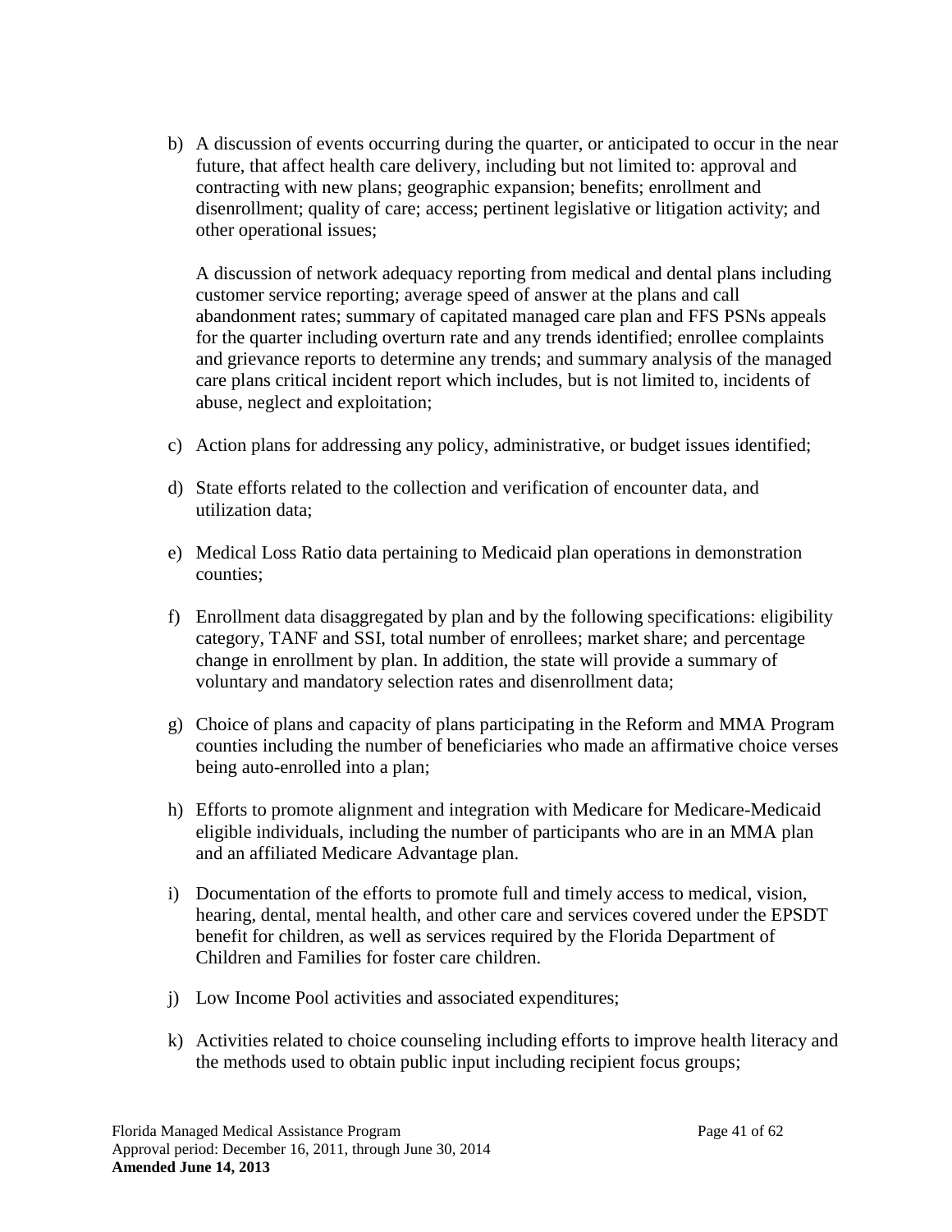b) A discussion of events occurring during the quarter, or anticipated to occur in the near future, that affect health care delivery, including but not limited to: approval and contracting with new plans; geographic expansion; benefits; enrollment and disenrollment; quality of care; access; pertinent legislative or litigation activity; and other operational issues;

   A discussion of network adequacy reporting from medical and dental plans including customer service reporting; average speed of answer at the plans and call abandonment rates; summary of capitated managed care plan and FFS PSNs appeals for the quarter including overturn rate and any trends identified; enrollee complaints and grievance reports to determine any trends; and summary analysis of the managed care plans critical incident report which includes, but is not limited to, incidents of abuse, neglect and exploitation;

c) Action plans for addressing any policy, administrative, or budget issues identified;

d) State efforts related to the collection and verification of encounter data, and utilization data;

e) Medical Loss Ratio data pertaining to Medicaid plan operations in demonstration counties;

f) Enrollment data disaggregated by plan and by the following specifications: eligibility category, TANF and SSI, total number of enrollees; market share; and percentage change in enrollment by plan. In addition, the state will provide a summary of voluntary and mandatory selection rates and disenrollment data;

g) Choice of plans and capacity of plans participating in the Reform and MMA Program counties including the number of beneficiaries who made an affirmative choice verses being auto-enrolled into a plan;

h) Efforts to promote alignment and integration with Medicare for Medicare-Medicaid eligible individuals, including the number of participants who are in an MMA plan and an affiliated Medicare Advantage plan.

i) Documentation of the efforts to promote full and timely access to medical, vision, hearing, dental, mental health, and other care and services covered under the EPSDT benefit for children, as well as services required by the Florida Department of Children and Families for foster care children.

j) Low Income Pool activities and associated expenditures;

k) Activities related to choice counseling including efforts to improve health literacy and the methods used to obtain public input including recipient focus groups;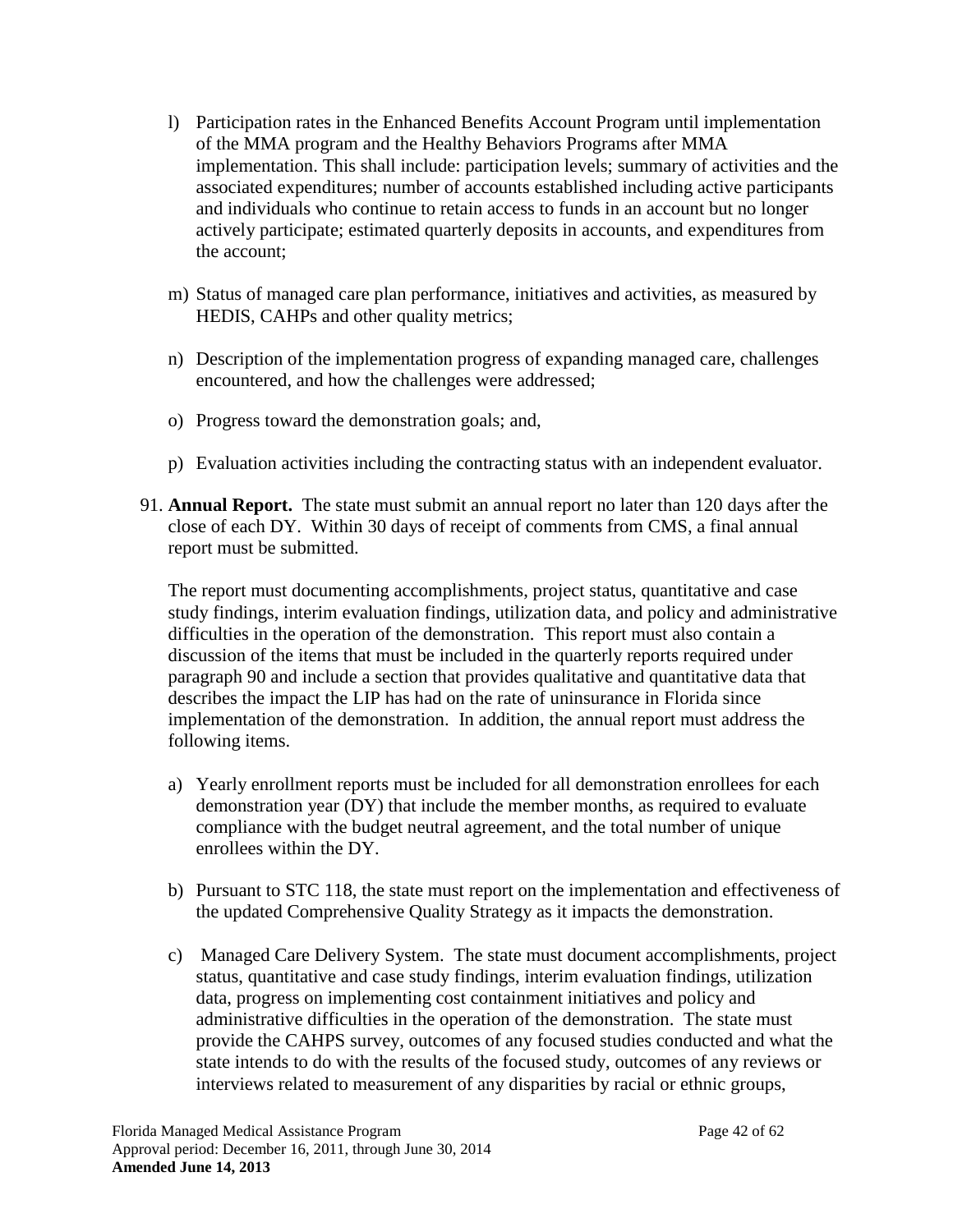l) Participation rates in the Enhanced Benefits Account Program until implementation of the MMA program and the Healthy Behaviors Programs after MMA implementation. This shall include: participation levels; summary of activities and the associated expenditures; number of accounts established including active participants and individuals who continue to retain access to funds in an account but no longer actively participate; estimated quarterly deposits in accounts, and expenditures from the account;

m) Status of managed care plan performance, initiatives and activities, as measured by HEDIS, CAHPs and other quality metrics;

n) Description of the implementation progress of expanding managed care, challenges encountered, and how the challenges were addressed;

o) Progress toward the demonstration goals; and,

p) Evaluation activities including the contracting status with an independent evaluator.

91. **Annual Report.** The state must submit an annual report no later than 120 days after the close of each DY. Within 30 days of receipt of comments from CMS, a final annual report must be submitted.

The report must documenting accomplishments, project status, quantitative and case study findings, interim evaluation findings, utilization data, and policy and administrative difficulties in the operation of the demonstration. This report must also contain a discussion of the items that must be included in the quarterly reports required under paragraph 90 and include a section that provides qualitative and quantitative data that describes the impact the LIP has had on the rate of uninsurance in Florida since implementation of the demonstration. In addition, the annual report must address the following items.

a) Yearly enrollment reports must be included for all demonstration enrollees for each demonstration year (DY) that include the member months, as required to evaluate compliance with the budget neutral agreement, and the total number of unique enrollees within the DY.

b) Pursuant to STC 118, the state must report on the implementation and effectiveness of the updated Comprehensive Quality Strategy as it impacts the demonstration.

c) Managed Care Delivery System. The state must document accomplishments, project status, quantitative and case study findings, interim evaluation findings, utilization data, progress on implementing cost containment initiatives and policy and administrative difficulties in the operation of the demonstration. The state must provide the CAHPS survey, outcomes of any focused studies conducted and what the state intends to do with the results of the focused study, outcomes of any reviews or interviews related to measurement of any disparities by racial or ethnic groups,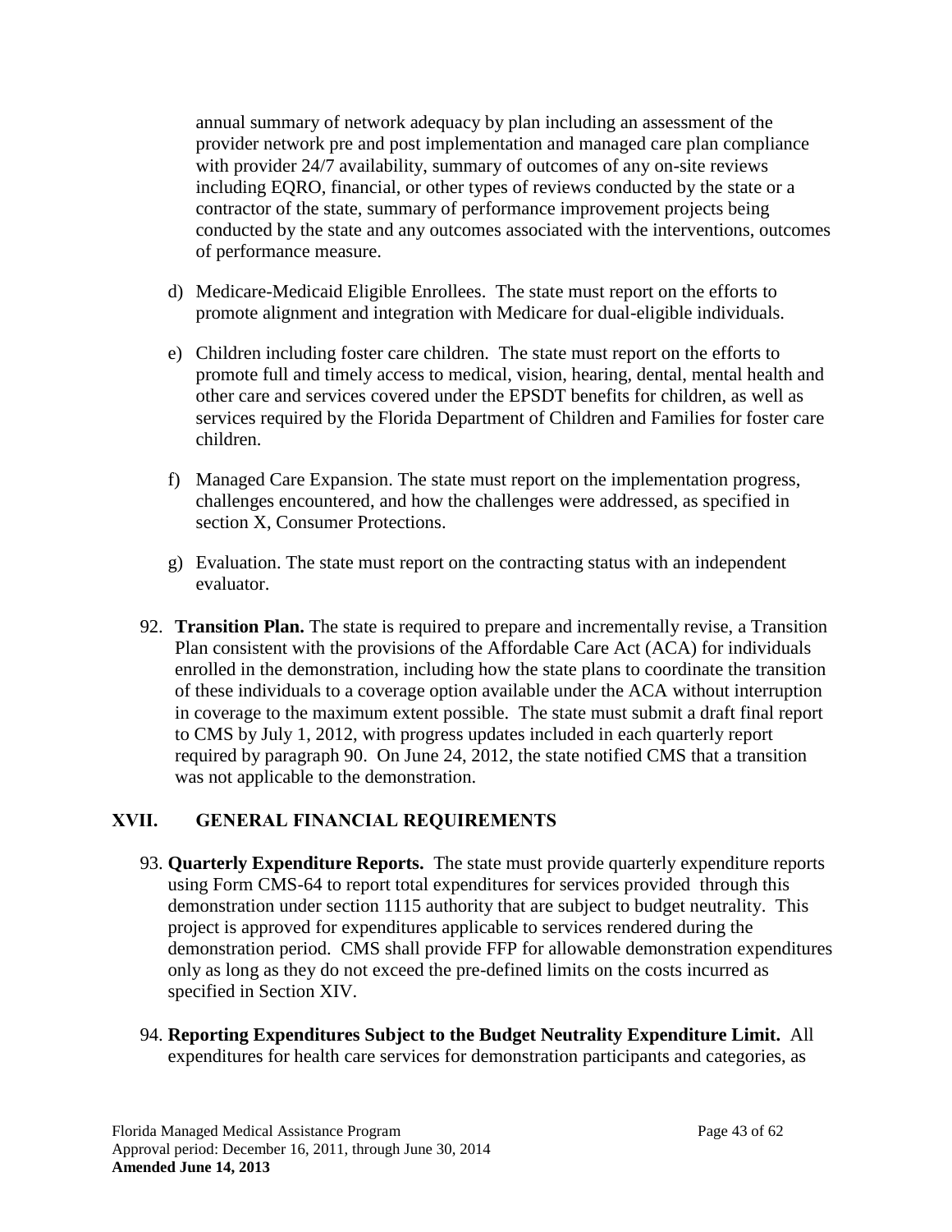annual summary of network adequacy by plan including an assessment of the provider network pre and post implementation and managed care plan compliance with provider 24/7 availability, summary of outcomes of any on-site reviews including EQRO, financial, or other types of reviews conducted by the state or a contractor of the state, summary of performance improvement projects being conducted by the state and any outcomes associated with the interventions, outcomes of performance measure.

d) Medicare-Medicaid Eligible Enrollees. The state must report on the efforts to promote alignment and integration with Medicare for dual-eligible individuals.

e) Children including foster care children. The state must report on the efforts to promote full and timely access to medical, vision, hearing, dental, mental health and other care and services covered under the EPSDT benefits for children, as well as services required by the Florida Department of Children and Families for foster care children.

f) Managed Care Expansion. The state must report on the implementation progress, challenges encountered, and how the challenges were addressed, as specified in section X, Consumer Protections.

g) Evaluation. The state must report on the contracting status with an independent evaluator.

92. **Transition Plan.** The state is required to prepare and incrementally revise, a Transition Plan consistent with the provisions of the Affordable Care Act (ACA) for individuals enrolled in the demonstration, including how the state plans to coordinate the transition of these individuals to a coverage option available under the ACA without interruption in coverage to the maximum extent possible. The state must submit a draft final report to CMS by July 1, 2012, with progress updates included in each quarterly report required by paragraph 90. On June 24, 2012, the state notified CMS that a transition was not applicable to the demonstration.

## XVII. GENERAL FINANCIAL REQUIREMENTS

93. **Quarterly Expenditure Reports.** The state must provide quarterly expenditure reports using Form CMS-64 to report total expenditures for services provided through this demonstration under section 1115 authority that are subject to budget neutrality. This project is approved for expenditures applicable to services rendered during the demonstration period. CMS shall provide FFP for allowable demonstration expenditures only as long as they do not exceed the pre-defined limits on the costs incurred as specified in Section XIV.

94. **Reporting Expenditures Subject to the Budget Neutrality Expenditure Limit.** All expenditures for health care services for demonstration participants and categories, as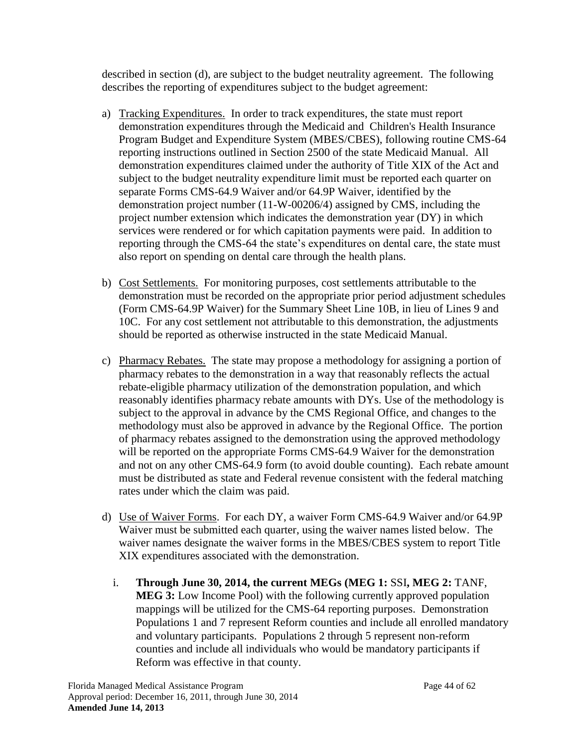described in section (d), are subject to the budget neutrality agreement. The following describes the reporting of expenditures subject to the budget agreement:

a) Tracking Expenditures. In order to track expenditures, the state must report demonstration expenditures through the Medicaid and Children's Health Insurance Program Budget and Expenditure System (MBES/CBES), following routine CMS-64 reporting instructions outlined in Section 2500 of the state Medicaid Manual. All demonstration expenditures claimed under the authority of Title XIX of the Act and subject to the budget neutrality expenditure limit must be reported each quarter on separate Forms CMS-64.9 Waiver and/or 64.9P Waiver, identified by the demonstration project number (11-W-00206/4) assigned by CMS, including the project number extension which indicates the demonstration year (DY) in which services were rendered or for which capitation payments were paid. In addition to reporting through the CMS-64 the state's expenditures on dental care, the state must also report on spending on dental care through the health plans.

b) Cost Settlements. For monitoring purposes, cost settlements attributable to the demonstration must be recorded on the appropriate prior period adjustment schedules (Form CMS-64.9P Waiver) for the Summary Sheet Line 10B, in lieu of Lines 9 and 10C. For any cost settlement not attributable to this demonstration, the adjustments should be reported as otherwise instructed in the state Medicaid Manual.

c) Pharmacy Rebates. The state may propose a methodology for assigning a portion of pharmacy rebates to the demonstration in a way that reasonably reflects the actual rebate-eligible pharmacy utilization of the demonstration population, and which reasonably identifies pharmacy rebate amounts with DYs. Use of the methodology is subject to the approval in advance by the CMS Regional Office, and changes to the methodology must also be approved in advance by the Regional Office. The portion of pharmacy rebates assigned to the demonstration using the approved methodology will be reported on the appropriate Forms CMS-64.9 Waiver for the demonstration and not on any other CMS-64.9 form (to avoid double counting). Each rebate amount must be distributed as state and Federal revenue consistent with the federal matching rates under which the claim was paid.

d) Use of Waiver Forms. For each DY, a waiver Form CMS-64.9 Waiver and/or 64.9P Waiver must be submitted each quarter, using the waiver names listed below. The waiver names designate the waiver forms in the MBES/CBES system to report Title XIX expenditures associated with the demonstration.

   i. **Through June 30, 2014, the current MEGs (MEG 1:** SSI**, MEG 2:** TANF, **MEG 3:** Low Income Pool) with the following currently approved population mappings will be utilized for the CMS-64 reporting purposes. Demonstration Populations 1 and 7 represent Reform counties and include all enrolled mandatory and voluntary participants. Populations 2 through 5 represent non-reform counties and include all individuals who would be mandatory participants if Reform was effective in that county.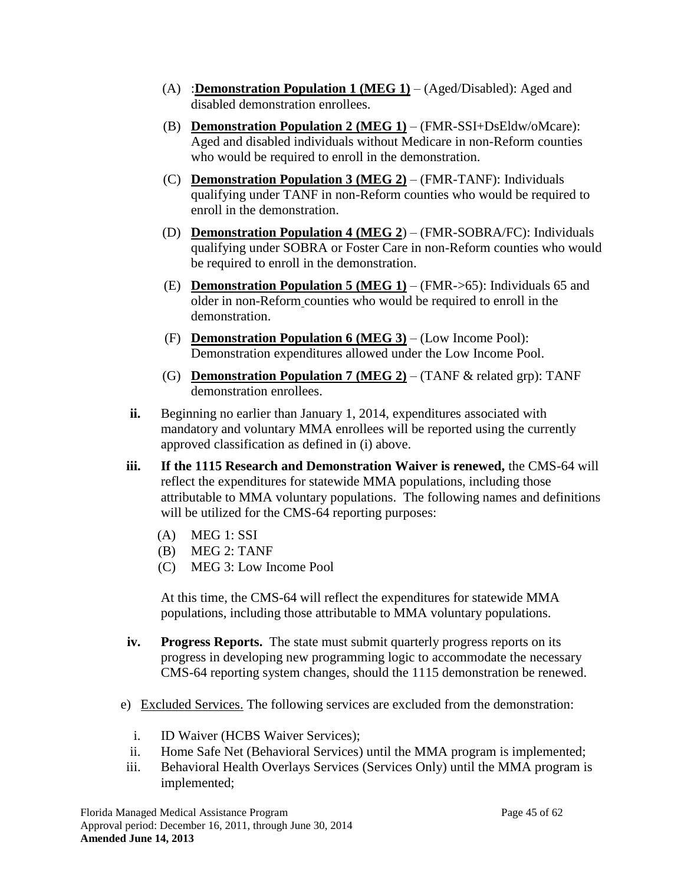(A) :**<u>Demonstration Population 1 (MEG 1)</u>** – (Aged/Disabled): Aged and disabled demonstration enrollees.

(B) **<u>Demonstration Population 2 (MEG 1)</u>** – (FMR-SSI+DsEldw/oMcare): Aged and disabled individuals without Medicare in non-Reform counties who would be required to enroll in the demonstration.

(C) **<u>Demonstration Population 3 (MEG 2)</u>** – (FMR-TANF): Individuals qualifying under TANF in non-Reform counties who would be required to enroll in the demonstration.

(D) **<u>Demonstration Population 4 (MEG 2</u>**) – (FMR-SOBRA/FC): Individuals qualifying under SOBRA or Foster Care in non-Reform counties who would be required to enroll in the demonstration.

(E) **<u>Demonstration Population 5 (MEG 1)</u>** – (FMR->65): Individuals 65 and older in non-Reform counties who would be required to enroll in the demonstration.

(F) **<u>Demonstration Population 6 (MEG 3)</u>** – (Low Income Pool): Demonstration expenditures allowed under the Low Income Pool.

(G) **<u>Demonstration Population 7 (MEG 2)</u>** – (TANF & related grp): TANF demonstration enrollees.

**ii.** Beginning no earlier than January 1, 2014, expenditures associated with mandatory and voluntary MMA enrollees will be reported using the currently approved classification as defined in (i) above.

**iii.** **If the 1115 Research and Demonstration Waiver is renewed,** the CMS-64 will reflect the expenditures for statewide MMA populations, including those attributable to MMA voluntary populations. The following names and definitions will be utilized for the CMS-64 reporting purposes:

(A) MEG 1: SSI
(B) MEG 2: TANF
(C) MEG 3: Low Income Pool

At this time, the CMS-64 will reflect the expenditures for statewide MMA populations, including those attributable to MMA voluntary populations.

**iv.** **Progress Reports.** The state must submit quarterly progress reports on its progress in developing new programming logic to accommodate the necessary CMS-64 reporting system changes, should the 1115 demonstration be renewed.

e) <u>Excluded Services.</u> The following services are excluded from the demonstration:

i. ID Waiver (HCBS Waiver Services);
ii. Home Safe Net (Behavioral Services) until the MMA program is implemented;
iii. Behavioral Health Overlays Services (Services Only) until the MMA program is implemented;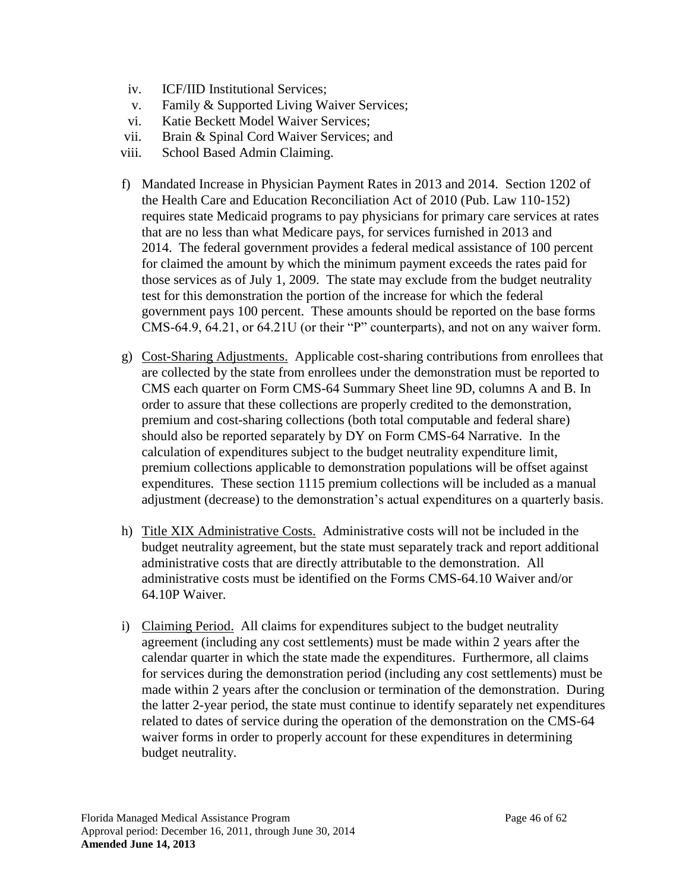iv. ICF/IID Institutional Services;
v. Family & Supported Living Waiver Services;
vi. Katie Beckett Model Waiver Services;
vii. Brain & Spinal Cord Waiver Services; and
viii. School Based Admin Claiming.

f) Mandated Increase in Physician Payment Rates in 2013 and 2014. Section 1202 of the Health Care and Education Reconciliation Act of 2010 (Pub. Law 110-152) requires state Medicaid programs to pay physicians for primary care services at rates that are no less than what Medicare pays, for services furnished in 2013 and 2014. The federal government provides a federal medical assistance of 100 percent for claimed the amount by which the minimum payment exceeds the rates paid for those services as of July 1, 2009. The state may exclude from the budget neutrality test for this demonstration the portion of the increase for which the federal government pays 100 percent. These amounts should be reported on the base forms CMS-64.9, 64.21, or 64.21U (or their "P" counterparts), and not on any waiver form.

g) <u>Cost-Sharing Adjustments.</u> Applicable cost-sharing contributions from enrollees that are collected by the state from enrollees under the demonstration must be reported to CMS each quarter on Form CMS-64 Summary Sheet line 9D, columns A and B. In order to assure that these collections are properly credited to the demonstration, premium and cost-sharing collections (both total computable and federal share) should also be reported separately by DY on Form CMS-64 Narrative. In the calculation of expenditures subject to the budget neutrality expenditure limit, premium collections applicable to demonstration populations will be offset against expenditures. These section 1115 premium collections will be included as a manual adjustment (decrease) to the demonstration's actual expenditures on a quarterly basis.

h) <u>Title XIX Administrative Costs.</u> Administrative costs will not be included in the budget neutrality agreement, but the state must separately track and report additional administrative costs that are directly attributable to the demonstration. All administrative costs must be identified on the Forms CMS-64.10 Waiver and/or 64.10P Waiver.

i) <u>Claiming Period.</u> All claims for expenditures subject to the budget neutrality agreement (including any cost settlements) must be made within 2 years after the calendar quarter in which the state made the expenditures. Furthermore, all claims for services during the demonstration period (including any cost settlements) must be made within 2 years after the conclusion or termination of the demonstration. During the latter 2-year period, the state must continue to identify separately net expenditures related to dates of service during the operation of the demonstration on the CMS-64 waiver forms in order to properly account for these expenditures in determining budget neutrality.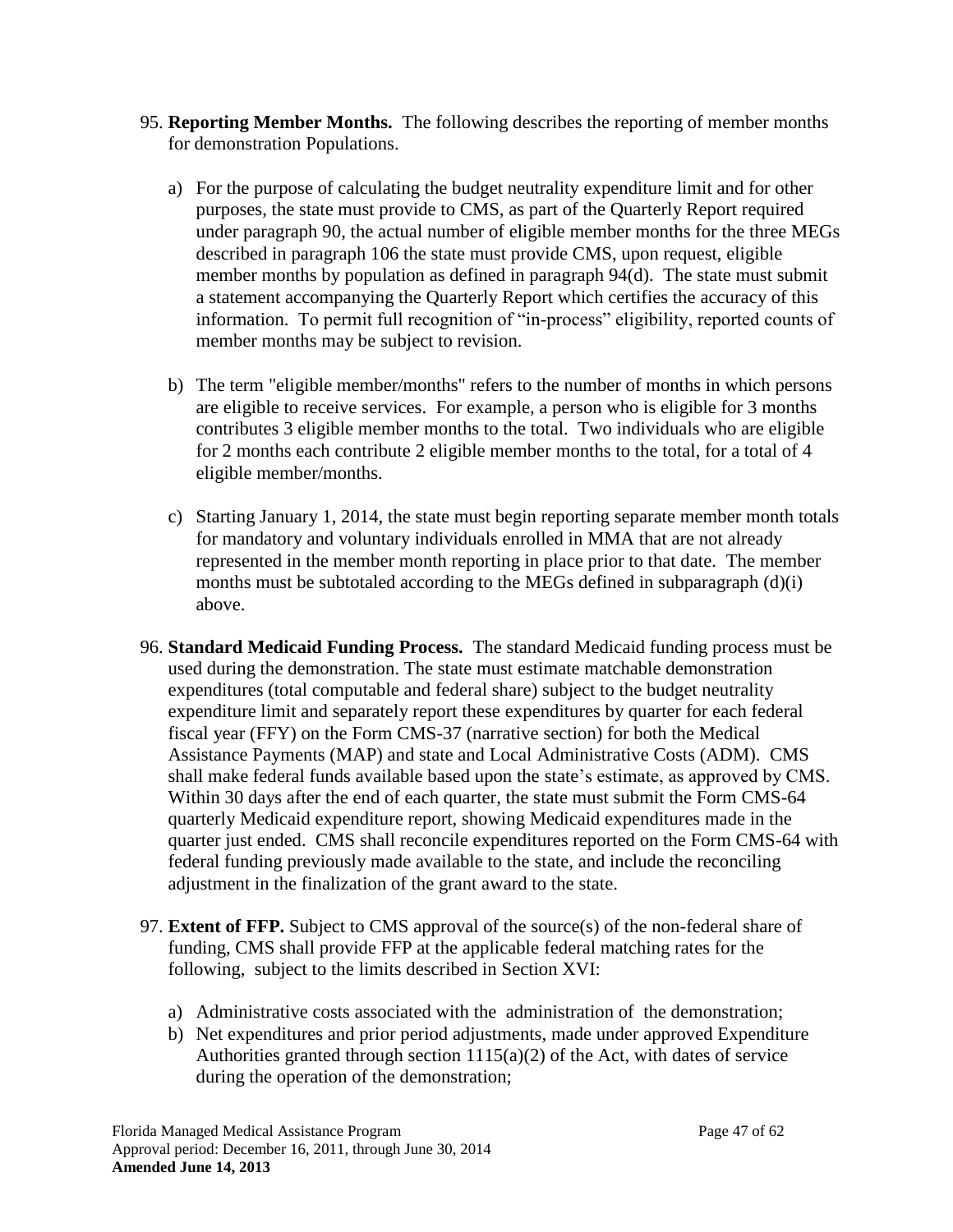95. **Reporting Member Months.** The following describes the reporting of member months for demonstration Populations.

    a) For the purpose of calculating the budget neutrality expenditure limit and for other purposes, the state must provide to CMS, as part of the Quarterly Report required under paragraph 90, the actual number of eligible member months for the three MEGs described in paragraph 106 the state must provide CMS, upon request, eligible member months by population as defined in paragraph 94(d). The state must submit a statement accompanying the Quarterly Report which certifies the accuracy of this information. To permit full recognition of "in-process" eligibility, reported counts of member months may be subject to revision.

    b) The term "eligible member/months" refers to the number of months in which persons are eligible to receive services. For example, a person who is eligible for 3 months contributes 3 eligible member months to the total. Two individuals who are eligible for 2 months each contribute 2 eligible member months to the total, for a total of 4 eligible member/months.

    c) Starting January 1, 2014, the state must begin reporting separate member month totals for mandatory and voluntary individuals enrolled in MMA that are not already represented in the member month reporting in place prior to that date. The member months must be subtotaled according to the MEGs defined in subparagraph (d)(i) above.

96. **Standard Medicaid Funding Process.** The standard Medicaid funding process must be used during the demonstration. The state must estimate matchable demonstration expenditures (total computable and federal share) subject to the budget neutrality expenditure limit and separately report these expenditures by quarter for each federal fiscal year (FFY) on the Form CMS-37 (narrative section) for both the Medical Assistance Payments (MAP) and state and Local Administrative Costs (ADM). CMS shall make federal funds available based upon the state's estimate, as approved by CMS. Within 30 days after the end of each quarter, the state must submit the Form CMS-64 quarterly Medicaid expenditure report, showing Medicaid expenditures made in the quarter just ended. CMS shall reconcile expenditures reported on the Form CMS-64 with federal funding previously made available to the state, and include the reconciling adjustment in the finalization of the grant award to the state.

97. **Extent of FFP.** Subject to CMS approval of the source(s) of the non-federal share of funding, CMS shall provide FFP at the applicable federal matching rates for the following, subject to the limits described in Section XVI:

    a) Administrative costs associated with the administration of the demonstration;
    b) Net expenditures and prior period adjustments, made under approved Expenditure Authorities granted through section 1115(a)(2) of the Act, with dates of service during the operation of the demonstration;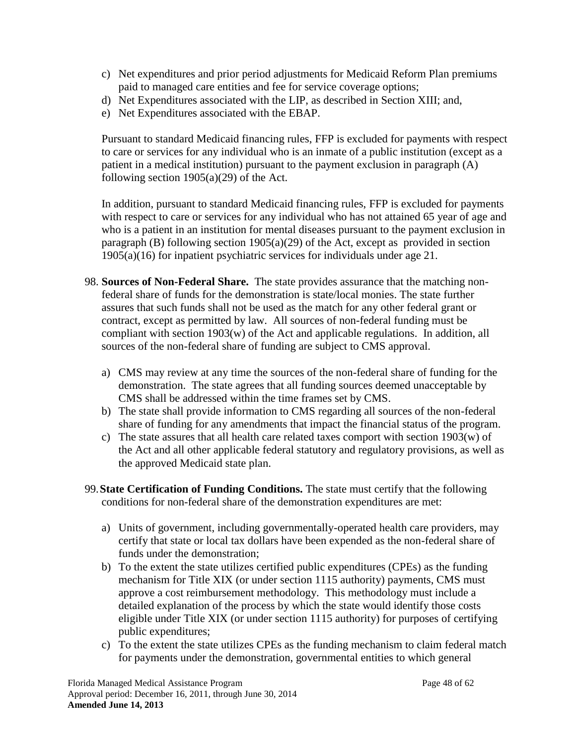c) Net expenditures and prior period adjustments for Medicaid Reform Plan premiums paid to managed care entities and fee for service coverage options;
d) Net Expenditures associated with the LIP, as described in Section XIII; and,
e) Net Expenditures associated with the EBAP.

Pursuant to standard Medicaid financing rules, FFP is excluded for payments with respect to care or services for any individual who is an inmate of a public institution (except as a patient in a medical institution) pursuant to the payment exclusion in paragraph (A) following section 1905(a)(29) of the Act.

In addition, pursuant to standard Medicaid financing rules, FFP is excluded for payments with respect to care or services for any individual who has not attained 65 year of age and who is a patient in an institution for mental diseases pursuant to the payment exclusion in paragraph (B) following section 1905(a)(29) of the Act, except as provided in section 1905(a)(16) for inpatient psychiatric services for individuals under age 21.

98. **Sources of Non-Federal Share.** The state provides assurance that the matching non-federal share of funds for the demonstration is state/local monies. The state further assures that such funds shall not be used as the match for any other federal grant or contract, except as permitted by law. All sources of non-federal funding must be compliant with section 1903(w) of the Act and applicable regulations. In addition, all sources of the non-federal share of funding are subject to CMS approval.

    a) CMS may review at any time the sources of the non-federal share of funding for the demonstration. The state agrees that all funding sources deemed unacceptable by CMS shall be addressed within the time frames set by CMS.
    b) The state shall provide information to CMS regarding all sources of the non-federal share of funding for any amendments that impact the financial status of the program.
    c) The state assures that all health care related taxes comport with section 1903(w) of the Act and all other applicable federal statutory and regulatory provisions, as well as the approved Medicaid state plan.

99. **State Certification of Funding Conditions.** The state must certify that the following conditions for non-federal share of the demonstration expenditures are met:

    a) Units of government, including governmentally-operated health care providers, may certify that state or local tax dollars have been expended as the non-federal share of funds under the demonstration;
    b) To the extent the state utilizes certified public expenditures (CPEs) as the funding mechanism for Title XIX (or under section 1115 authority) payments, CMS must approve a cost reimbursement methodology. This methodology must include a detailed explanation of the process by which the state would identify those costs eligible under Title XIX (or under section 1115 authority) for purposes of certifying public expenditures;
    c) To the extent the state utilizes CPEs as the funding mechanism to claim federal match for payments under the demonstration, governmental entities to which general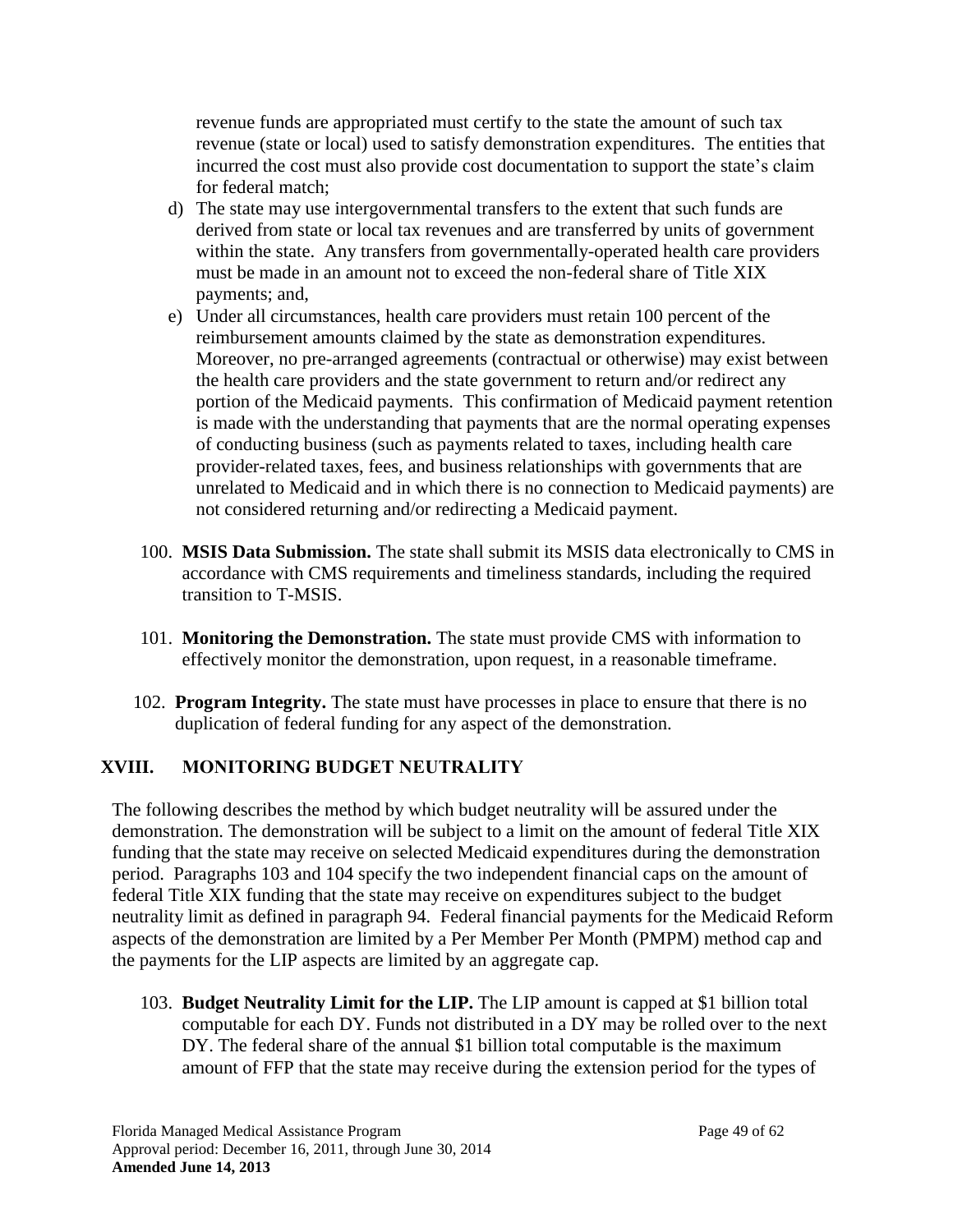revenue funds are appropriated must certify to the state the amount of such tax revenue (state or local) used to satisfy demonstration expenditures. The entities that incurred the cost must also provide cost documentation to support the state's claim for federal match;

d) The state may use intergovernmental transfers to the extent that such funds are derived from state or local tax revenues and are transferred by units of government within the state. Any transfers from governmentally-operated health care providers must be made in an amount not to exceed the non-federal share of Title XIX payments; and,

e) Under all circumstances, health care providers must retain 100 percent of the reimbursement amounts claimed by the state as demonstration expenditures. Moreover, no pre-arranged agreements (contractual or otherwise) may exist between the health care providers and the state government to return and/or redirect any portion of the Medicaid payments. This confirmation of Medicaid payment retention is made with the understanding that payments that are the normal operating expenses of conducting business (such as payments related to taxes, including health care provider-related taxes, fees, and business relationships with governments that are unrelated to Medicaid and in which there is no connection to Medicaid payments) are not considered returning and/or redirecting a Medicaid payment.

100. **MSIS Data Submission.** The state shall submit its MSIS data electronically to CMS in accordance with CMS requirements and timeliness standards, including the required transition to T-MSIS.

101. **Monitoring the Demonstration.** The state must provide CMS with information to effectively monitor the demonstration, upon request, in a reasonable timeframe.

102. **Program Integrity.** The state must have processes in place to ensure that there is no duplication of federal funding for any aspect of the demonstration.

## XVIII. MONITORING BUDGET NEUTRALITY

The following describes the method by which budget neutrality will be assured under the demonstration. The demonstration will be subject to a limit on the amount of federal Title XIX funding that the state may receive on selected Medicaid expenditures during the demonstration period. Paragraphs 103 and 104 specify the two independent financial caps on the amount of federal Title XIX funding that the state may receive on expenditures subject to the budget neutrality limit as defined in paragraph 94. Federal financial payments for the Medicaid Reform aspects of the demonstration are limited by a Per Member Per Month (PMPM) method cap and the payments for the LIP aspects are limited by an aggregate cap.

103. **Budget Neutrality Limit for the LIP.** The LIP amount is capped at $1 billion total computable for each DY. Funds not distributed in a DY may be rolled over to the next DY. The federal share of the annual $1 billion total computable is the maximum amount of FFP that the state may receive during the extension period for the types of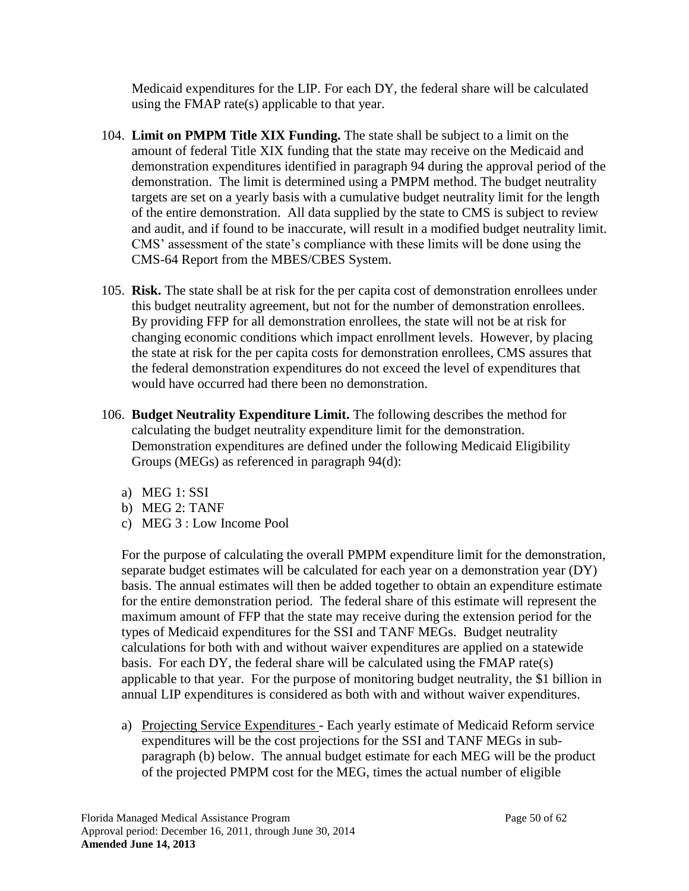Medicaid expenditures for the LIP. For each DY, the federal share will be calculated using the FMAP rate(s) applicable to that year.

104. **Limit on PMPM Title XIX Funding.** The state shall be subject to a limit on the amount of federal Title XIX funding that the state may receive on the Medicaid and demonstration expenditures identified in paragraph 94 during the approval period of the demonstration. The limit is determined using a PMPM method. The budget neutrality targets are set on a yearly basis with a cumulative budget neutrality limit for the length of the entire demonstration. All data supplied by the state to CMS is subject to review and audit, and if found to be inaccurate, will result in a modified budget neutrality limit. CMS' assessment of the state's compliance with these limits will be done using the CMS-64 Report from the MBES/CBES System.

105. **Risk.** The state shall be at risk for the per capita cost of demonstration enrollees under this budget neutrality agreement, but not for the number of demonstration enrollees. By providing FFP for all demonstration enrollees, the state will not be at risk for changing economic conditions which impact enrollment levels. However, by placing the state at risk for the per capita costs for demonstration enrollees, CMS assures that the federal demonstration expenditures do not exceed the level of expenditures that would have occurred had there been no demonstration.

106. **Budget Neutrality Expenditure Limit.** The following describes the method for calculating the budget neutrality expenditure limit for the demonstration. Demonstration expenditures are defined under the following Medicaid Eligibility Groups (MEGs) as referenced in paragraph 94(d):

    a) MEG 1: SSI
    b) MEG 2: TANF
    c) MEG 3 : Low Income Pool

    For the purpose of calculating the overall PMPM expenditure limit for the demonstration, separate budget estimates will be calculated for each year on a demonstration year (DY) basis. The annual estimates will then be added together to obtain an expenditure estimate for the entire demonstration period. The federal share of this estimate will represent the maximum amount of FFP that the state may receive during the extension period for the types of Medicaid expenditures for the SSI and TANF MEGs. Budget neutrality calculations for both with and without waiver expenditures are applied on a statewide basis. For each DY, the federal share will be calculated using the FMAP rate(s) applicable to that year. For the purpose of monitoring budget neutrality, the $1 billion in annual LIP expenditures is considered as both with and without waiver expenditures.

    a) Projecting Service Expenditures - Each yearly estimate of Medicaid Reform service expenditures will be the cost projections for the SSI and TANF MEGs in sub-paragraph (b) below. The annual budget estimate for each MEG will be the product of the projected PMPM cost for the MEG, times the actual number of eligible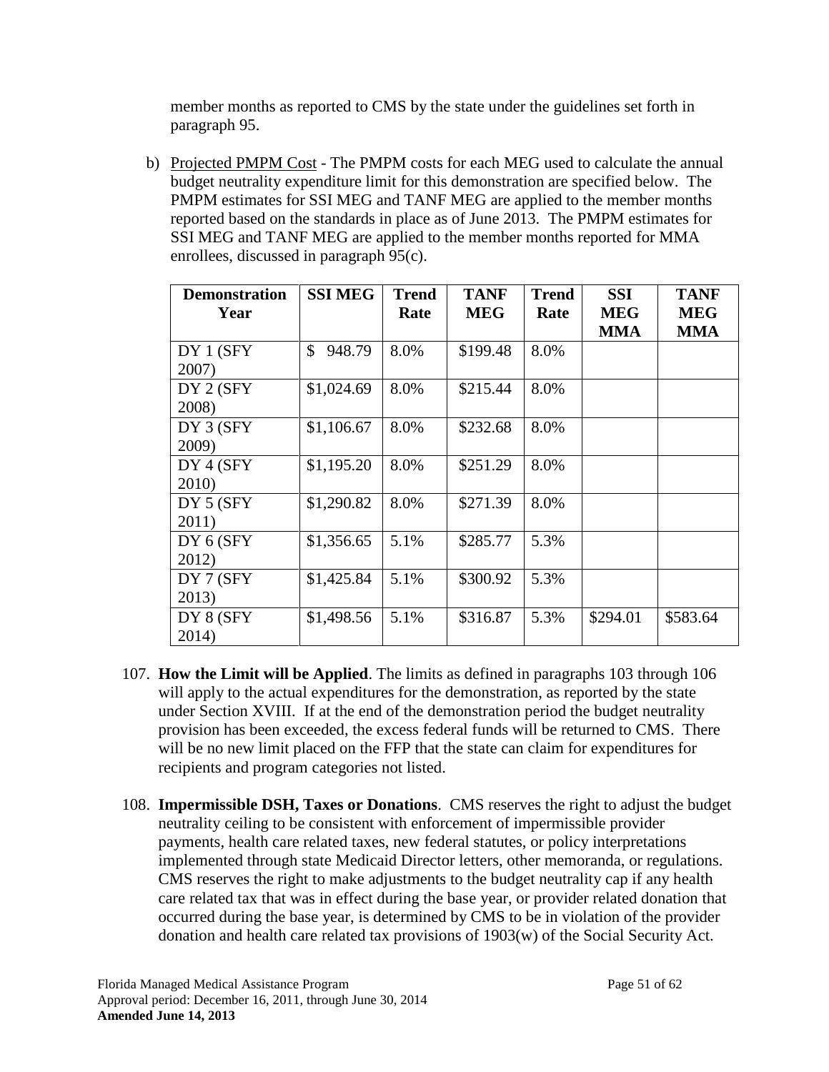member months as reported to CMS by the state under the guidelines set forth in paragraph 95.

b) Projected PMPM Cost - The PMPM costs for each MEG used to calculate the annual budget neutrality expenditure limit for this demonstration are specified below. The PMPM estimates for SSI MEG and TANF MEG are applied to the member months reported based on the standards in place as of June 2013. The PMPM estimates for SSI MEG and TANF MEG are applied to the member months reported for MMA enrollees, discussed in paragraph 95(c).

| Demonstration Year | SSI MEG | Trend Rate | TANF MEG | Trend Rate | SSI MEG MMA | TANF MEG MMA |
|---|---|---|---|---|---|---|
| DY 1 (SFY 2007) | $ 948.79 | 8.0% | $199.48 | 8.0% | | |
| DY 2 (SFY 2008) | $1,024.69 | 8.0% | $215.44 | 8.0% | | |
| DY 3 (SFY 2009) | $1,106.67 | 8.0% | $232.68 | 8.0% | | |
| DY 4 (SFY 2010) | $1,195.20 | 8.0% | $251.29 | 8.0% | | |
| DY 5 (SFY 2011) | $1,290.82 | 8.0% | $271.39 | 8.0% | | |
| DY 6 (SFY 2012) | $1,356.65 | 5.1% | $285.77 | 5.3% | | |
| DY 7 (SFY 2013) | $1,425.84 | 5.1% | $300.92 | 5.3% | | |
| DY 8 (SFY 2014) | $1,498.56 | 5.1% | $316.87 | 5.3% | $294.01 | $583.64 |

107. **How the Limit will be Applied**. The limits as defined in paragraphs 103 through 106 will apply to the actual expenditures for the demonstration, as reported by the state under Section XVIII. If at the end of the demonstration period the budget neutrality provision has been exceeded, the excess federal funds will be returned to CMS. There will be no new limit placed on the FFP that the state can claim for expenditures for recipients and program categories not listed.

108. **Impermissible DSH, Taxes or Donations**. CMS reserves the right to adjust the budget neutrality ceiling to be consistent with enforcement of impermissible provider payments, health care related taxes, new federal statutes, or policy interpretations implemented through state Medicaid Director letters, other memoranda, or regulations. CMS reserves the right to make adjustments to the budget neutrality cap if any health care related tax that was in effect during the base year, or provider related donation that occurred during the base year, is determined by CMS to be in violation of the provider donation and health care related tax provisions of 1903(w) of the Social Security Act.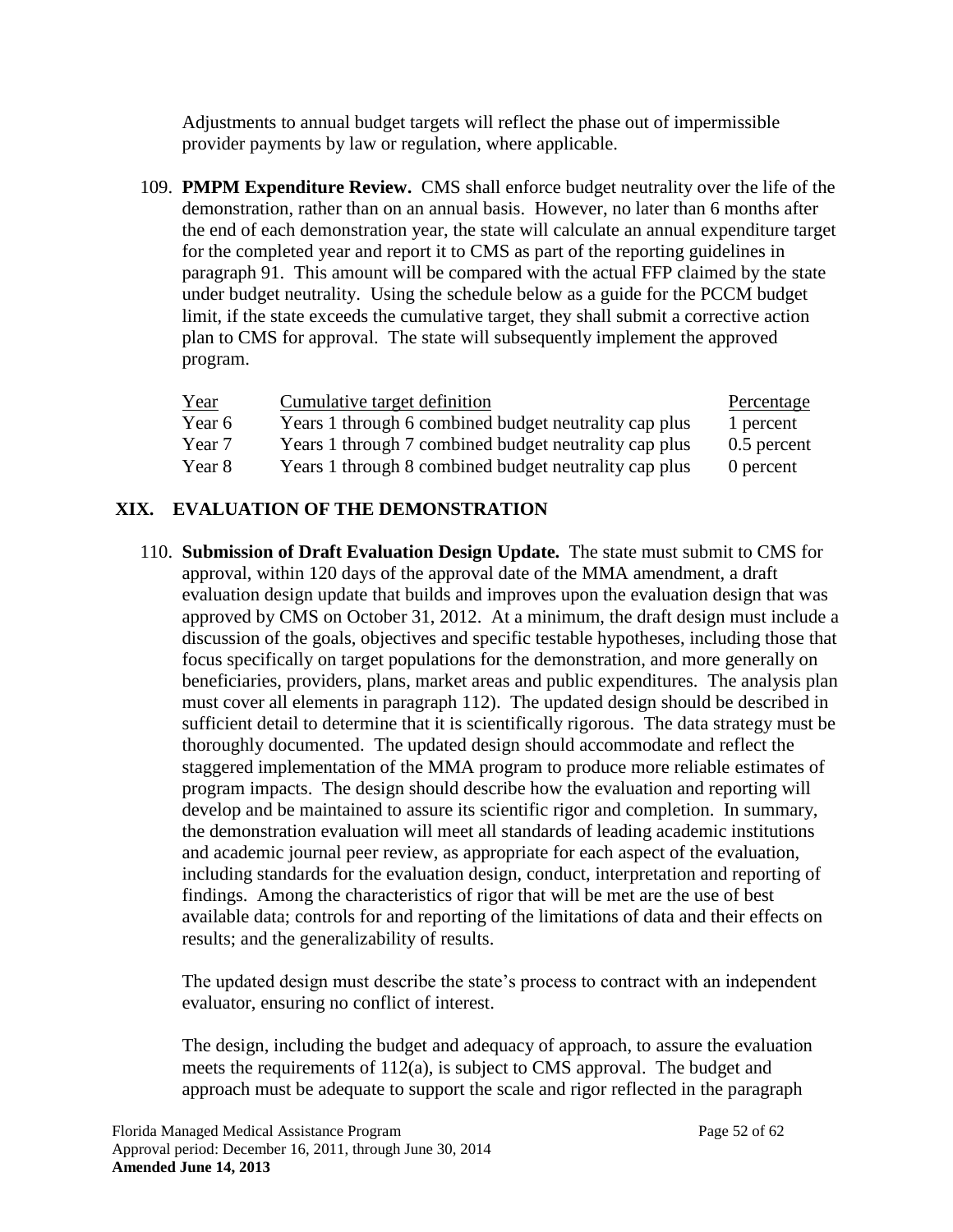Adjustments to annual budget targets will reflect the phase out of impermissible provider payments by law or regulation, where applicable.

109. **PMPM Expenditure Review.** CMS shall enforce budget neutrality over the life of the demonstration, rather than on an annual basis. However, no later than 6 months after the end of each demonstration year, the state will calculate an annual expenditure target for the completed year and report it to CMS as part of the reporting guidelines in paragraph 91. This amount will be compared with the actual FFP claimed by the state under budget neutrality. Using the schedule below as a guide for the PCCM budget limit, if the state exceeds the cumulative target, they shall submit a corrective action plan to CMS for approval. The state will subsequently implement the approved program.

| Year | Cumulative target definition | Percentage |
|---|---|---|
| Year 6 | Years 1 through 6 combined budget neutrality cap plus | 1 percent |
| Year 7 | Years 1 through 7 combined budget neutrality cap plus | 0.5 percent |
| Year 8 | Years 1 through 8 combined budget neutrality cap plus | 0 percent |

## XIX. EVALUATION OF THE DEMONSTRATION

110. **Submission of Draft Evaluation Design Update.** The state must submit to CMS for approval, within 120 days of the approval date of the MMA amendment, a draft evaluation design update that builds and improves upon the evaluation design that was approved by CMS on October 31, 2012. At a minimum, the draft design must include a discussion of the goals, objectives and specific testable hypotheses, including those that focus specifically on target populations for the demonstration, and more generally on beneficiaries, providers, plans, market areas and public expenditures. The analysis plan must cover all elements in paragraph 112). The updated design should be described in sufficient detail to determine that it is scientifically rigorous. The data strategy must be thoroughly documented. The updated design should accommodate and reflect the staggered implementation of the MMA program to produce more reliable estimates of program impacts. The design should describe how the evaluation and reporting will develop and be maintained to assure its scientific rigor and completion. In summary, the demonstration evaluation will meet all standards of leading academic institutions and academic journal peer review, as appropriate for each aspect of the evaluation, including standards for the evaluation design, conduct, interpretation and reporting of findings. Among the characteristics of rigor that will be met are the use of best available data; controls for and reporting of the limitations of data and their effects on results; and the generalizability of results.

    The updated design must describe the state's process to contract with an independent evaluator, ensuring no conflict of interest.

    The design, including the budget and adequacy of approach, to assure the evaluation meets the requirements of 112(a), is subject to CMS approval. The budget and approach must be adequate to support the scale and rigor reflected in the paragraph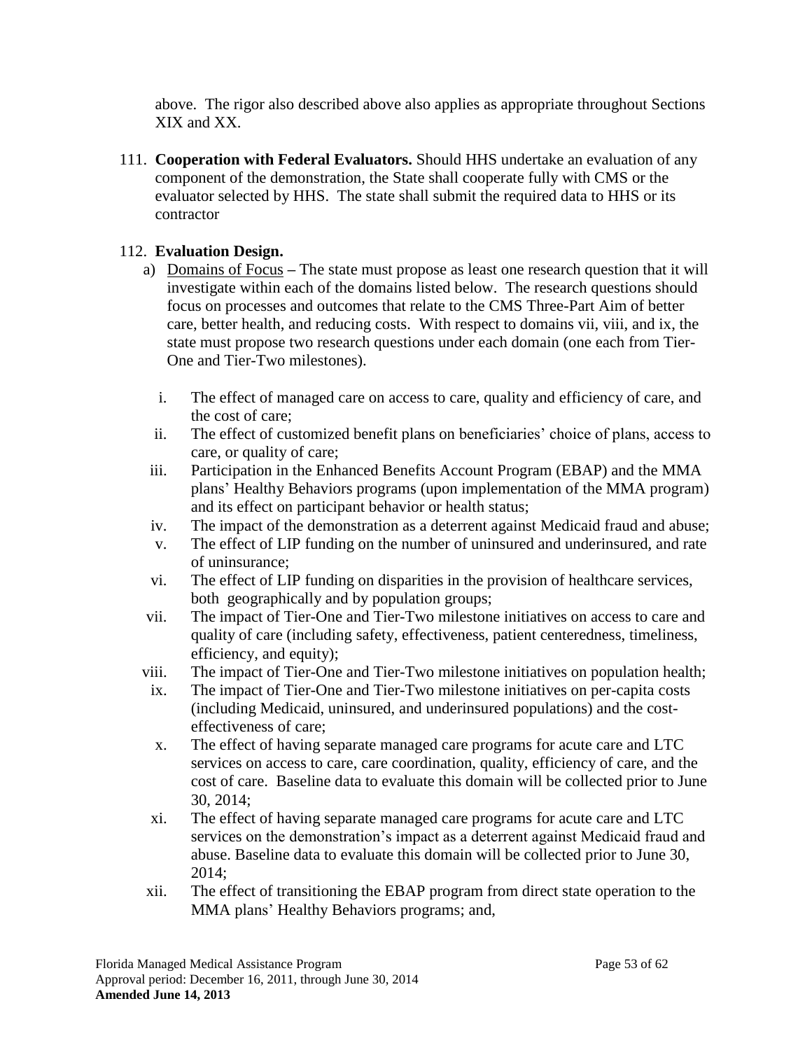above. The rigor also described above also applies as appropriate throughout Sections XIX and XX.

111. **Cooperation with Federal Evaluators.** Should HHS undertake an evaluation of any component of the demonstration, the State shall cooperate fully with CMS or the evaluator selected by HHS. The state shall submit the required data to HHS or its contractor

112. **Evaluation Design.**

   a) Domains of Focus – The state must propose as least one research question that it will investigate within each of the domains listed below. The research questions should focus on processes and outcomes that relate to the CMS Three-Part Aim of better care, better health, and reducing costs. With respect to domains vii, viii, and ix, the state must propose two research questions under each domain (one each from Tier-One and Tier-Two milestones).

      i. The effect of managed care on access to care, quality and efficiency of care, and the cost of care;
      ii. The effect of customized benefit plans on beneficiaries' choice of plans, access to care, or quality of care;
      iii. Participation in the Enhanced Benefits Account Program (EBAP) and the MMA plans' Healthy Behaviors programs (upon implementation of the MMA program) and its effect on participant behavior or health status;
      iv. The impact of the demonstration as a deterrent against Medicaid fraud and abuse;
      v. The effect of LIP funding on the number of uninsured and underinsured, and rate of uninsurance;
      vi. The effect of LIP funding on disparities in the provision of healthcare services, both geographically and by population groups;
      vii. The impact of Tier-One and Tier-Two milestone initiatives on access to care and quality of care (including safety, effectiveness, patient centeredness, timeliness, efficiency, and equity);
      viii. The impact of Tier-One and Tier-Two milestone initiatives on population health;
      ix. The impact of Tier-One and Tier-Two milestone initiatives on per-capita costs (including Medicaid, uninsured, and underinsured populations) and the cost-effectiveness of care;
      x. The effect of having separate managed care programs for acute care and LTC services on access to care, care coordination, quality, efficiency of care, and the cost of care. Baseline data to evaluate this domain will be collected prior to June 30, 2014;
      xi. The effect of having separate managed care programs for acute care and LTC services on the demonstration's impact as a deterrent against Medicaid fraud and abuse. Baseline data to evaluate this domain will be collected prior to June 30, 2014;
      xii. The effect of transitioning the EBAP program from direct state operation to the MMA plans' Healthy Behaviors programs; and,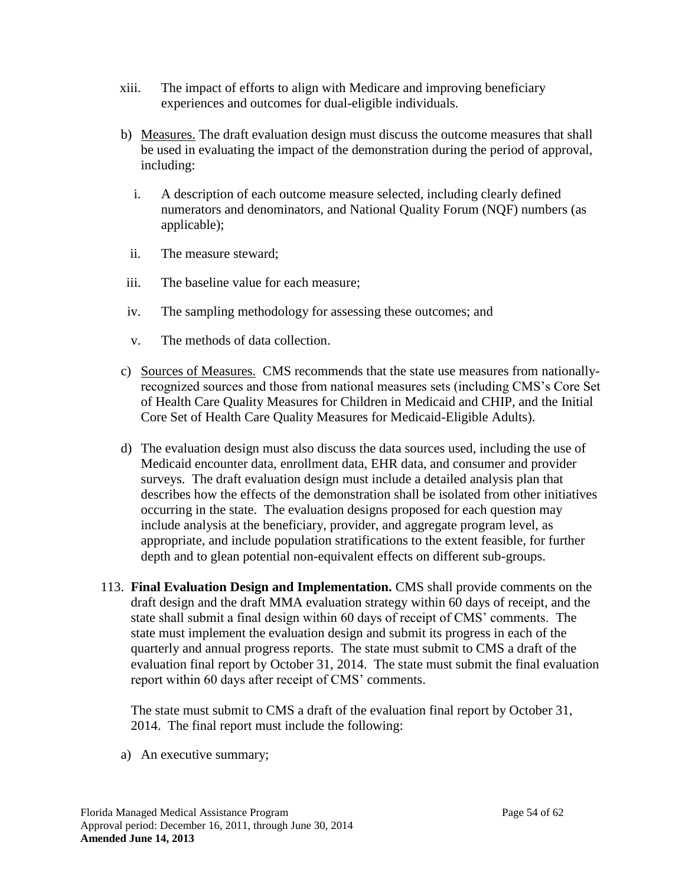xiii. The impact of efforts to align with Medicare and improving beneficiary experiences and outcomes for dual-eligible individuals.

b) Measures. The draft evaluation design must discuss the outcome measures that shall be used in evaluating the impact of the demonstration during the period of approval, including:

   i. A description of each outcome measure selected, including clearly defined numerators and denominators, and National Quality Forum (NQF) numbers (as applicable);

   ii. The measure steward;

   iii. The baseline value for each measure;

   iv. The sampling methodology for assessing these outcomes; and

   v. The methods of data collection.

c) Sources of Measures. CMS recommends that the state use measures from nationally-recognized sources and those from national measures sets (including CMS's Core Set of Health Care Quality Measures for Children in Medicaid and CHIP, and the Initial Core Set of Health Care Quality Measures for Medicaid-Eligible Adults).

d) The evaluation design must also discuss the data sources used, including the use of Medicaid encounter data, enrollment data, EHR data, and consumer and provider surveys. The draft evaluation design must include a detailed analysis plan that describes how the effects of the demonstration shall be isolated from other initiatives occurring in the state. The evaluation designs proposed for each question may include analysis at the beneficiary, provider, and aggregate program level, as appropriate, and include population stratifications to the extent feasible, for further depth and to glean potential non-equivalent effects on different sub-groups.

113. **Final Evaluation Design and Implementation.** CMS shall provide comments on the draft design and the draft MMA evaluation strategy within 60 days of receipt, and the state shall submit a final design within 60 days of receipt of CMS' comments. The state must implement the evaluation design and submit its progress in each of the quarterly and annual progress reports. The state must submit to CMS a draft of the evaluation final report by October 31, 2014. The state must submit the final evaluation report within 60 days after receipt of CMS' comments.

   The state must submit to CMS a draft of the evaluation final report by October 31, 2014. The final report must include the following:

   a) An executive summary;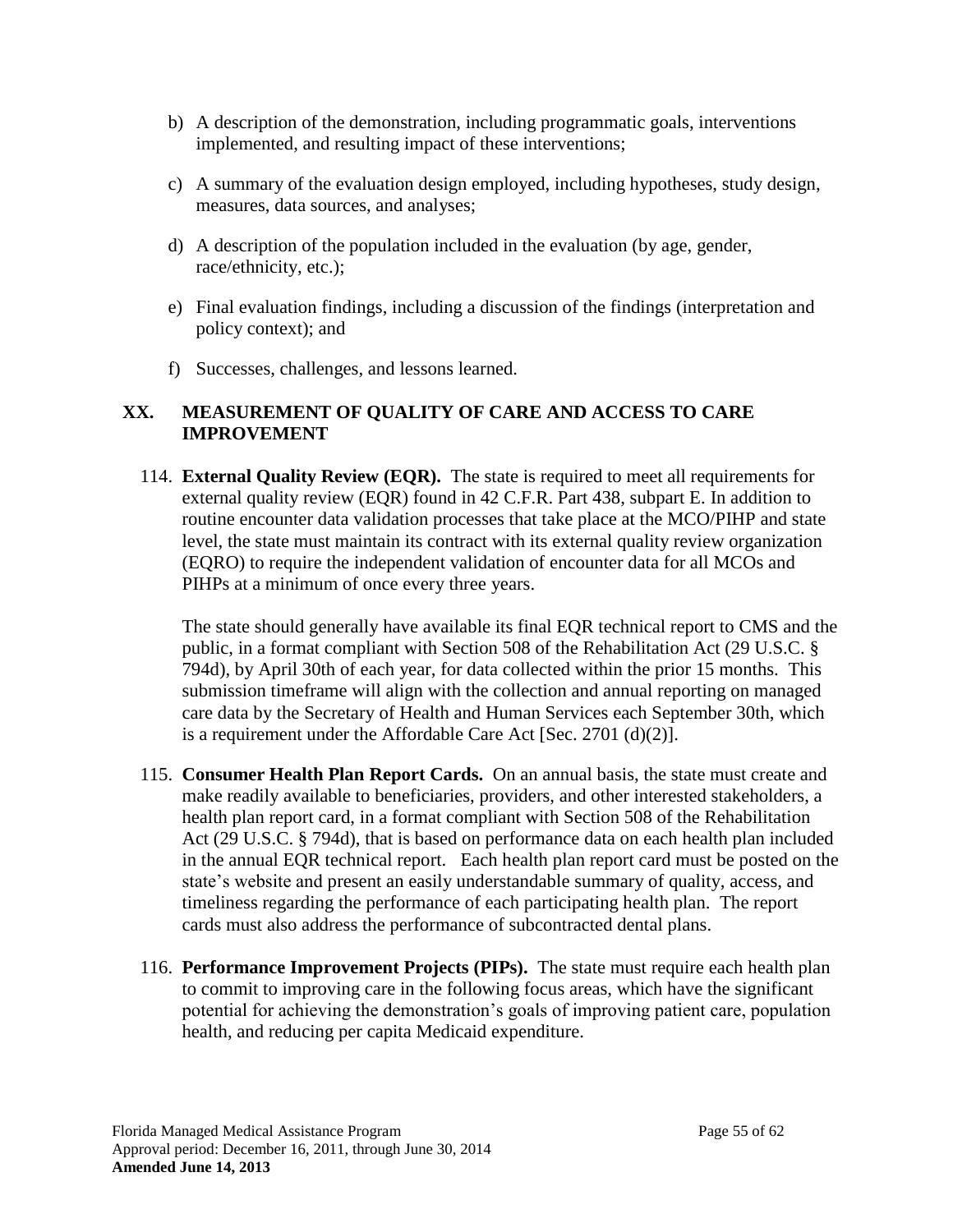b) A description of the demonstration, including programmatic goals, interventions implemented, and resulting impact of these interventions;

c) A summary of the evaluation design employed, including hypotheses, study design, measures, data sources, and analyses;

d) A description of the population included in the evaluation (by age, gender, race/ethnicity, etc.);

e) Final evaluation findings, including a discussion of the findings (interpretation and policy context); and

f) Successes, challenges, and lessons learned.

## XX. MEASUREMENT OF QUALITY OF CARE AND ACCESS TO CARE IMPROVEMENT

114. **External Quality Review (EQR).** The state is required to meet all requirements for external quality review (EQR) found in 42 C.F.R. Part 438, subpart E. In addition to routine encounter data validation processes that take place at the MCO/PIHP and state level, the state must maintain its contract with its external quality review organization (EQRO) to require the independent validation of encounter data for all MCOs and PIHPs at a minimum of once every three years.

    The state should generally have available its final EQR technical report to CMS and the public, in a format compliant with Section 508 of the Rehabilitation Act (29 U.S.C. § 794d), by April 30th of each year, for data collected within the prior 15 months. This submission timeframe will align with the collection and annual reporting on managed care data by the Secretary of Health and Human Services each September 30th, which is a requirement under the Affordable Care Act [Sec. 2701 (d)(2)].

115. **Consumer Health Plan Report Cards.** On an annual basis, the state must create and make readily available to beneficiaries, providers, and other interested stakeholders, a health plan report card, in a format compliant with Section 508 of the Rehabilitation Act (29 U.S.C. § 794d), that is based on performance data on each health plan included in the annual EQR technical report. Each health plan report card must be posted on the state's website and present an easily understandable summary of quality, access, and timeliness regarding the performance of each participating health plan. The report cards must also address the performance of subcontracted dental plans.

116. **Performance Improvement Projects (PIPs).** The state must require each health plan to commit to improving care in the following focus areas, which have the significant potential for achieving the demonstration's goals of improving patient care, population health, and reducing per capita Medicaid expenditure.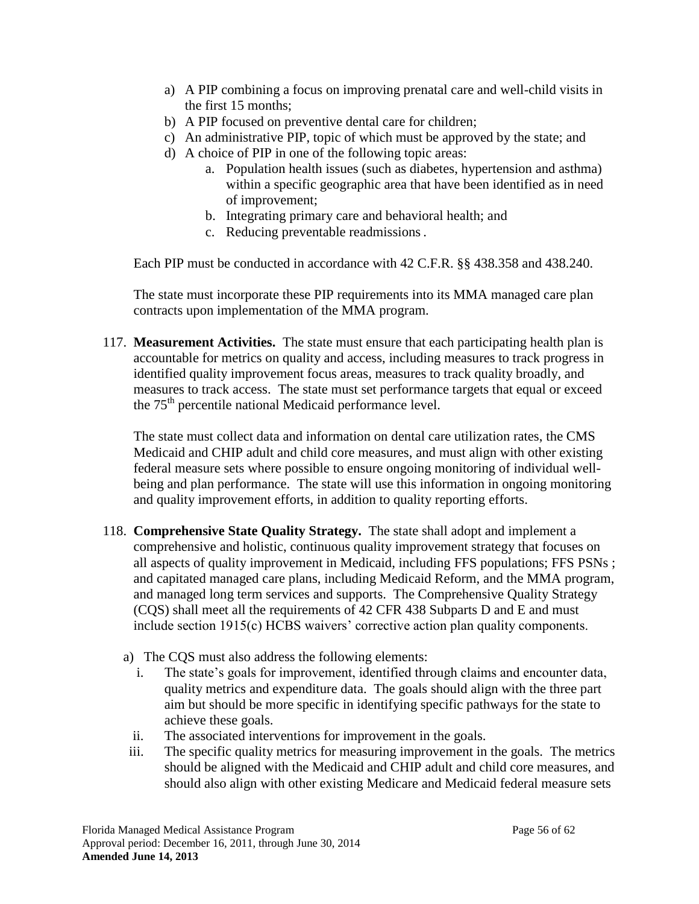a) A PIP combining a focus on improving prenatal care and well-child visits in the first 15 months;
b) A PIP focused on preventive dental care for children;
c) An administrative PIP, topic of which must be approved by the state; and
d) A choice of PIP in one of the following topic areas:
    a. Population health issues (such as diabetes, hypertension and asthma) within a specific geographic area that have been identified as in need of improvement;
    b. Integrating primary care and behavioral health; and
    c. Reducing preventable readmissions.

Each PIP must be conducted in accordance with 42 C.F.R. §§ 438.358 and 438.240.

The state must incorporate these PIP requirements into its MMA managed care plan contracts upon implementation of the MMA program.

117. **Measurement Activities.** The state must ensure that each participating health plan is accountable for metrics on quality and access, including measures to track progress in identified quality improvement focus areas, measures to track quality broadly, and measures to track access. The state must set performance targets that equal or exceed the 75th percentile national Medicaid performance level.

    The state must collect data and information on dental care utilization rates, the CMS Medicaid and CHIP adult and child core measures, and must align with other existing federal measure sets where possible to ensure ongoing monitoring of individual well-being and plan performance. The state will use this information in ongoing monitoring and quality improvement efforts, in addition to quality reporting efforts.

118. **Comprehensive State Quality Strategy.** The state shall adopt and implement a comprehensive and holistic, continuous quality improvement strategy that focuses on all aspects of quality improvement in Medicaid, including FFS populations; FFS PSNs ; and capitated managed care plans, including Medicaid Reform, and the MMA program, and managed long term services and supports. The Comprehensive Quality Strategy (CQS) shall meet all the requirements of 42 CFR 438 Subparts D and E and must include section 1915(c) HCBS waivers' corrective action plan quality components.

    a) The CQS must also address the following elements:
        i. The state's goals for improvement, identified through claims and encounter data, quality metrics and expenditure data. The goals should align with the three part aim but should be more specific in identifying specific pathways for the state to achieve these goals.
        ii. The associated interventions for improvement in the goals.
        iii. The specific quality metrics for measuring improvement in the goals. The metrics should be aligned with the Medicaid and CHIP adult and child core measures, and should also align with other existing Medicare and Medicaid federal measure sets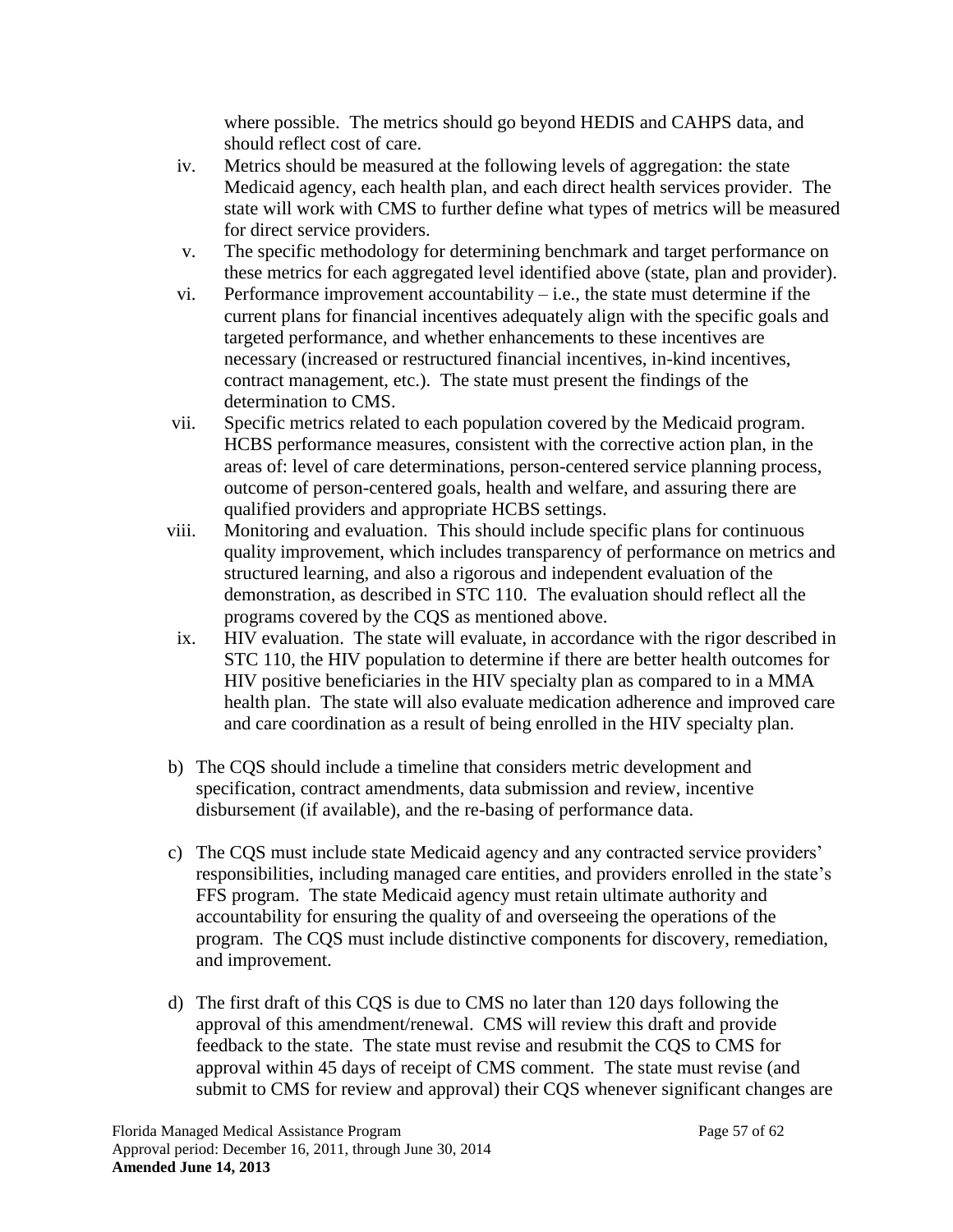where possible. The metrics should go beyond HEDIS and CAHPS data, and should reflect cost of care.

iv. Metrics should be measured at the following levels of aggregation: the state Medicaid agency, each health plan, and each direct health services provider. The state will work with CMS to further define what types of metrics will be measured for direct service providers.

v. The specific methodology for determining benchmark and target performance on these metrics for each aggregated level identified above (state, plan and provider).

vi. Performance improvement accountability – i.e., the state must determine if the current plans for financial incentives adequately align with the specific goals and targeted performance, and whether enhancements to these incentives are necessary (increased or restructured financial incentives, in-kind incentives, contract management, etc.). The state must present the findings of the determination to CMS.

vii. Specific metrics related to each population covered by the Medicaid program. HCBS performance measures, consistent with the corrective action plan, in the areas of: level of care determinations, person-centered service planning process, outcome of person-centered goals, health and welfare, and assuring there are qualified providers and appropriate HCBS settings.

viii. Monitoring and evaluation. This should include specific plans for continuous quality improvement, which includes transparency of performance on metrics and structured learning, and also a rigorous and independent evaluation of the demonstration, as described in STC 110. The evaluation should reflect all the programs covered by the CQS as mentioned above.

ix. HIV evaluation. The state will evaluate, in accordance with the rigor described in STC 110, the HIV population to determine if there are better health outcomes for HIV positive beneficiaries in the HIV specialty plan as compared to in a MMA health plan. The state will also evaluate medication adherence and improved care and care coordination as a result of being enrolled in the HIV specialty plan.

b) The CQS should include a timeline that considers metric development and specification, contract amendments, data submission and review, incentive disbursement (if available), and the re-basing of performance data.

c) The CQS must include state Medicaid agency and any contracted service providers' responsibilities, including managed care entities, and providers enrolled in the state's FFS program. The state Medicaid agency must retain ultimate authority and accountability for ensuring the quality of and overseeing the operations of the program. The CQS must include distinctive components for discovery, remediation, and improvement.

d) The first draft of this CQS is due to CMS no later than 120 days following the approval of this amendment/renewal. CMS will review this draft and provide feedback to the state. The state must revise and resubmit the CQS to CMS for approval within 45 days of receipt of CMS comment. The state must revise (and submit to CMS for review and approval) their CQS whenever significant changes are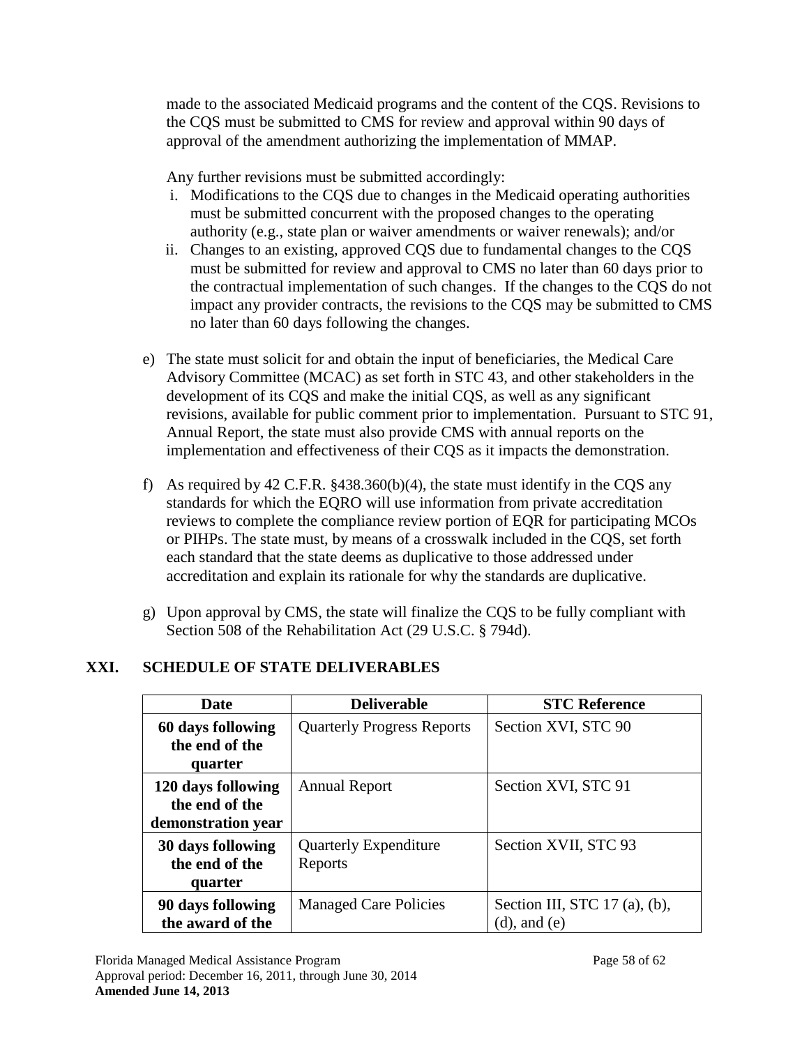made to the associated Medicaid programs and the content of the CQS. Revisions to the CQS must be submitted to CMS for review and approval within 90 days of approval of the amendment authorizing the implementation of MMAP.

Any further revisions must be submitted accordingly:

i. Modifications to the CQS due to changes in the Medicaid operating authorities must be submitted concurrent with the proposed changes to the operating authority (e.g., state plan or waiver amendments or waiver renewals); and/or
ii. Changes to an existing, approved CQS due to fundamental changes to the CQS must be submitted for review and approval to CMS no later than 60 days prior to the contractual implementation of such changes. If the changes to the CQS do not impact any provider contracts, the revisions to the CQS may be submitted to CMS no later than 60 days following the changes.

e) The state must solicit for and obtain the input of beneficiaries, the Medical Care Advisory Committee (MCAC) as set forth in STC 43, and other stakeholders in the development of its CQS and make the initial CQS, as well as any significant revisions, available for public comment prior to implementation. Pursuant to STC 91, Annual Report, the state must also provide CMS with annual reports on the implementation and effectiveness of their CQS as it impacts the demonstration.

f) As required by 42 C.F.R. §438.360(b)(4), the state must identify in the CQS any standards for which the EQRO will use information from private accreditation reviews to complete the compliance review portion of EQR for participating MCOs or PIHPs. The state must, by means of a crosswalk included in the CQS, set forth each standard that the state deems as duplicative to those addressed under accreditation and explain its rationale for why the standards are duplicative.

g) Upon approval by CMS, the state will finalize the CQS to be fully compliant with Section 508 of the Rehabilitation Act (29 U.S.C. § 794d).

## XXI. SCHEDULE OF STATE DELIVERABLES

| Date | Deliverable | STC Reference |
|---|---|---|
| **60 days following the end of the quarter** | Quarterly Progress Reports | Section XVI, STC 90 |
| **120 days following the end of the demonstration year** | Annual Report | Section XVI, STC 91 |
| **30 days following the end of the quarter** | Quarterly Expenditure Reports | Section XVII, STC 93 |
| **90 days following the award of the** | Managed Care Policies | Section III, STC 17 (a), (b), (d), and (e) |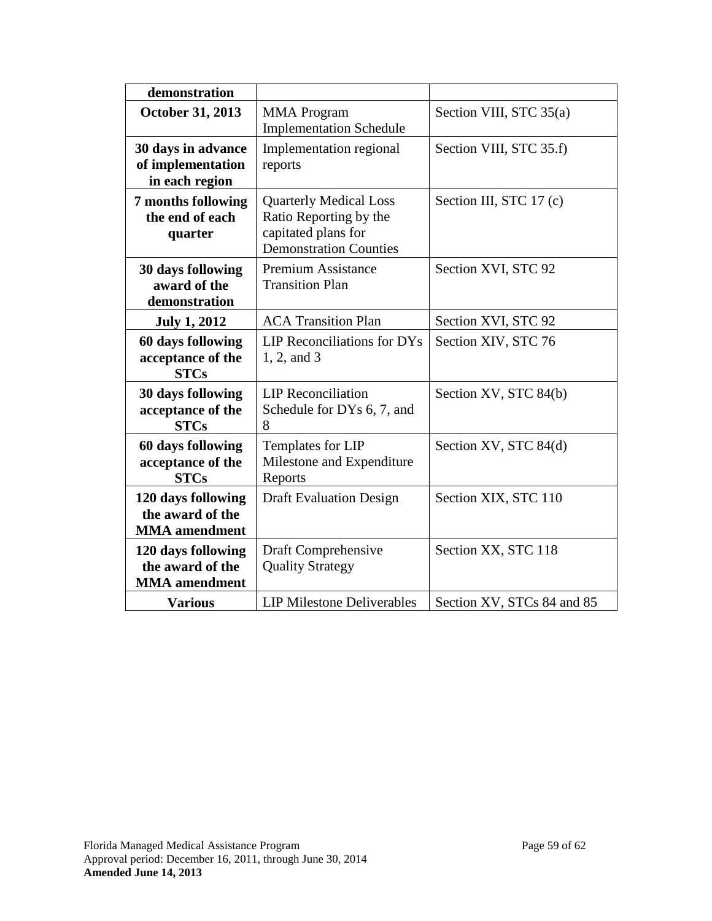| | | |
|---|---|---|
| **demonstration** | | |
| **October 31, 2013** | MMA Program Implementation Schedule | Section VIII, STC 35(a) |
| **30 days in advance of implementation in each region** | Implementation regional reports | Section VIII, STC 35.f) |
| **7 months following the end of each quarter** | Quarterly Medical Loss Ratio Reporting by the capitated plans for Demonstration Counties | Section III, STC 17 (c) |
| **30 days following award of the demonstration** | Premium Assistance Transition Plan | Section XVI, STC 92 |
| **July 1, 2012** | ACA Transition Plan | Section XVI, STC 92 |
| **60 days following acceptance of the STCs** | LIP Reconciliations for DYs 1, 2, and 3 | Section XIV, STC 76 |
| **30 days following acceptance of the STCs** | LIP Reconciliation Schedule for DYs 6, 7, and 8 | Section XV, STC 84(b) |
| **60 days following acceptance of the STCs** | Templates for LIP Milestone and Expenditure Reports | Section XV, STC 84(d) |
| **120 days following the award of the MMA amendment** | Draft Evaluation Design | Section XIX, STC 110 |
| **120 days following the award of the MMA amendment** | Draft Comprehensive Quality Strategy | Section XX, STC 118 |
| **Various** | LIP Milestone Deliverables | Section XV, STCs 84 and 85 |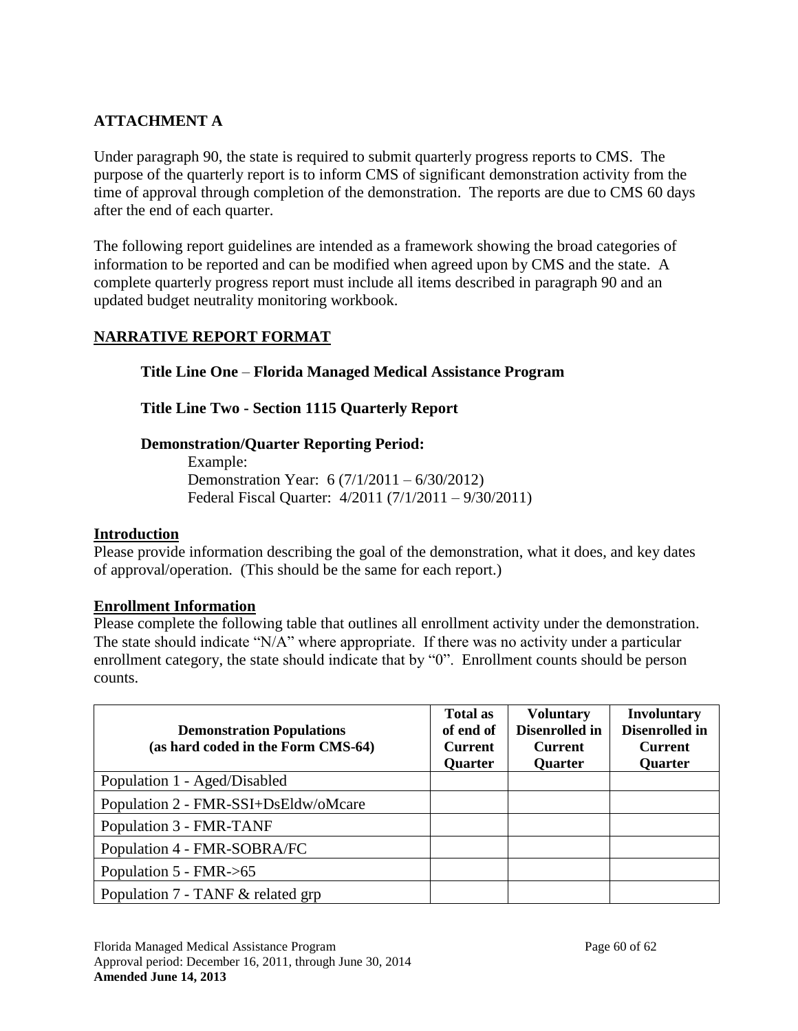## ATTACHMENT A

Under paragraph 90, the state is required to submit quarterly progress reports to CMS. The purpose of the quarterly report is to inform CMS of significant demonstration activity from the time of approval through completion of the demonstration. The reports are due to CMS 60 days after the end of each quarter.

The following report guidelines are intended as a framework showing the broad categories of information to be reported and can be modified when agreed upon by CMS and the state. A complete quarterly progress report must include all items described in paragraph 90 and an updated budget neutrality monitoring workbook.

### NARRATIVE REPORT FORMAT

**Title Line One** – **Florida Managed Medical Assistance Program**

**Title Line Two - Section 1115 Quarterly Report**

**Demonstration/Quarter Reporting Period:**

Example:
Demonstration Year: 6 (7/1/2011 – 6/30/2012)
Federal Fiscal Quarter: 4/2011 (7/1/2011 – 9/30/2011)

### Introduction

Please provide information describing the goal of the demonstration, what it does, and key dates of approval/operation. (This should be the same for each report.)

### Enrollment Information

Please complete the following table that outlines all enrollment activity under the demonstration. The state should indicate "N/A" where appropriate. If there was no activity under a particular enrollment category, the state should indicate that by "0". Enrollment counts should be person counts.

| Demonstration Populations (as hard coded in the Form CMS-64) | Total as of end of Current Quarter | Voluntary Disenrolled in Current Quarter | Involuntary Disenrolled in Current Quarter |
|---|---|---|---|
| Population 1 - Aged/Disabled | | | |
| Population 2 - FMR-SSI+DsEldw/oMcare | | | |
| Population 3 - FMR-TANF | | | |
| Population 4 - FMR-SOBRA/FC | | | |
| Population 5 - FMR->65 | | | |
| Population 7 - TANF & related grp | | | |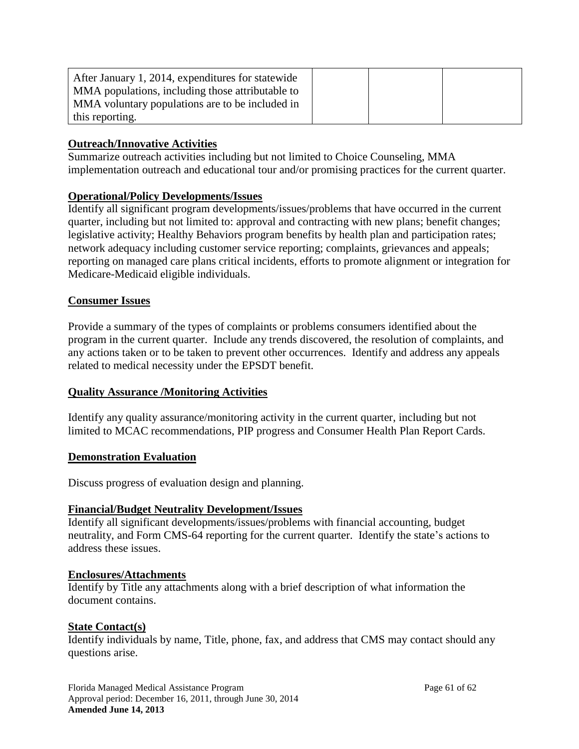| After January 1, 2014, expenditures for statewide MMA populations, including those attributable to MMA voluntary populations are to be included in this reporting. | | | |
|---|---|---|---|

**Outreach/Innovative Activities**

Summarize outreach activities including but not limited to Choice Counseling, MMA implementation outreach and educational tour and/or promising practices for the current quarter.

**Operational/Policy Developments/Issues**

Identify all significant program developments/issues/problems that have occurred in the current quarter, including but not limited to: approval and contracting with new plans; benefit changes; legislative activity; Healthy Behaviors program benefits by health plan and participation rates; network adequacy including customer service reporting; complaints, grievances and appeals; reporting on managed care plans critical incidents, efforts to promote alignment or integration for Medicare-Medicaid eligible individuals.

**Consumer Issues**

Provide a summary of the types of complaints or problems consumers identified about the program in the current quarter. Include any trends discovered, the resolution of complaints, and any actions taken or to be taken to prevent other occurrences. Identify and address any appeals related to medical necessity under the EPSDT benefit.

**Quality Assurance /Monitoring Activities**

Identify any quality assurance/monitoring activity in the current quarter, including but not limited to MCAC recommendations, PIP progress and Consumer Health Plan Report Cards.

**Demonstration Evaluation**

Discuss progress of evaluation design and planning.

**Financial/Budget Neutrality Development/Issues**

Identify all significant developments/issues/problems with financial accounting, budget neutrality, and Form CMS-64 reporting for the current quarter. Identify the state's actions to address these issues.

**Enclosures/Attachments**

Identify by Title any attachments along with a brief description of what information the document contains.

**State Contact(s)**

Identify individuals by name, Title, phone, fax, and address that CMS may contact should any questions arise.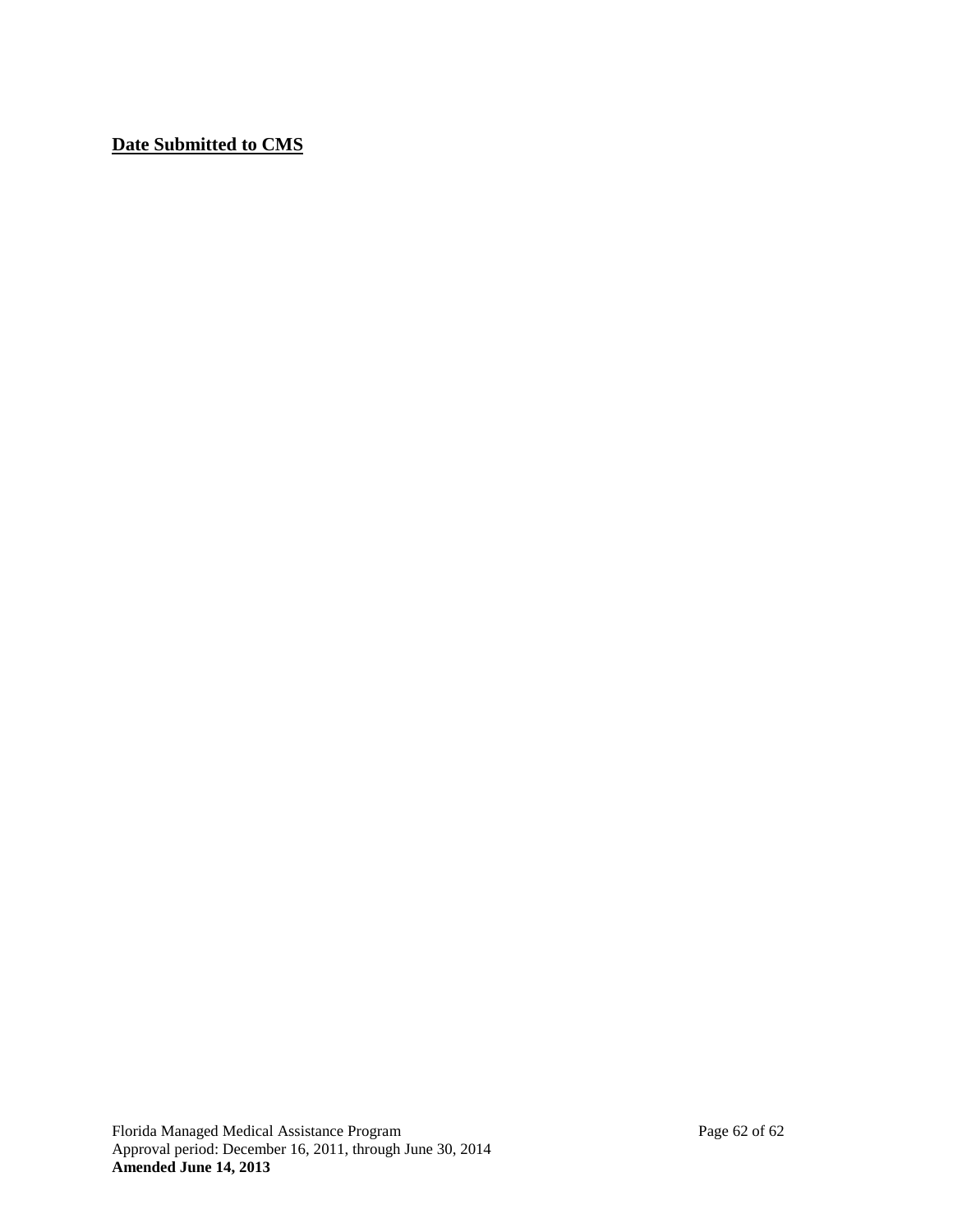**<u>Date Submitted to CMS</u>**